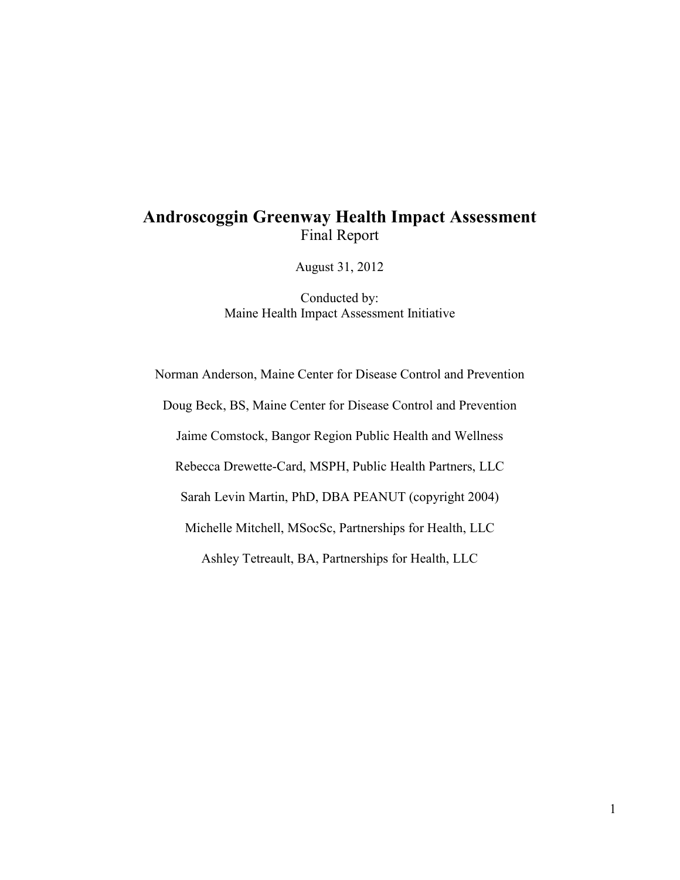# Androscoggin Greenway Health Impact Assessment

Final Report

August 31, 2012

Conducted by:
Maine Health Impact Assessment Initiative

Norman Anderson, Maine Center for Disease Control and Prevention

Doug Beck, BS, Maine Center for Disease Control and Prevention

Jaime Comstock, Bangor Region Public Health and Wellness

Rebecca Drewette-Card, MSPH, Public Health Partners, LLC

Sarah Levin Martin, PhD, DBA PEANUT (copyright 2004)

Michelle Mitchell, MSocSc, Partnerships for Health, LLC

Ashley Tetreault, BA, Partnerships for Health, LLC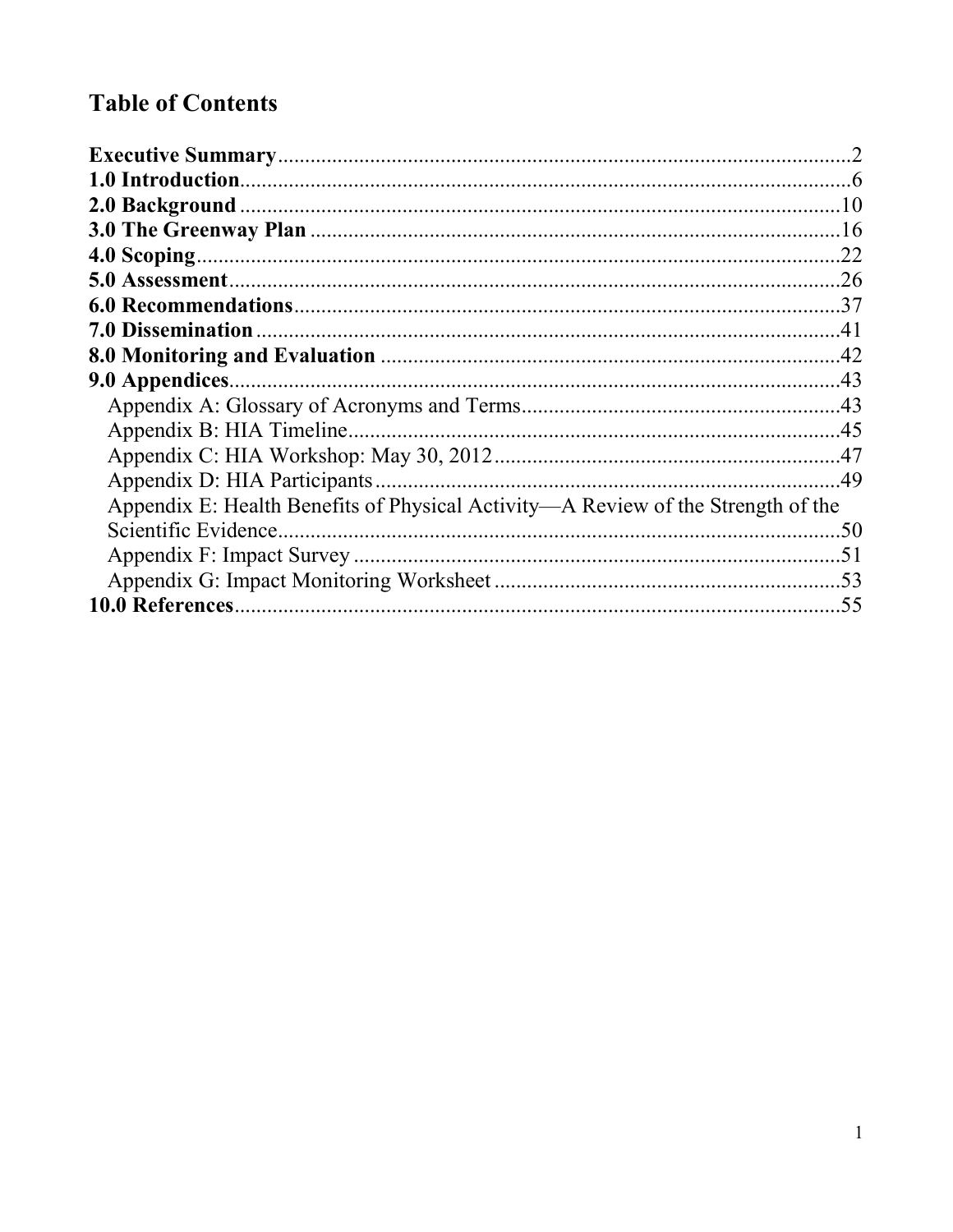# Table of Contents

**Executive Summary** ........................................................................................................2
**1.0 Introduction**...............................................................................................................6
**2.0 Background** ..............................................................................................................10
**3.0 The Greenway Plan** ................................................................................................16
**4.0 Scoping**.....................................................................................................................22
**5.0 Assessment**...............................................................................................................26
**6.0 Recommendations**...................................................................................................37
**7.0 Dissemination** ..........................................................................................................41
**8.0 Monitoring and Evaluation** ...................................................................................42
**9.0 Appendices**...............................................................................................................43
- Appendix A: Glossary of Acronyms and Terms..........................................................43
- Appendix B: HIA Timeline..........................................................................................45
- Appendix C: HIA Workshop: May 30, 2012...............................................................47
- Appendix D: HIA Participants.....................................................................................49
- Appendix E: Health Benefits of Physical Activity—A Review of the Strength of the Scientific Evidence.......................................................................................................50
- Appendix F: Impact Survey .........................................................................................51
- Appendix G: Impact Monitoring Worksheet ...............................................................53

**10.0 References**...............................................................................................................55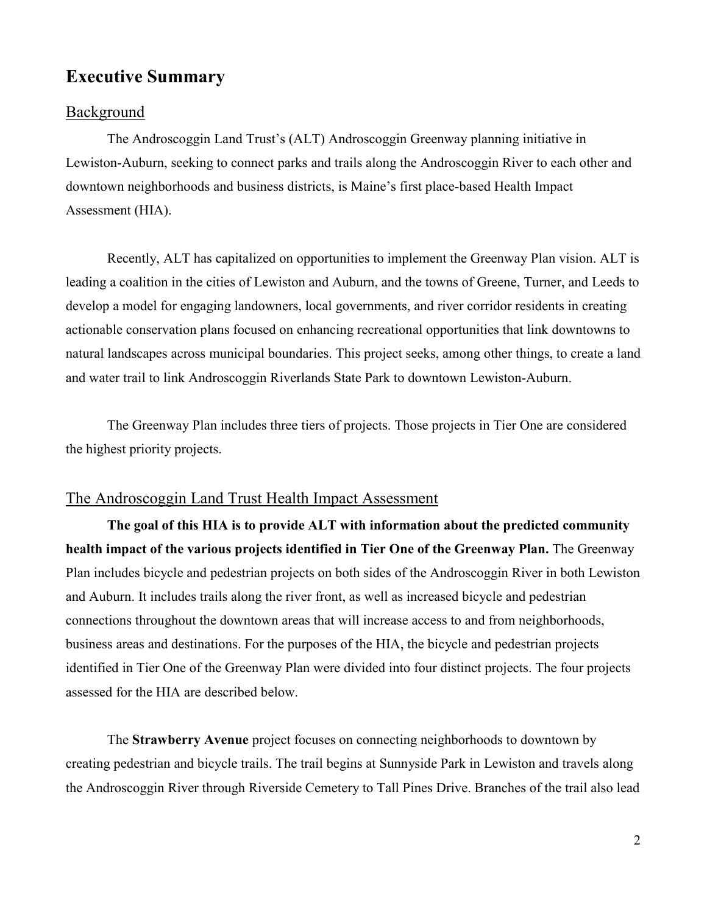# Executive Summary

## Background

The Androscoggin Land Trust's (ALT) Androscoggin Greenway planning initiative in Lewiston-Auburn, seeking to connect parks and trails along the Androscoggin River to each other and downtown neighborhoods and business districts, is Maine's first place-based Health Impact Assessment (HIA).

Recently, ALT has capitalized on opportunities to implement the Greenway Plan vision. ALT is leading a coalition in the cities of Lewiston and Auburn, and the towns of Greene, Turner, and Leeds to develop a model for engaging landowners, local governments, and river corridor residents in creating actionable conservation plans focused on enhancing recreational opportunities that link downtowns to natural landscapes across municipal boundaries. This project seeks, among other things, to create a land and water trail to link Androscoggin Riverlands State Park to downtown Lewiston-Auburn.

The Greenway Plan includes three tiers of projects. Those projects in Tier One are considered the highest priority projects.

## The Androscoggin Land Trust Health Impact Assessment

**The goal of this HIA is to provide ALT with information about the predicted community health impact of the various projects identified in Tier One of the Greenway Plan.** The Greenway Plan includes bicycle and pedestrian projects on both sides of the Androscoggin River in both Lewiston and Auburn. It includes trails along the river front, as well as increased bicycle and pedestrian connections throughout the downtown areas that will increase access to and from neighborhoods, business areas and destinations. For the purposes of the HIA, the bicycle and pedestrian projects identified in Tier One of the Greenway Plan were divided into four distinct projects. The four projects assessed for the HIA are described below.

The **Strawberry Avenue** project focuses on connecting neighborhoods to downtown by creating pedestrian and bicycle trails. The trail begins at Sunnyside Park in Lewiston and travels along the Androscoggin River through Riverside Cemetery to Tall Pines Drive. Branches of the trail also lead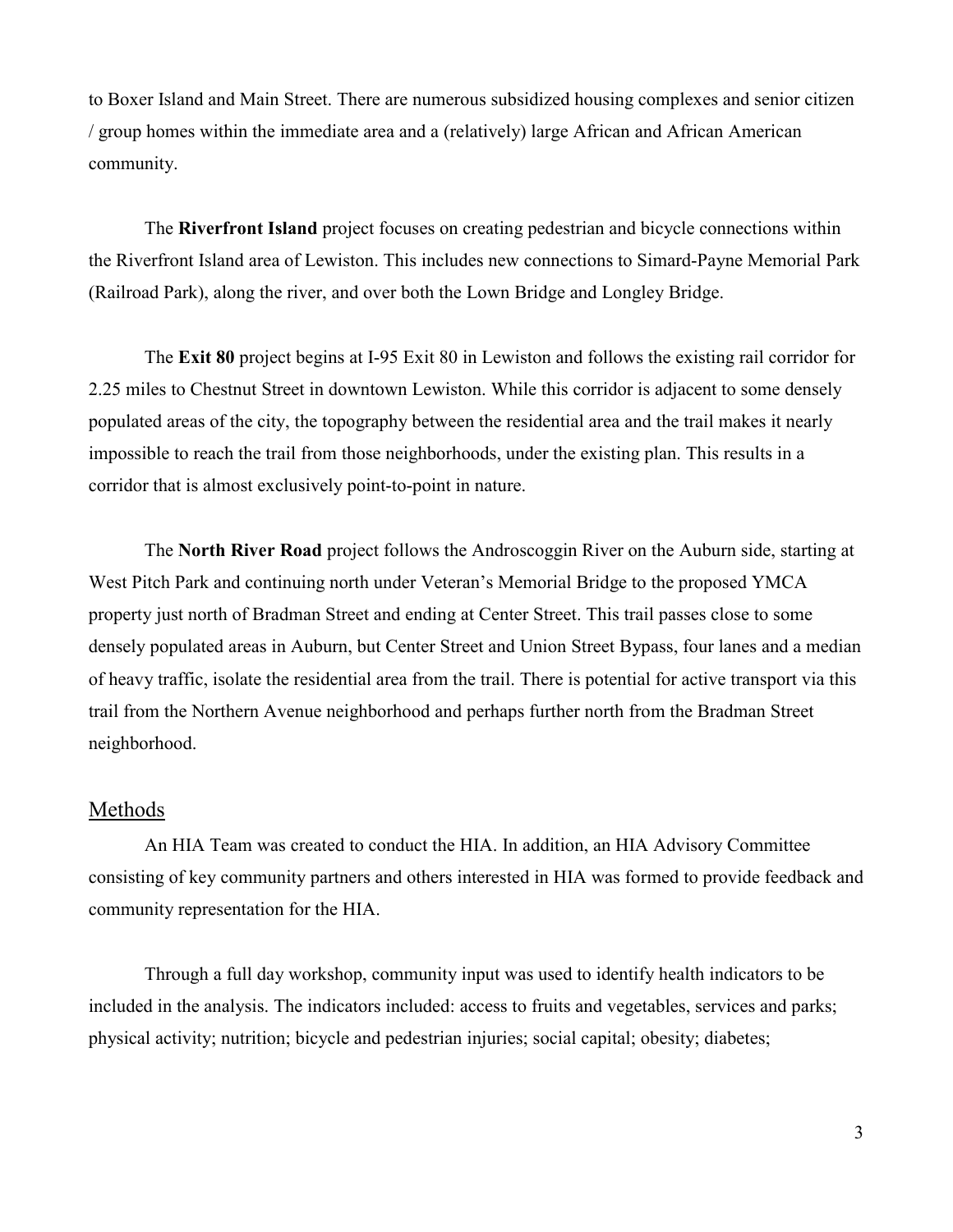to Boxer Island and Main Street. There are numerous subsidized housing complexes and senior citizen / group homes within the immediate area and a (relatively) large African and African American community.

The **Riverfront Island** project focuses on creating pedestrian and bicycle connections within the Riverfront Island area of Lewiston. This includes new connections to Simard-Payne Memorial Park (Railroad Park), along the river, and over both the Lown Bridge and Longley Bridge.

The **Exit 80** project begins at I-95 Exit 80 in Lewiston and follows the existing rail corridor for 2.25 miles to Chestnut Street in downtown Lewiston. While this corridor is adjacent to some densely populated areas of the city, the topography between the residential area and the trail makes it nearly impossible to reach the trail from those neighborhoods, under the existing plan. This results in a corridor that is almost exclusively point-to-point in nature.

The **North River Road** project follows the Androscoggin River on the Auburn side, starting at West Pitch Park and continuing north under Veteran's Memorial Bridge to the proposed YMCA property just north of Bradman Street and ending at Center Street. This trail passes close to some densely populated areas in Auburn, but Center Street and Union Street Bypass, four lanes and a median of heavy traffic, isolate the residential area from the trail. There is potential for active transport via this trail from the Northern Avenue neighborhood and perhaps further north from the Bradman Street neighborhood.

## Methods

An HIA Team was created to conduct the HIA. In addition, an HIA Advisory Committee consisting of key community partners and others interested in HIA was formed to provide feedback and community representation for the HIA.

Through a full day workshop, community input was used to identify health indicators to be included in the analysis. The indicators included: access to fruits and vegetables, services and parks; physical activity; nutrition; bicycle and pedestrian injuries; social capital; obesity; diabetes;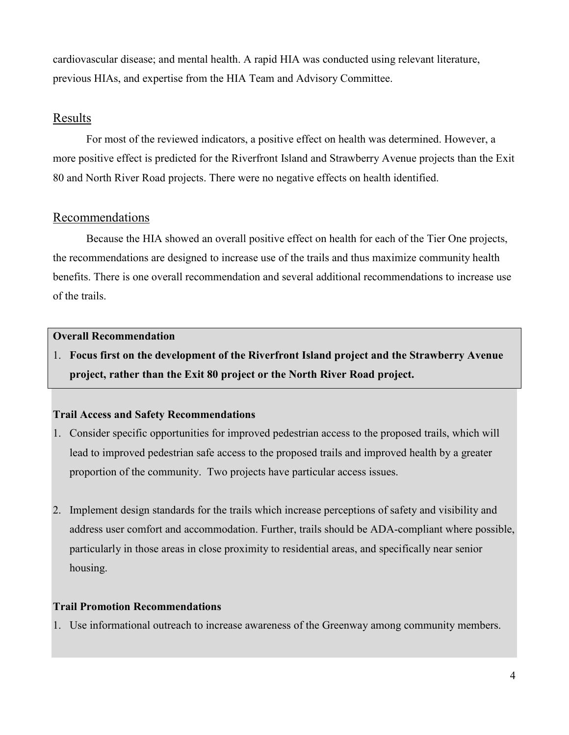cardiovascular disease; and mental health. A rapid HIA was conducted using relevant literature, previous HIAs, and expertise from the HIA Team and Advisory Committee.

## Results

For most of the reviewed indicators, a positive effect on health was determined. However, a more positive effect is predicted for the Riverfront Island and Strawberry Avenue projects than the Exit 80 and North River Road projects. There were no negative effects on health identified.

## Recommendations

Because the HIA showed an overall positive effect on health for each of the Tier One projects, the recommendations are designed to increase use of the trails and thus maximize community health benefits. There is one overall recommendation and several additional recommendations to increase use of the trails.

**Overall Recommendation**

1. **Focus first on the development of the Riverfront Island project and the Strawberry Avenue project, rather than the Exit 80 project or the North River Road project.**

**Trail Access and Safety Recommendations**

1. Consider specific opportunities for improved pedestrian access to the proposed trails, which will lead to improved pedestrian safe access to the proposed trails and improved health by a greater proportion of the community. Two projects have particular access issues.

2. Implement design standards for the trails which increase perceptions of safety and visibility and address user comfort and accommodation. Further, trails should be ADA-compliant where possible, particularly in those areas in close proximity to residential areas, and specifically near senior housing.

**Trail Promotion Recommendations**

1. Use informational outreach to increase awareness of the Greenway among community members.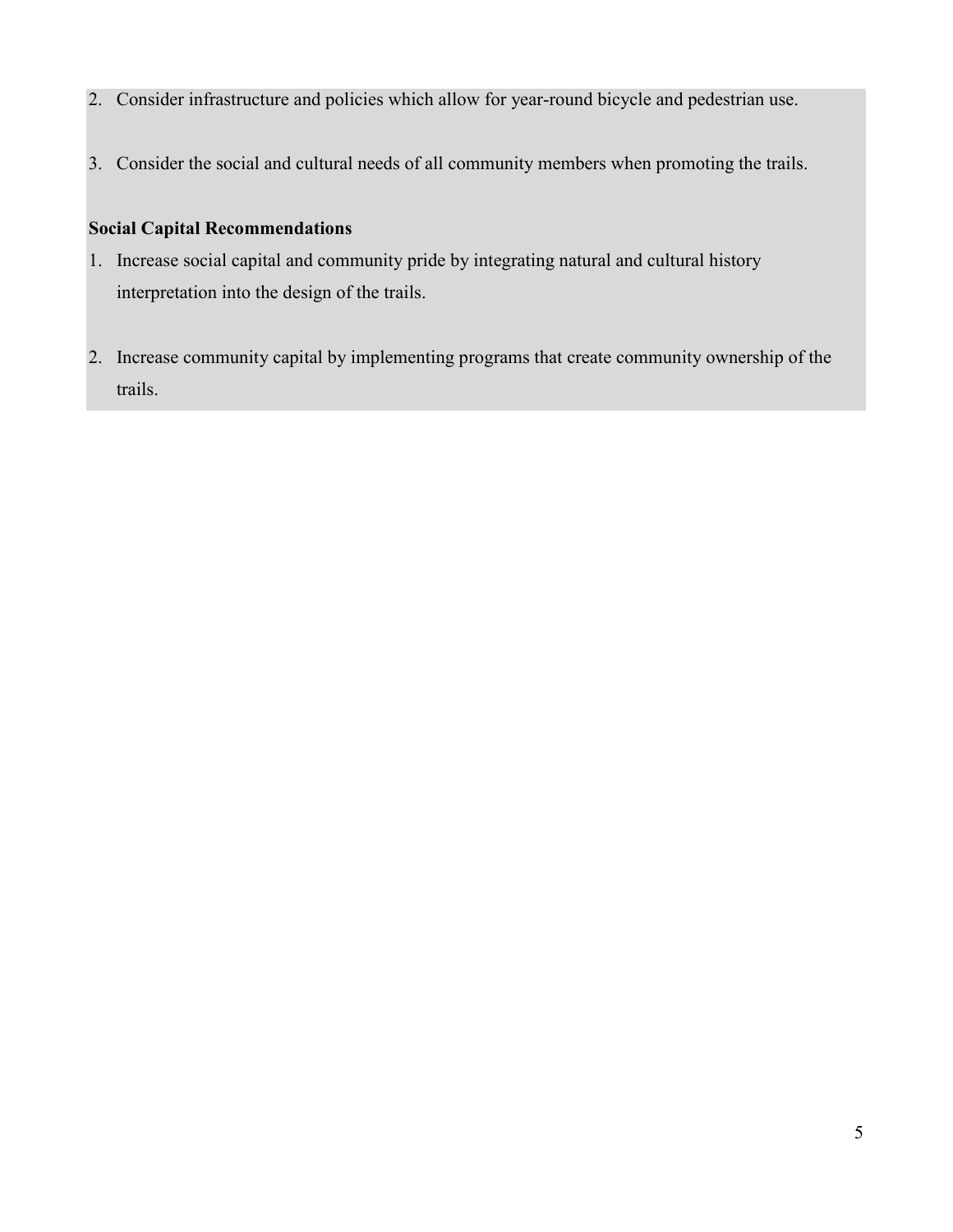2. Consider infrastructure and policies which allow for year-round bicycle and pedestrian use.

3. Consider the social and cultural needs of all community members when promoting the trails.

**Social Capital Recommendations**

1. Increase social capital and community pride by integrating natural and cultural history interpretation into the design of the trails.

2. Increase community capital by implementing programs that create community ownership of the trails.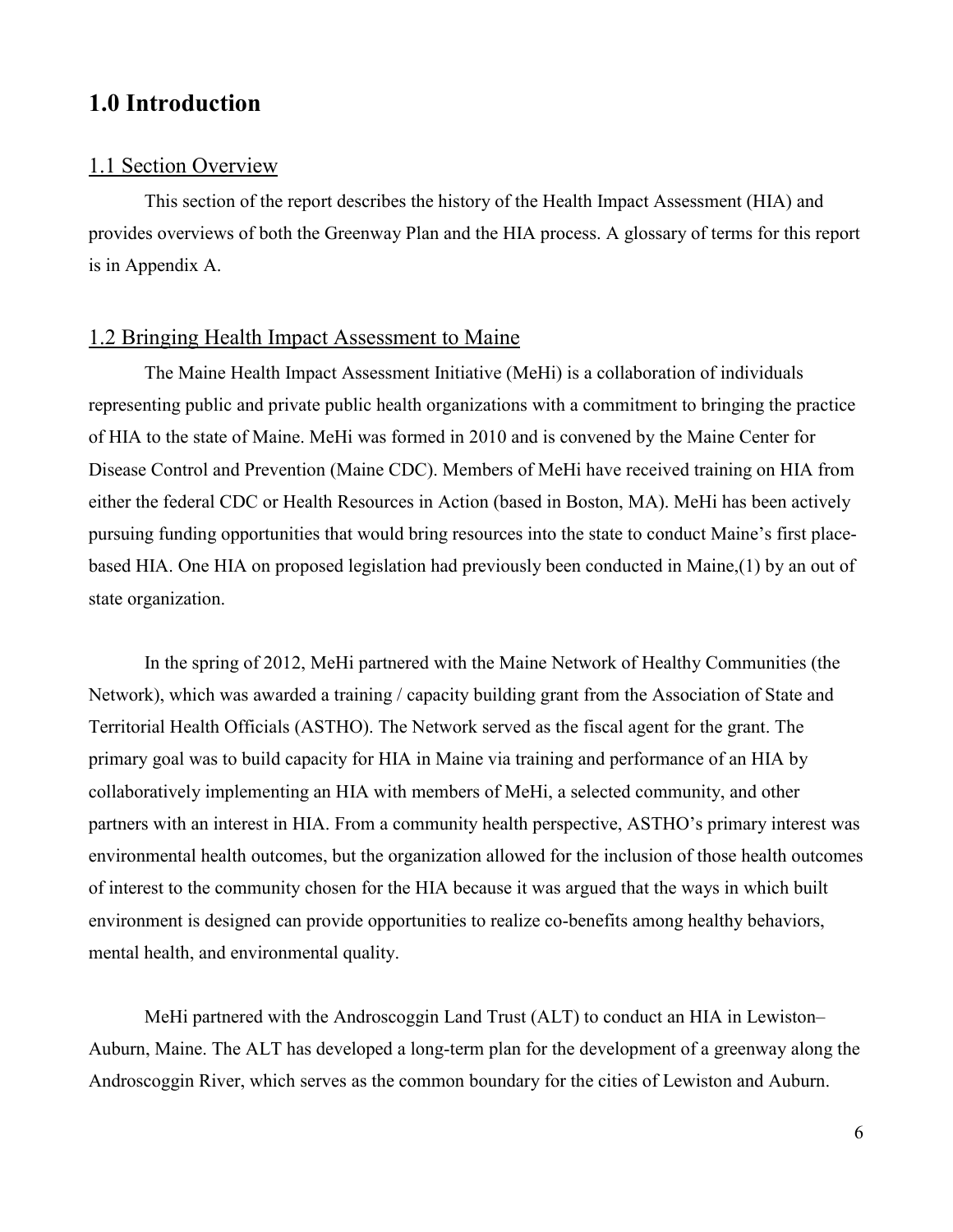# 1.0 Introduction

## 1.1 Section Overview

This section of the report describes the history of the Health Impact Assessment (HIA) and provides overviews of both the Greenway Plan and the HIA process. A glossary of terms for this report is in Appendix A.

## 1.2 Bringing Health Impact Assessment to Maine

The Maine Health Impact Assessment Initiative (MeHi) is a collaboration of individuals representing public and private public health organizations with a commitment to bringing the practice of HIA to the state of Maine. MeHi was formed in 2010 and is convened by the Maine Center for Disease Control and Prevention (Maine CDC). Members of MeHi have received training on HIA from either the federal CDC or Health Resources in Action (based in Boston, MA). MeHi has been actively pursuing funding opportunities that would bring resources into the state to conduct Maine's first place-based HIA. One HIA on proposed legislation had previously been conducted in Maine,(1) by an out of state organization.

In the spring of 2012, MeHi partnered with the Maine Network of Healthy Communities (the Network), which was awarded a training / capacity building grant from the Association of State and Territorial Health Officials (ASTHO). The Network served as the fiscal agent for the grant. The primary goal was to build capacity for HIA in Maine via training and performance of an HIA by collaboratively implementing an HIA with members of MeHi, a selected community, and other partners with an interest in HIA. From a community health perspective, ASTHO's primary interest was environmental health outcomes, but the organization allowed for the inclusion of those health outcomes of interest to the community chosen for the HIA because it was argued that the ways in which built environment is designed can provide opportunities to realize co-benefits among healthy behaviors, mental health, and environmental quality.

MeHi partnered with the Androscoggin Land Trust (ALT) to conduct an HIA in Lewiston–Auburn, Maine. The ALT has developed a long-term plan for the development of a greenway along the Androscoggin River, which serves as the common boundary for the cities of Lewiston and Auburn.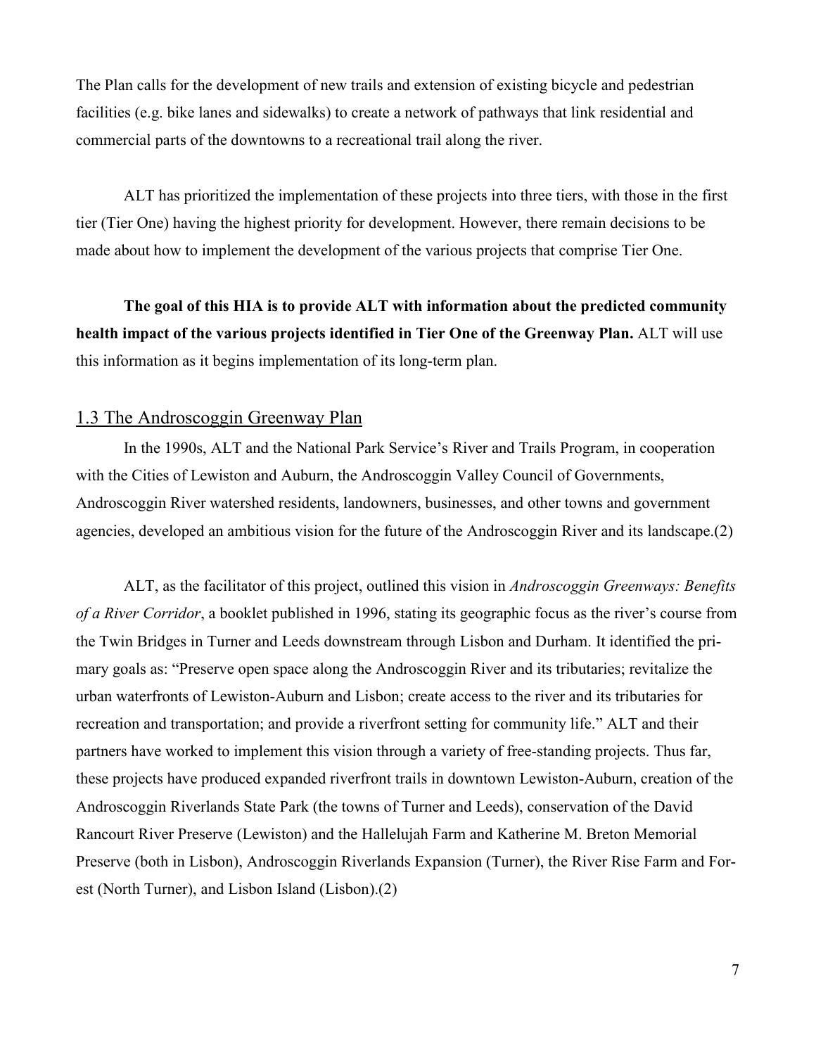The Plan calls for the development of new trails and extension of existing bicycle and pedestrian facilities (e.g. bike lanes and sidewalks) to create a network of pathways that link residential and commercial parts of the downtowns to a recreational trail along the river.

ALT has prioritized the implementation of these projects into three tiers, with those in the first tier (Tier One) having the highest priority for development. However, there remain decisions to be made about how to implement the development of the various projects that comprise Tier One.

**The goal of this HIA is to provide ALT with information about the predicted community health impact of the various projects identified in Tier One of the Greenway Plan.** ALT will use this information as it begins implementation of its long-term plan.

## 1.3 The Androscoggin Greenway Plan

In the 1990s, ALT and the National Park Service's River and Trails Program, in cooperation with the Cities of Lewiston and Auburn, the Androscoggin Valley Council of Governments, Androscoggin River watershed residents, landowners, businesses, and other towns and government agencies, developed an ambitious vision for the future of the Androscoggin River and its landscape.(2)

ALT, as the facilitator of this project, outlined this vision in *Androscoggin Greenways: Benefits of a River Corridor*, a booklet published in 1996, stating its geographic focus as the river's course from the Twin Bridges in Turner and Leeds downstream through Lisbon and Durham. It identified the primary goals as: "Preserve open space along the Androscoggin River and its tributaries; revitalize the urban waterfronts of Lewiston-Auburn and Lisbon; create access to the river and its tributaries for recreation and transportation; and provide a riverfront setting for community life." ALT and their partners have worked to implement this vision through a variety of free-standing projects. Thus far, these projects have produced expanded riverfront trails in downtown Lewiston-Auburn, creation of the Androscoggin Riverlands State Park (the towns of Turner and Leeds), conservation of the David Rancourt River Preserve (Lewiston) and the Hallelujah Farm and Katherine M. Breton Memorial Preserve (both in Lisbon), Androscoggin Riverlands Expansion (Turner), the River Rise Farm and Forest (North Turner), and Lisbon Island (Lisbon).(2)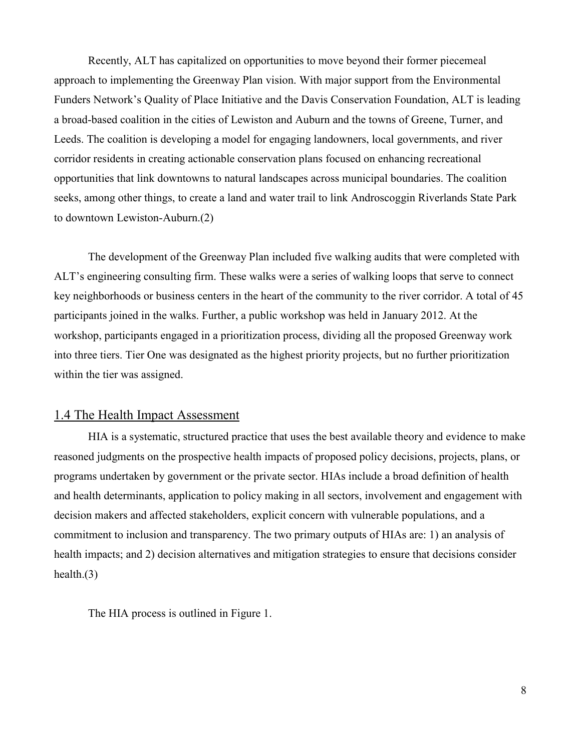Recently, ALT has capitalized on opportunities to move beyond their former piecemeal approach to implementing the Greenway Plan vision. With major support from the Environmental Funders Network's Quality of Place Initiative and the Davis Conservation Foundation, ALT is leading a broad-based coalition in the cities of Lewiston and Auburn and the towns of Greene, Turner, and Leeds. The coalition is developing a model for engaging landowners, local governments, and river corridor residents in creating actionable conservation plans focused on enhancing recreational opportunities that link downtowns to natural landscapes across municipal boundaries. The coalition seeks, among other things, to create a land and water trail to link Androscoggin Riverlands State Park to downtown Lewiston-Auburn.(2)

The development of the Greenway Plan included five walking audits that were completed with ALT's engineering consulting firm. These walks were a series of walking loops that serve to connect key neighborhoods or business centers in the heart of the community to the river corridor. A total of 45 participants joined in the walks. Further, a public workshop was held in January 2012. At the workshop, participants engaged in a prioritization process, dividing all the proposed Greenway work into three tiers. Tier One was designated as the highest priority projects, but no further prioritization within the tier was assigned.

## 1.4 The Health Impact Assessment

HIA is a systematic, structured practice that uses the best available theory and evidence to make reasoned judgments on the prospective health impacts of proposed policy decisions, projects, plans, or programs undertaken by government or the private sector. HIAs include a broad definition of health and health determinants, application to policy making in all sectors, involvement and engagement with decision makers and affected stakeholders, explicit concern with vulnerable populations, and a commitment to inclusion and transparency. The two primary outputs of HIAs are: 1) an analysis of health impacts; and 2) decision alternatives and mitigation strategies to ensure that decisions consider health.(3)

The HIA process is outlined in Figure 1.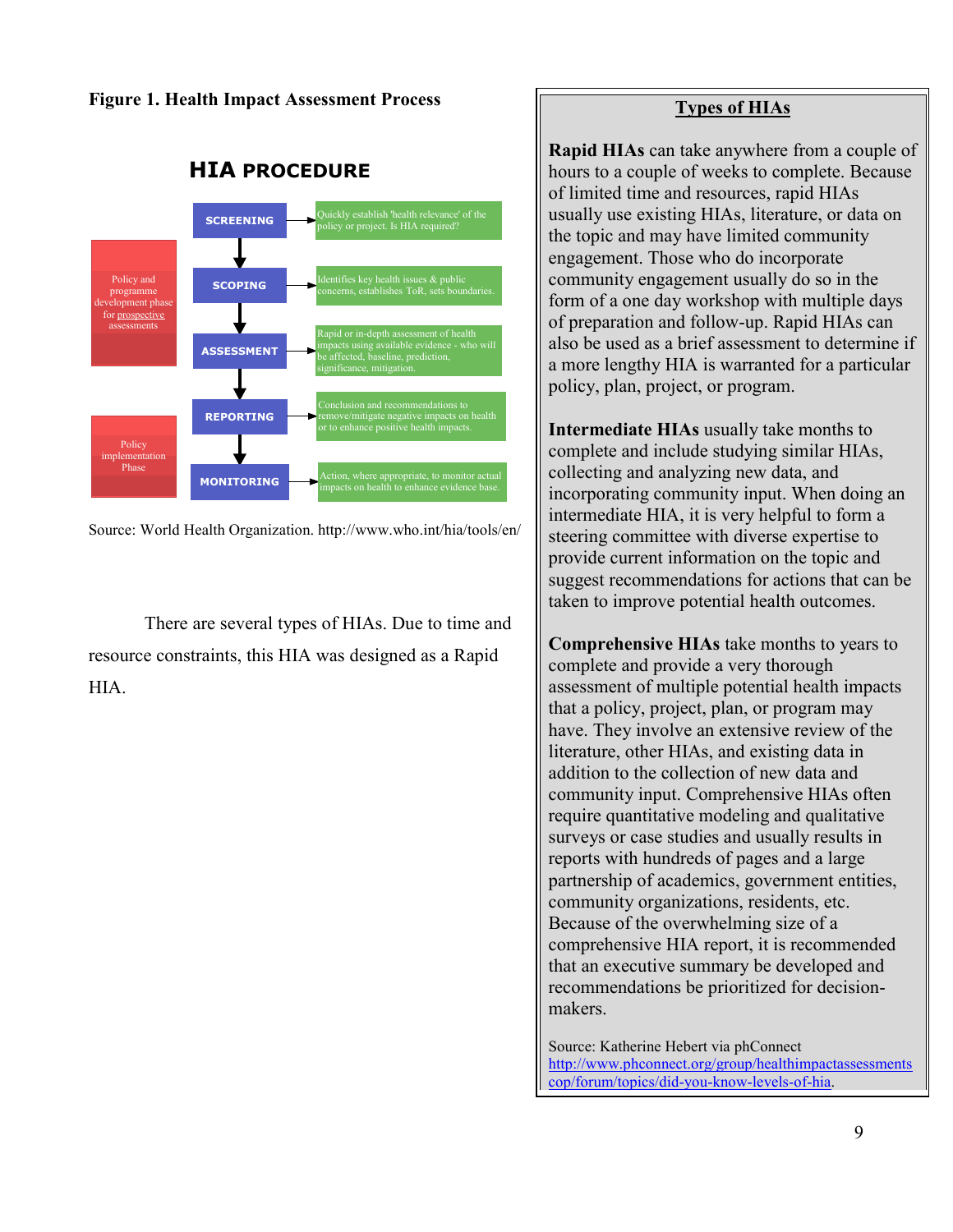**Figure 1. Health Impact Assessment Process**

**HIA PROCEDURE**

| Phase | Step | Description |
|---|---|---|
| Policy and programme development phase for prospective assessments | SCREENING | Quickly establish 'health relevance' of the policy or project. Is HIA required? |
| | SCOPING | Identifies key health issues & public concerns, establishes ToR, sets boundaries. |
| | ASSESSMENT | Rapid or in-depth assessment of health impacts using available evidence - who will be affected, baseline, prediction, significance, mitigation. |
| Policy implementation Phase | REPORTING | Conclusion and recommendations to remove/mitigate negative impacts on health or to enhance positive health impacts. |
| | MONITORING | Action, where appropriate, to monitor actual impacts on health to enhance evidence base. |

Source: World Health Organization. http://www.who.int/hia/tools/en/

There are several types of HIAs. Due to time and resource constraints, this HIA was designed as a Rapid HIA.

## Types of HIAs

**Rapid HIAs** can take anywhere from a couple of hours to a couple of weeks to complete. Because of limited time and resources, rapid HIAs usually use existing HIAs, literature, or data on the topic and may have limited community engagement. Those who do incorporate community engagement usually do so in the form of a one day workshop with multiple days of preparation and follow-up. Rapid HIAs can also be used as a brief assessment to determine if a more lengthy HIA is warranted for a particular policy, plan, project, or program.

**Intermediate HIAs** usually take months to complete and include studying similar HIAs, collecting and analyzing new data, and incorporating community input. When doing an intermediate HIA, it is very helpful to form a steering committee with diverse expertise to provide current information on the topic and suggest recommendations for actions that can be taken to improve potential health outcomes.

**Comprehensive HIAs** take months to years to complete and provide a very thorough assessment of multiple potential health impacts that a policy, project, plan, or program may have. They involve an extensive review of the literature, other HIAs, and existing data in addition to the collection of new data and community input. Comprehensive HIAs often require quantitative modeling and qualitative surveys or case studies and usually results in reports with hundreds of pages and a large partnership of academics, government entities, community organizations, residents, etc. Because of the overwhelming size of a comprehensive HIA report, it is recommended that an executive summary be developed and recommendations be prioritized for decision-makers.

Source: Katherine Hebert via phConnect http://www.phconnect.org/group/healthimpactassessmentscop/forum/topics/did-you-know-levels-of-hia.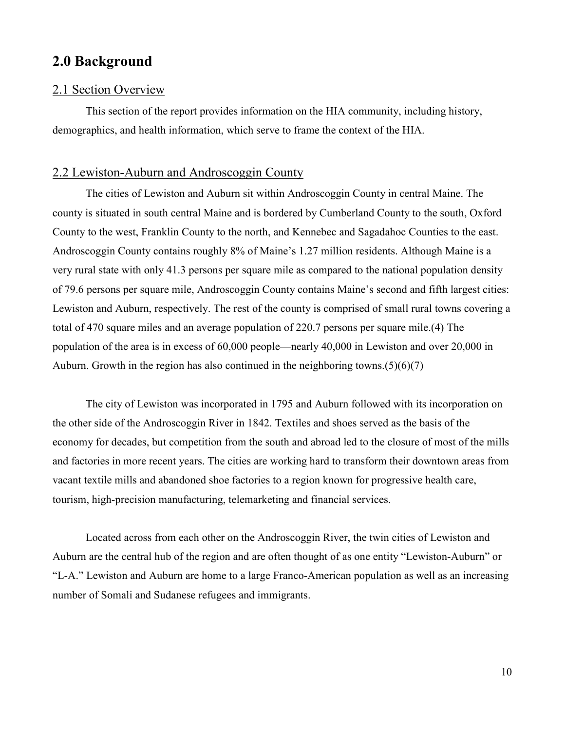## 2.0 Background

### 2.1 Section Overview

This section of the report provides information on the HIA community, including history, demographics, and health information, which serve to frame the context of the HIA.

### 2.2 Lewiston-Auburn and Androscoggin County

The cities of Lewiston and Auburn sit within Androscoggin County in central Maine. The county is situated in south central Maine and is bordered by Cumberland County to the south, Oxford County to the west, Franklin County to the north, and Kennebec and Sagadahoc Counties to the east. Androscoggin County contains roughly 8% of Maine's 1.27 million residents. Although Maine is a very rural state with only 41.3 persons per square mile as compared to the national population density of 79.6 persons per square mile, Androscoggin County contains Maine's second and fifth largest cities: Lewiston and Auburn, respectively. The rest of the county is comprised of small rural towns covering a total of 470 square miles and an average population of 220.7 persons per square mile.(4) The population of the area is in excess of 60,000 people—nearly 40,000 in Lewiston and over 20,000 in Auburn. Growth in the region has also continued in the neighboring towns.(5)(6)(7)

The city of Lewiston was incorporated in 1795 and Auburn followed with its incorporation on the other side of the Androscoggin River in 1842. Textiles and shoes served as the basis of the economy for decades, but competition from the south and abroad led to the closure of most of the mills and factories in more recent years. The cities are working hard to transform their downtown areas from vacant textile mills and abandoned shoe factories to a region known for progressive health care, tourism, high-precision manufacturing, telemarketing and financial services.

Located across from each other on the Androscoggin River, the twin cities of Lewiston and Auburn are the central hub of the region and are often thought of as one entity "Lewiston-Auburn" or "L-A." Lewiston and Auburn are home to a large Franco-American population as well as an increasing number of Somali and Sudanese refugees and immigrants.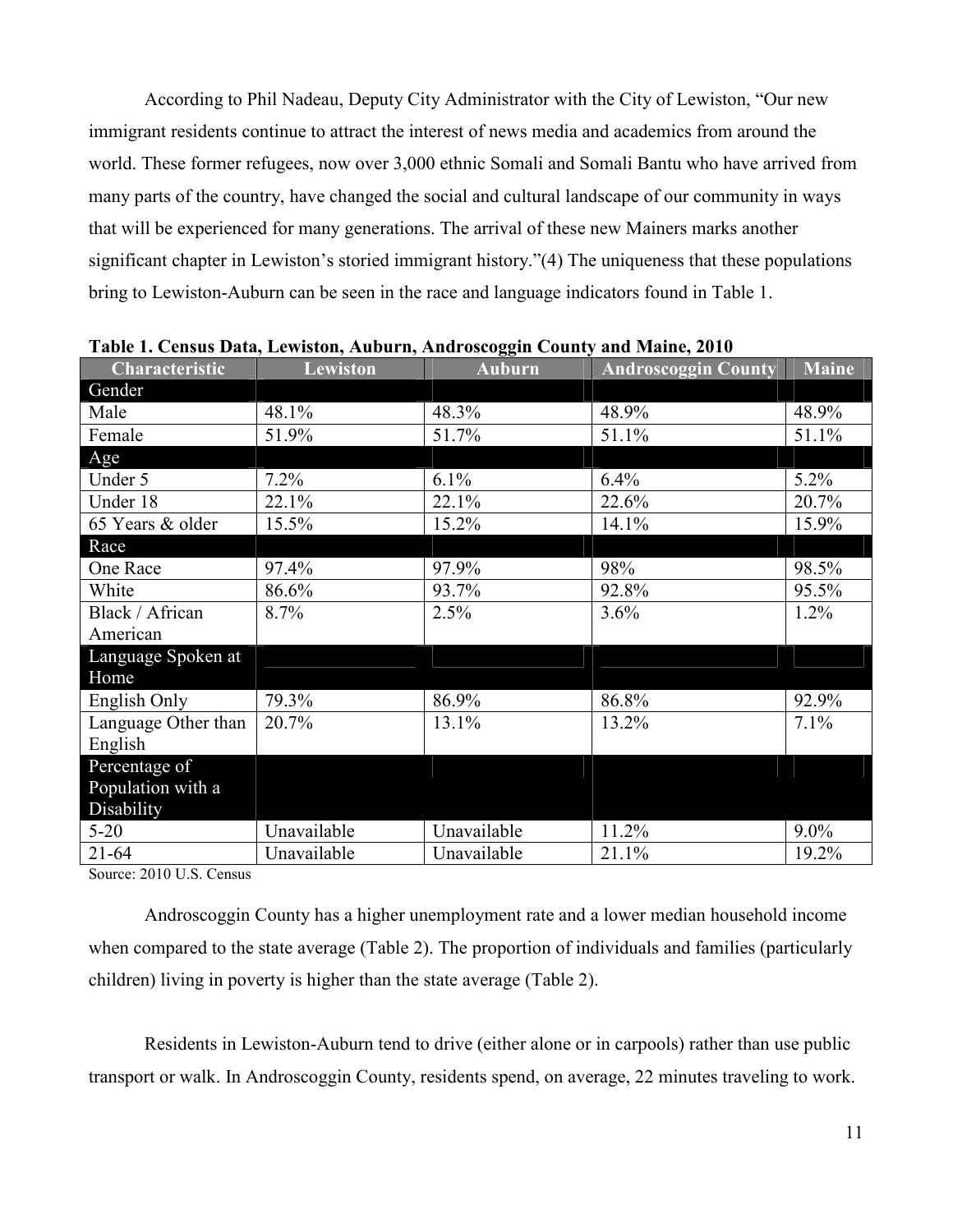According to Phil Nadeau, Deputy City Administrator with the City of Lewiston, "Our new immigrant residents continue to attract the interest of news media and academics from around the world. These former refugees, now over 3,000 ethnic Somali and Somali Bantu who have arrived from many parts of the country, have changed the social and cultural landscape of our community in ways that will be experienced for many generations. The arrival of these new Mainers marks another significant chapter in Lewiston's storied immigrant history."(4) The uniqueness that these populations bring to Lewiston-Auburn can be seen in the race and language indicators found in Table 1.

**Table 1. Census Data, Lewiston, Auburn, Androscoggin County and Maine, 2010**

| Characteristic | Lewiston | Auburn | Androscoggin County | Maine |
|---|---|---|---|---|
| **Gender** | | | | |
| Male | 48.1% | 48.3% | 48.9% | 48.9% |
| Female | 51.9% | 51.7% | 51.1% | 51.1% |
| **Age** | | | | |
| Under 5 | 7.2% | 6.1% | 6.4% | 5.2% |
| Under 18 | 22.1% | 22.1% | 22.6% | 20.7% |
| 65 Years & older | 15.5% | 15.2% | 14.1% | 15.9% |
| **Race** | | | | |
| One Race | 97.4% | 97.9% | 98% | 98.5% |
| White | 86.6% | 93.7% | 92.8% | 95.5% |
| Black / African American | 8.7% | 2.5% | 3.6% | 1.2% |
| **Language Spoken at Home** | | | | |
| English Only | 79.3% | 86.9% | 86.8% | 92.9% |
| Language Other than English | 20.7% | 13.1% | 13.2% | 7.1% |
| **Percentage of Population with a Disability** | | | | |
| 5-20 | Unavailable | Unavailable | 11.2% | 9.0% |
| 21-64 | Unavailable | Unavailable | 21.1% | 19.2% |

Source: 2010 U.S. Census

Androscoggin County has a higher unemployment rate and a lower median household income when compared to the state average (Table 2). The proportion of individuals and families (particularly children) living in poverty is higher than the state average (Table 2).

Residents in Lewiston-Auburn tend to drive (either alone or in carpools) rather than use public transport or walk. In Androscoggin County, residents spend, on average, 22 minutes traveling to work.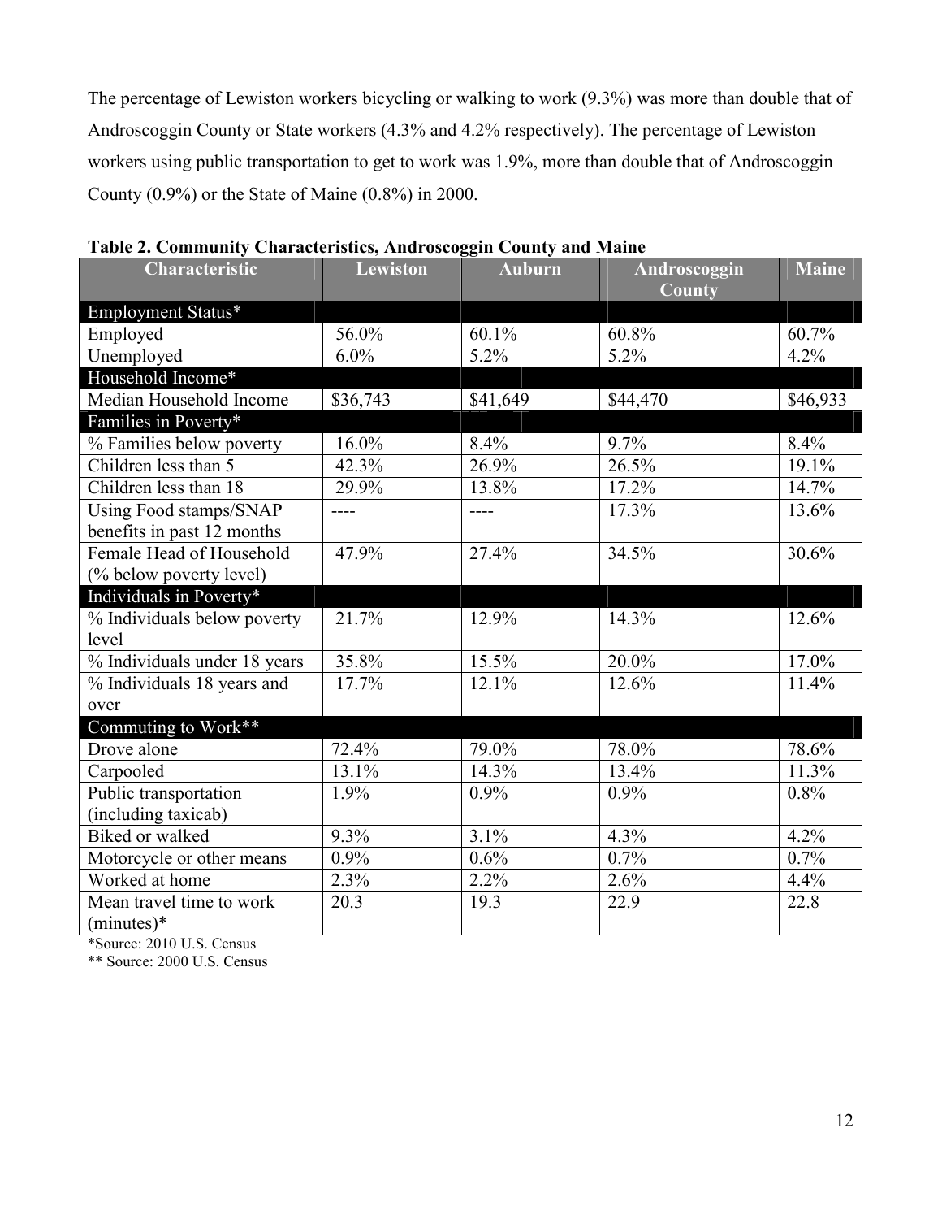The percentage of Lewiston workers bicycling or walking to work (9.3%) was more than double that of Androscoggin County or State workers (4.3% and 4.2% respectively). The percentage of Lewiston workers using public transportation to get to work was 1.9%, more than double that of Androscoggin County (0.9%) or the State of Maine (0.8%) in 2000.

**Table 2. Community Characteristics, Androscoggin County and Maine**

| Characteristic | Lewiston | Auburn | Androscoggin County | Maine |
|---|---|---|---|---|
| Employment Status* | | | | |
| Employed | 56.0% | 60.1% | 60.8% | 60.7% |
| Unemployed | 6.0% | 5.2% | 5.2% | 4.2% |
| Household Income* | | | | |
| Median Household Income | $36,743 | $41,649 | $44,470 | $46,933 |
| Families in Poverty* | | | | |
| % Families below poverty | 16.0% | 8.4% | 9.7% | 8.4% |
| Children less than 5 | 42.3% | 26.9% | 26.5% | 19.1% |
| Children less than 18 | 29.9% | 13.8% | 17.2% | 14.7% |
| Using Food stamps/SNAP benefits in past 12 months | ---- | ---- | 17.3% | 13.6% |
| Female Head of Household (% below poverty level) | 47.9% | 27.4% | 34.5% | 30.6% |
| Individuals in Poverty* | | | | |
| % Individuals below poverty level | 21.7% | 12.9% | 14.3% | 12.6% |
| % Individuals under 18 years | 35.8% | 15.5% | 20.0% | 17.0% |
| % Individuals 18 years and over | 17.7% | 12.1% | 12.6% | 11.4% |
| Commuting to Work** | | | | |
| Drove alone | 72.4% | 79.0% | 78.0% | 78.6% |
| Carpooled | 13.1% | 14.3% | 13.4% | 11.3% |
| Public transportation (including taxicab) | 1.9% | 0.9% | 0.9% | 0.8% |
| Biked or walked | 9.3% | 3.1% | 4.3% | 4.2% |
| Motorcycle or other means | 0.9% | 0.6% | 0.7% | 0.7% |
| Worked at home | 2.3% | 2.2% | 2.6% | 4.4% |
| Mean travel time to work (minutes)* | 20.3 | 19.3 | 22.9 | 22.8 |

*Source: 2010 U.S. Census

** Source: 2000 U.S. Census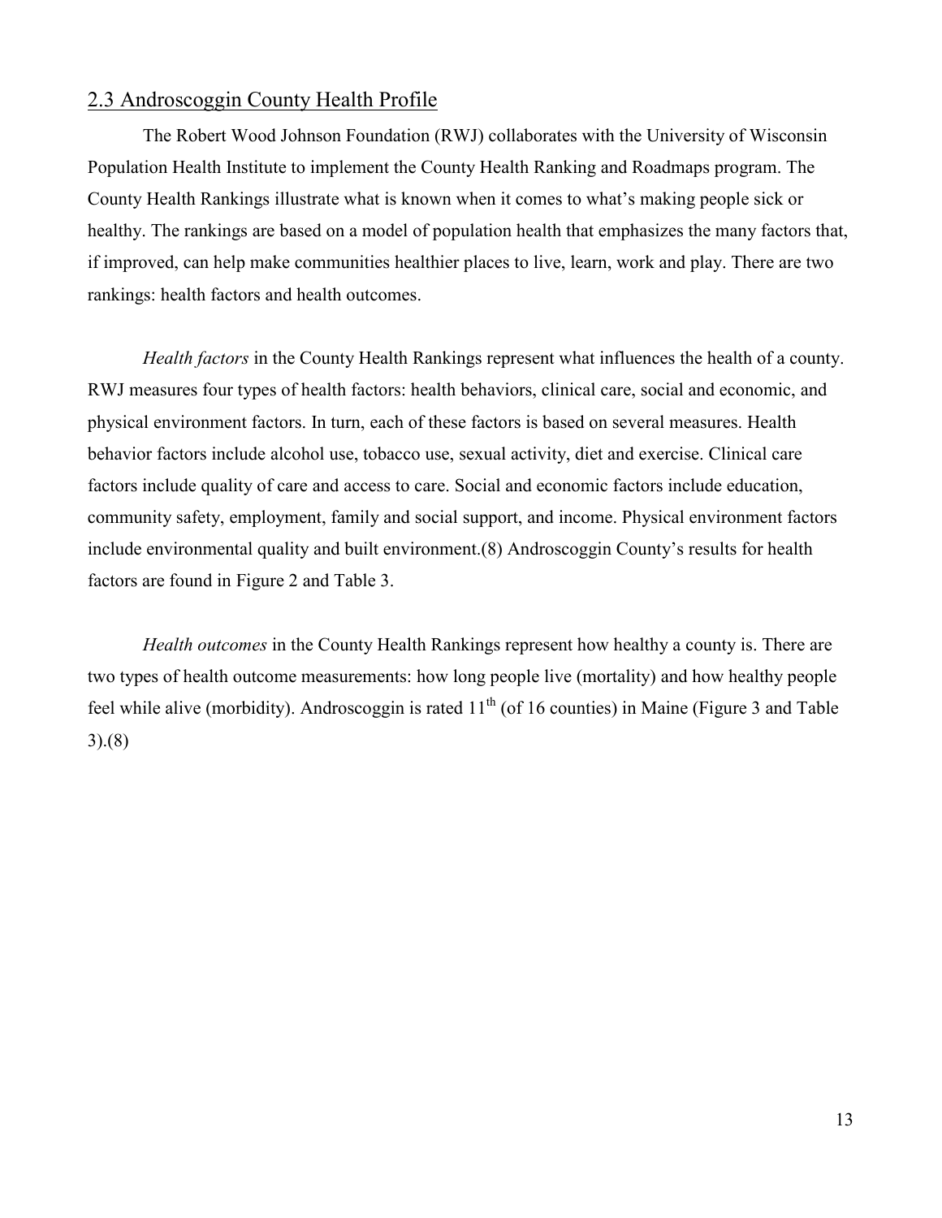## 2.3 Androscoggin County Health Profile

The Robert Wood Johnson Foundation (RWJ) collaborates with the University of Wisconsin Population Health Institute to implement the County Health Ranking and Roadmaps program. The County Health Rankings illustrate what is known when it comes to what's making people sick or healthy. The rankings are based on a model of population health that emphasizes the many factors that, if improved, can help make communities healthier places to live, learn, work and play. There are two rankings: health factors and health outcomes.

*Health factors* in the County Health Rankings represent what influences the health of a county. RWJ measures four types of health factors: health behaviors, clinical care, social and economic, and physical environment factors. In turn, each of these factors is based on several measures. Health behavior factors include alcohol use, tobacco use, sexual activity, diet and exercise. Clinical care factors include quality of care and access to care. Social and economic factors include education, community safety, employment, family and social support, and income. Physical environment factors include environmental quality and built environment.(8) Androscoggin County's results for health factors are found in Figure 2 and Table 3.

*Health outcomes* in the County Health Rankings represent how healthy a county is. There are two types of health outcome measurements: how long people live (mortality) and how healthy people feel while alive (morbidity). Androscoggin is rated 11th (of 16 counties) in Maine (Figure 3 and Table 3).(8)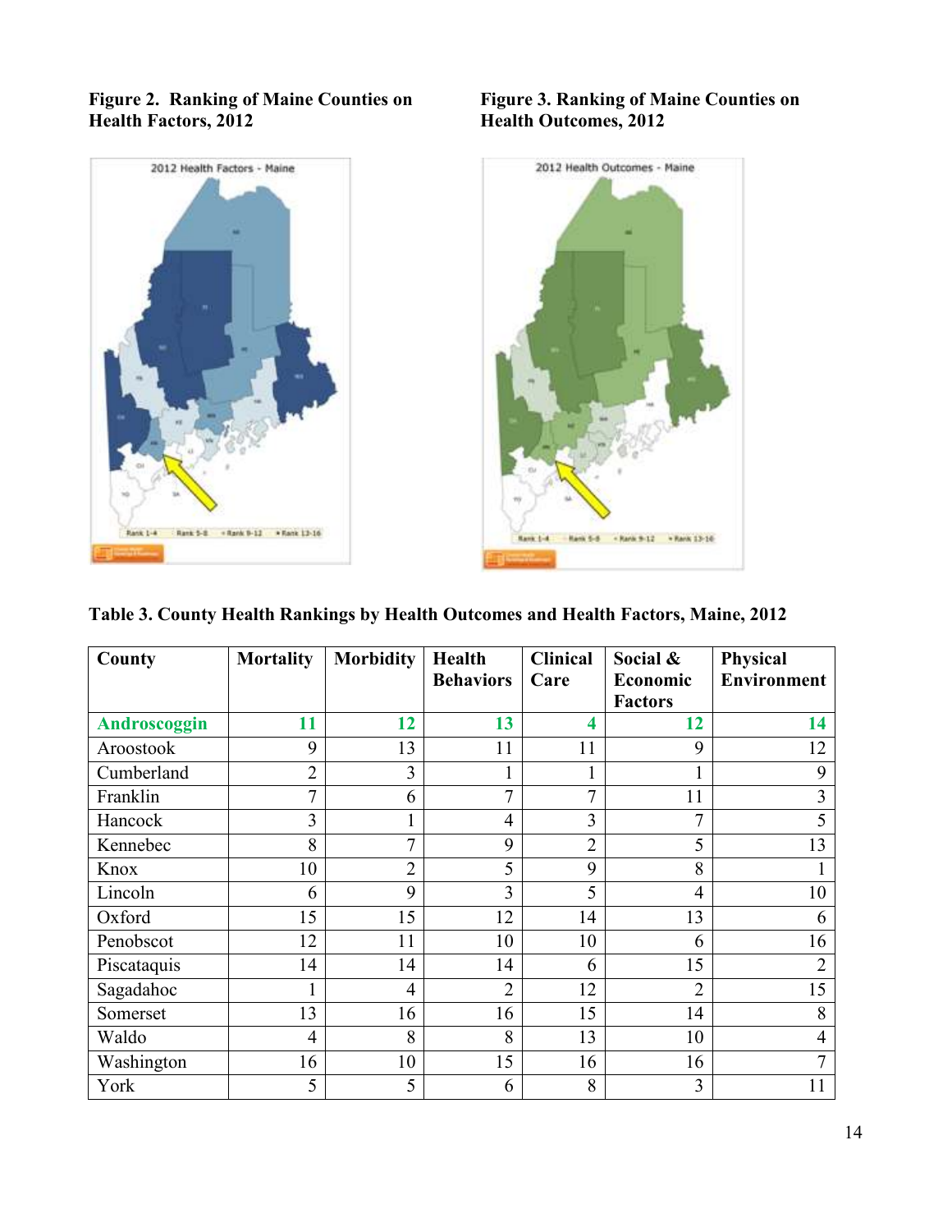**Figure 2. Ranking of Maine Counties on Health Factors, 2012**

**Figure 3. Ranking of Maine Counties on Health Outcomes, 2012**

**Table 3. County Health Rankings by Health Outcomes and Health Factors, Maine, 2012**

| County | Mortality | Morbidity | Health Behaviors | Clinical Care | Social & Economic Factors | Physical Environment |
|---|---|---|---|---|---|---|
| Androscoggin | 11 | 12 | 13 | 4 | 12 | 14 |
| Aroostook | 9 | 13 | 11 | 11 | 9 | 12 |
| Cumberland | 2 | 3 | 1 | 1 | 1 | 9 |
| Franklin | 7 | 6 | 7 | 7 | 11 | 3 |
| Hancock | 3 | 1 | 4 | 3 | 7 | 5 |
| Kennebec | 8 | 7 | 9 | 2 | 5 | 13 |
| Knox | 10 | 2 | 5 | 9 | 8 | 1 |
| Lincoln | 6 | 9 | 3 | 5 | 4 | 10 |
| Oxford | 15 | 15 | 12 | 14 | 13 | 6 |
| Penobscot | 12 | 11 | 10 | 10 | 6 | 16 |
| Piscataquis | 14 | 14 | 14 | 6 | 15 | 2 |
| Sagadahoc | 1 | 4 | 2 | 12 | 2 | 15 |
| Somerset | 13 | 16 | 16 | 15 | 14 | 8 |
| Waldo | 4 | 8 | 8 | 13 | 10 | 4 |
| Washington | 16 | 10 | 15 | 16 | 16 | 7 |
| York | 5 | 5 | 6 | 8 | 3 | 11 |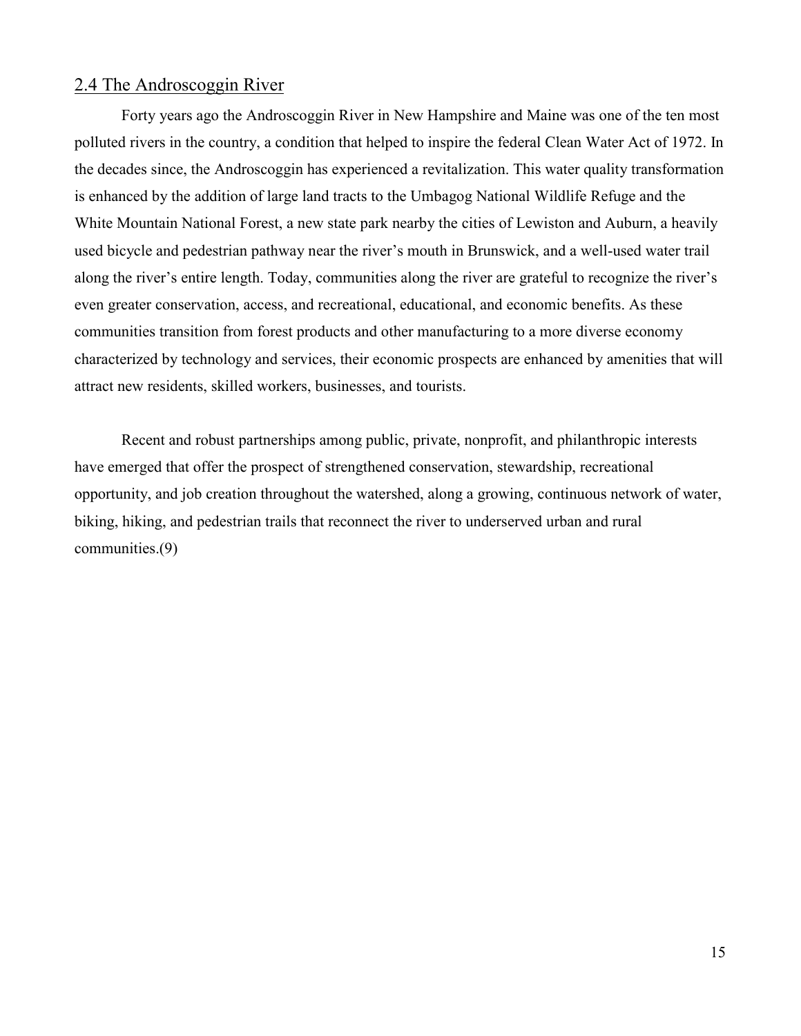## 2.4 The Androscoggin River

Forty years ago the Androscoggin River in New Hampshire and Maine was one of the ten most polluted rivers in the country, a condition that helped to inspire the federal Clean Water Act of 1972. In the decades since, the Androscoggin has experienced a revitalization. This water quality transformation is enhanced by the addition of large land tracts to the Umbagog National Wildlife Refuge and the White Mountain National Forest, a new state park nearby the cities of Lewiston and Auburn, a heavily used bicycle and pedestrian pathway near the river's mouth in Brunswick, and a well-used water trail along the river's entire length. Today, communities along the river are grateful to recognize the river's even greater conservation, access, and recreational, educational, and economic benefits. As these communities transition from forest products and other manufacturing to a more diverse economy characterized by technology and services, their economic prospects are enhanced by amenities that will attract new residents, skilled workers, businesses, and tourists.

Recent and robust partnerships among public, private, nonprofit, and philanthropic interests have emerged that offer the prospect of strengthened conservation, stewardship, recreational opportunity, and job creation throughout the watershed, along a growing, continuous network of water, biking, hiking, and pedestrian trails that reconnect the river to underserved urban and rural communities.(9)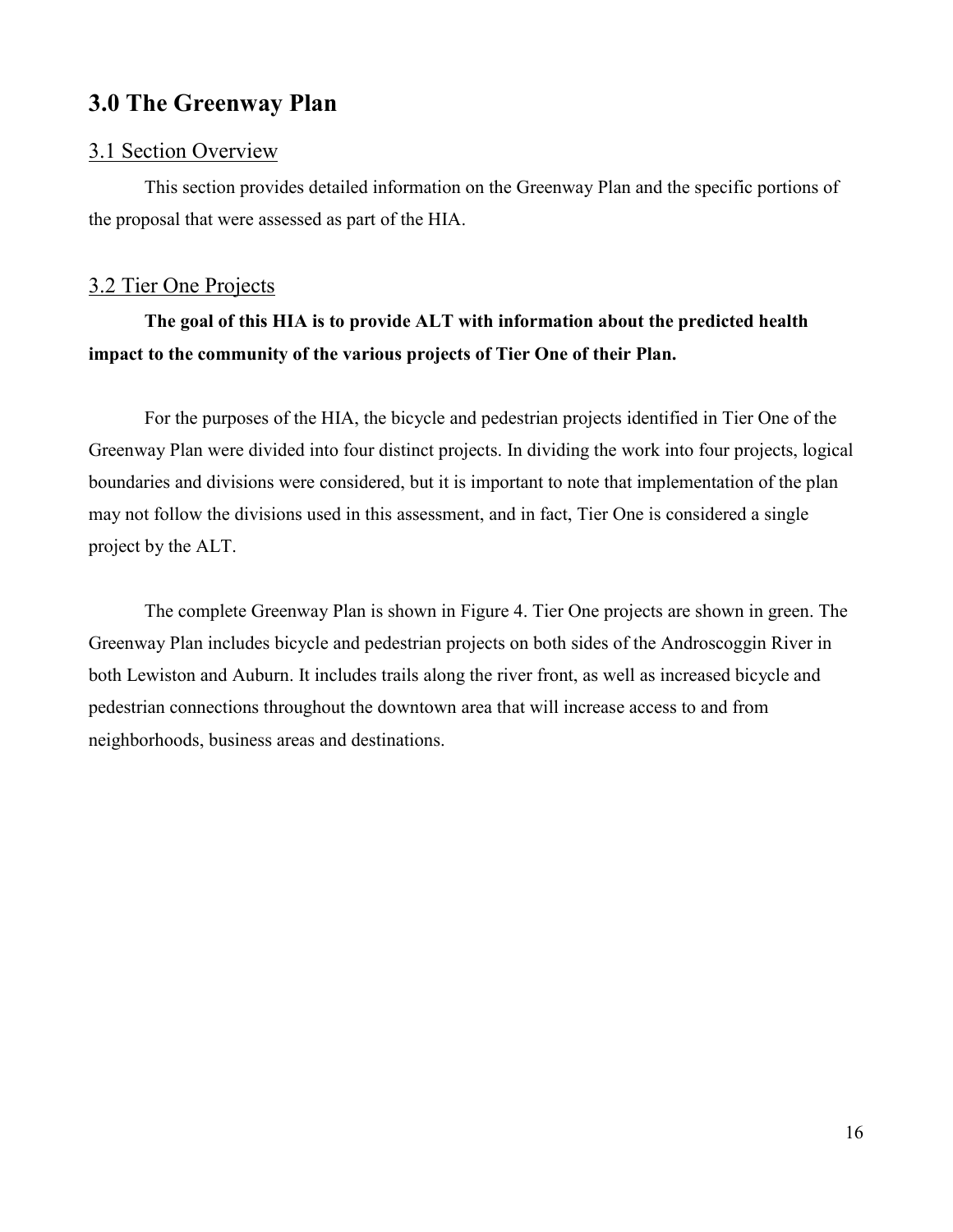# 3.0 The Greenway Plan

## 3.1 Section Overview

This section provides detailed information on the Greenway Plan and the specific portions of the proposal that were assessed as part of the HIA.

## 3.2 Tier One Projects

**The goal of this HIA is to provide ALT with information about the predicted health impact to the community of the various projects of Tier One of their Plan.**

For the purposes of the HIA, the bicycle and pedestrian projects identified in Tier One of the Greenway Plan were divided into four distinct projects. In dividing the work into four projects, logical boundaries and divisions were considered, but it is important to note that implementation of the plan may not follow the divisions used in this assessment, and in fact, Tier One is considered a single project by the ALT.

The complete Greenway Plan is shown in Figure 4. Tier One projects are shown in green. The Greenway Plan includes bicycle and pedestrian projects on both sides of the Androscoggin River in both Lewiston and Auburn. It includes trails along the river front, as well as increased bicycle and pedestrian connections throughout the downtown area that will increase access to and from neighborhoods, business areas and destinations.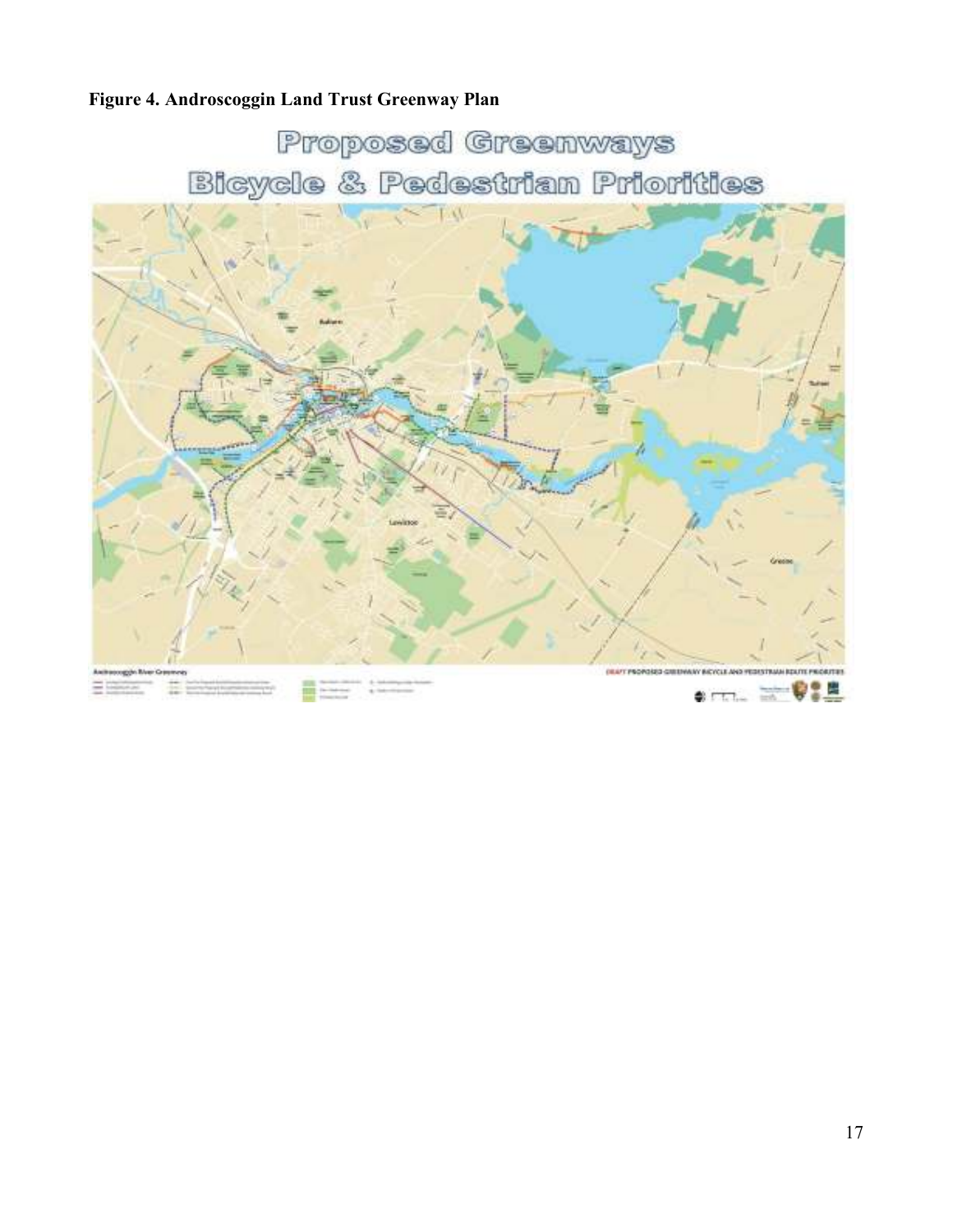**Figure 4. Androscoggin Land Trust Greenway Plan**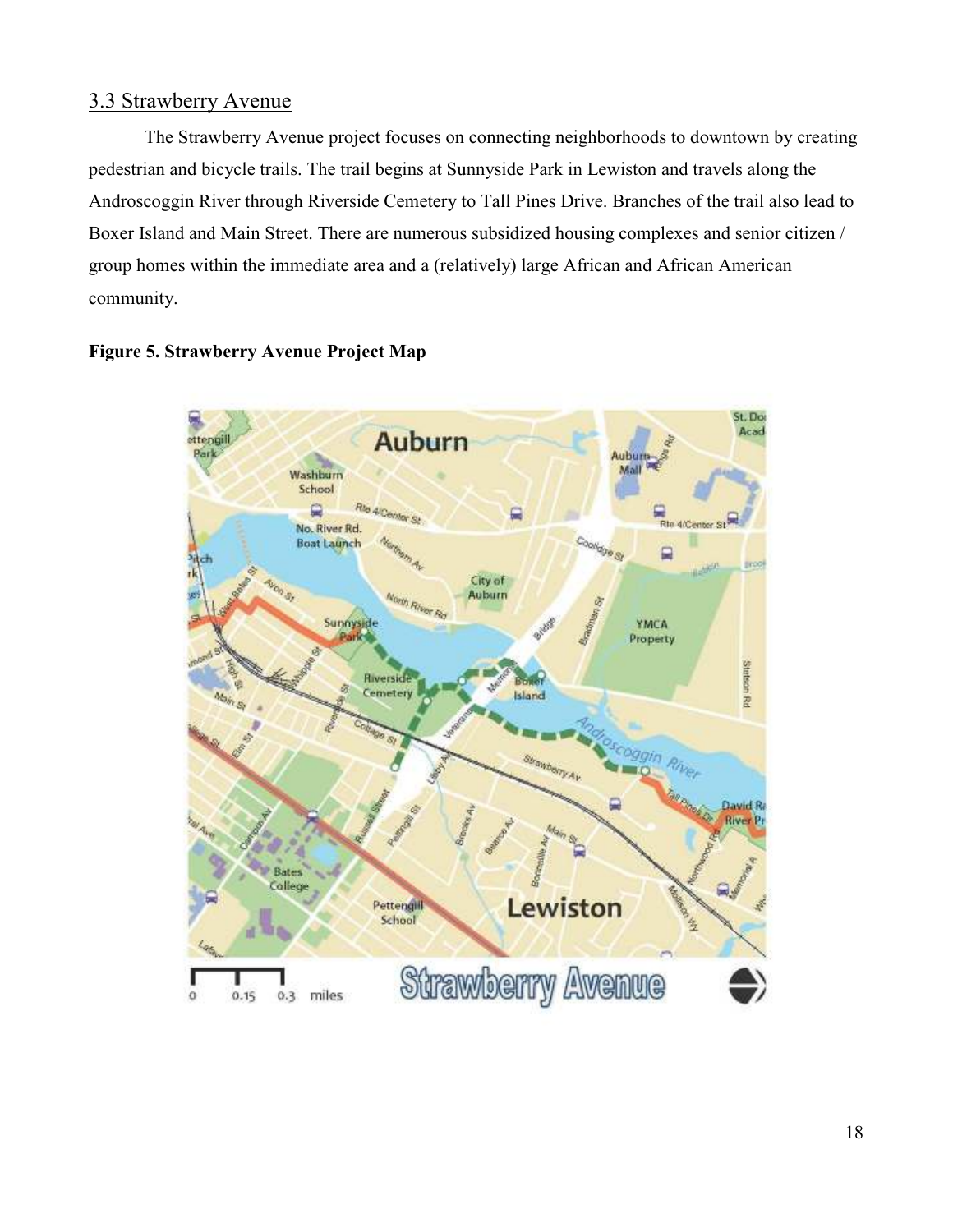## 3.3 Strawberry Avenue

The Strawberry Avenue project focuses on connecting neighborhoods to downtown by creating pedestrian and bicycle trails. The trail begins at Sunnyside Park in Lewiston and travels along the Androscoggin River through Riverside Cemetery to Tall Pines Drive. Branches of the trail also lead to Boxer Island and Main Street. There are numerous subsidized housing complexes and senior citizen / group homes within the immediate area and a (relatively) large African and African American community.

**Figure 5. Strawberry Avenue Project Map**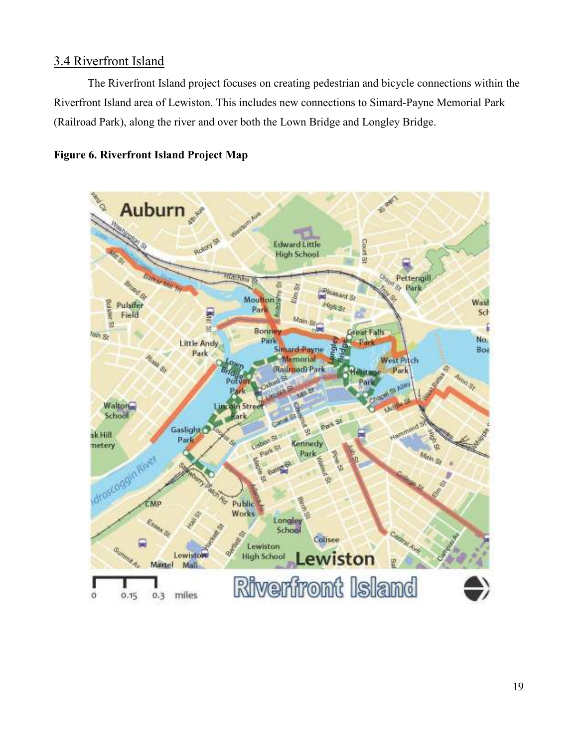## 3.4 Riverfront Island

The Riverfront Island project focuses on creating pedestrian and bicycle connections within the Riverfront Island area of Lewiston. This includes new connections to Simard-Payne Memorial Park (Railroad Park), along the river and over both the Lown Bridge and Longley Bridge.

**Figure 6. Riverfront Island Project Map**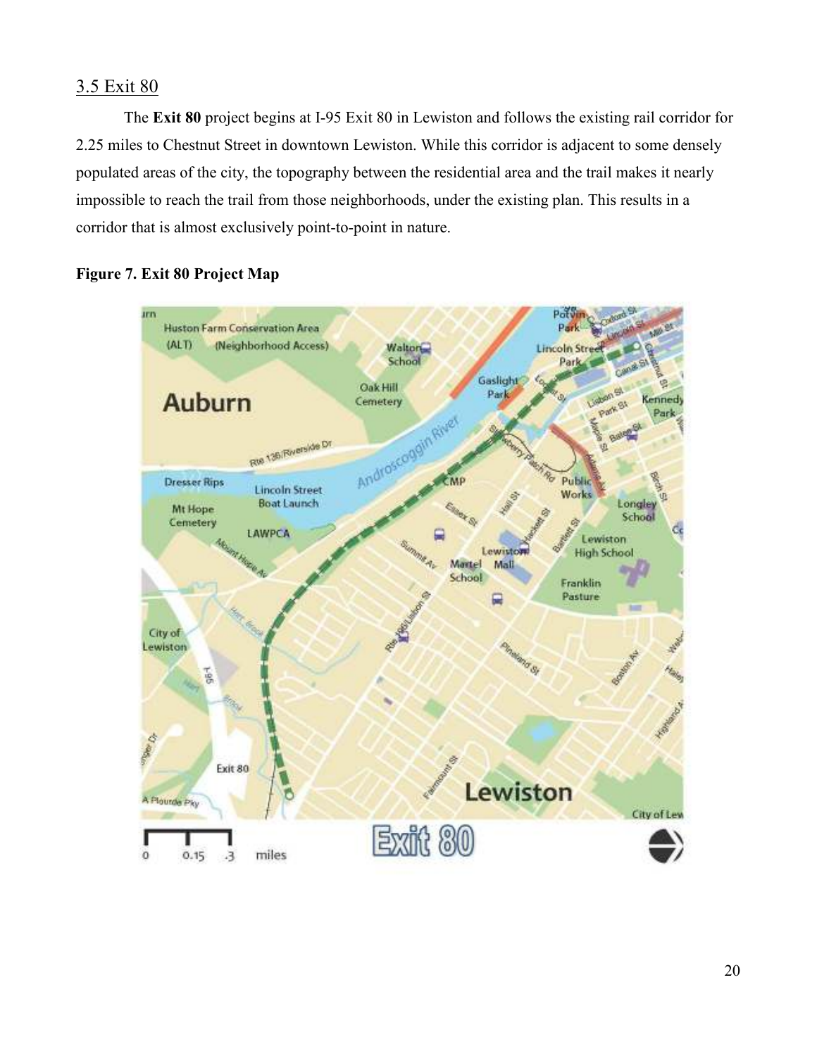## 3.5 Exit 80

The **Exit 80** project begins at I-95 Exit 80 in Lewiston and follows the existing rail corridor for 2.25 miles to Chestnut Street in downtown Lewiston. While this corridor is adjacent to some densely populated areas of the city, the topography between the residential area and the trail makes it nearly impossible to reach the trail from those neighborhoods, under the existing plan. This results in a corridor that is almost exclusively point-to-point in nature.

**Figure 7. Exit 80 Project Map**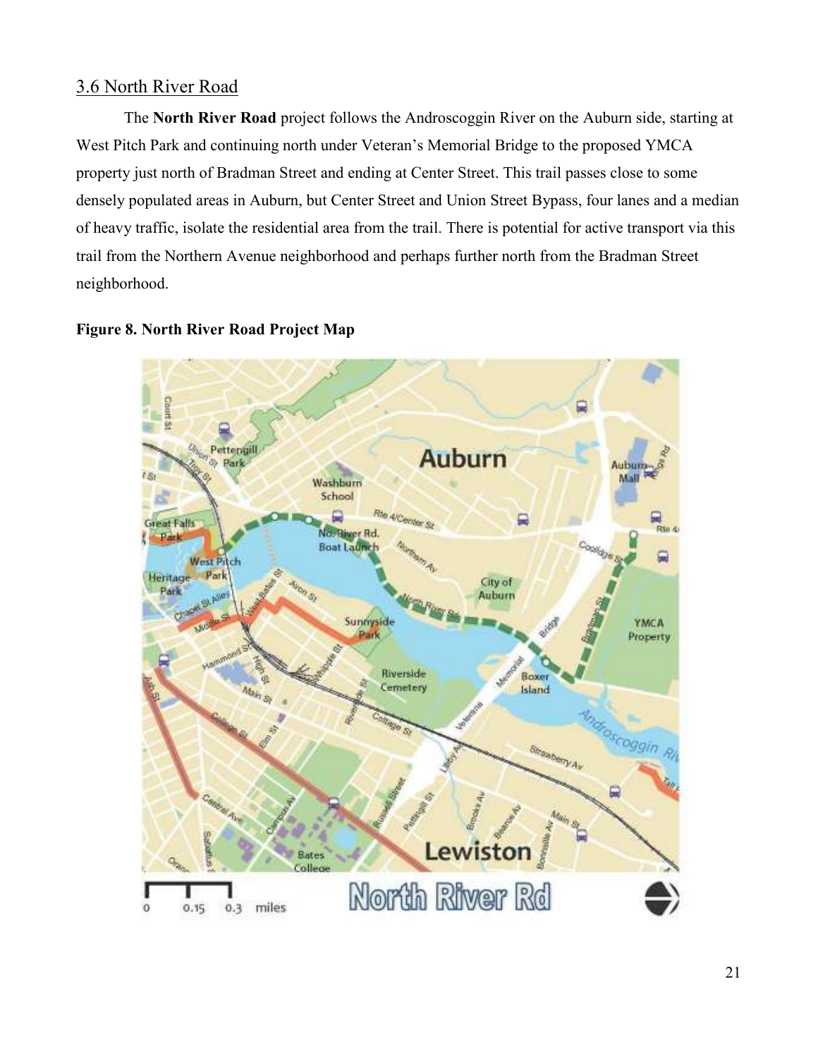## 3.6 North River Road

The **North River Road** project follows the Androscoggin River on the Auburn side, starting at West Pitch Park and continuing north under Veteran's Memorial Bridge to the proposed YMCA property just north of Bradman Street and ending at Center Street. This trail passes close to some densely populated areas in Auburn, but Center Street and Union Street Bypass, four lanes and a median of heavy traffic, isolate the residential area from the trail. There is potential for active transport via this trail from the Northern Avenue neighborhood and perhaps further north from the Bradman Street neighborhood.

**Figure 8. North River Road Project Map**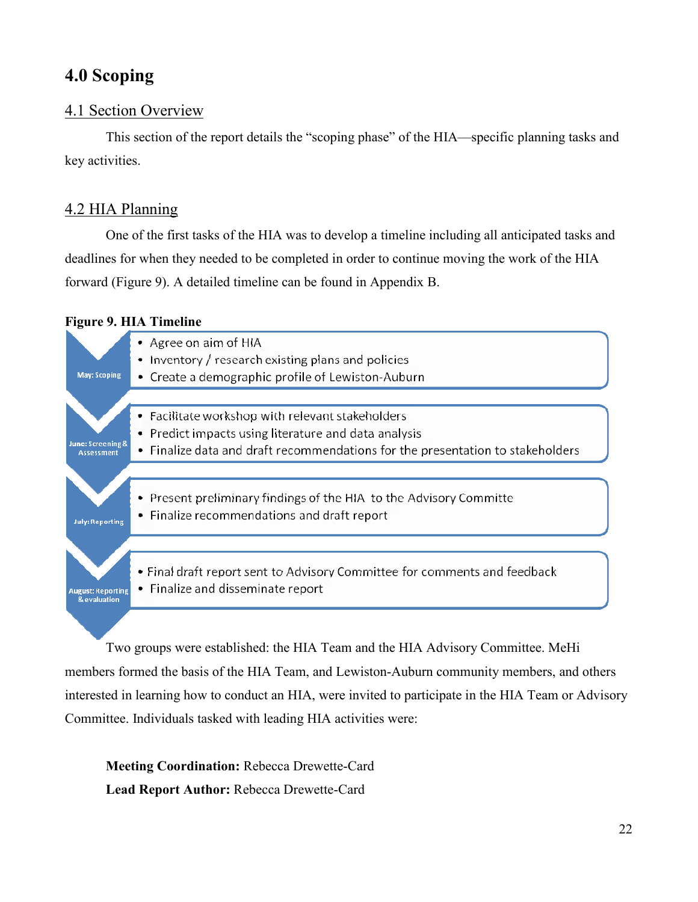# 4.0 Scoping

## 4.1 Section Overview

This section of the report details the "scoping phase" of the HIA—specific planning tasks and key activities.

## 4.2 HIA Planning

One of the first tasks of the HIA was to develop a timeline including all anticipated tasks and deadlines for when they needed to be completed in order to continue moving the work of the HIA forward (Figure 9). A detailed timeline can be found in Appendix B.

**Figure 9. HIA Timeline**

**May: Scoping**
- Agree on aim of HIA
- Inventory / research existing plans and policies
- Create a demographic profile of Lewiston-Auburn

**June: Screening & Assessment**
- Facilitate workshop with relevant stakeholders
- Predict impacts using literature and data analysis
- Finalize data and draft recommendations for the presentation to stakeholders

**July: Reporting**
- Present preliminary findings of the HIA to the Advisory Committe
- Finalize recommendations and draft report

**August: Reporting & evaluation**
- Final draft report sent to Advisory Committee for comments and feedback
- Finalize and disseminate report

Two groups were established: the HIA Team and the HIA Advisory Committee. MeHi members formed the basis of the HIA Team, and Lewiston-Auburn community members, and others interested in learning how to conduct an HIA, were invited to participate in the HIA Team or Advisory Committee. Individuals tasked with leading HIA activities were:

**Meeting Coordination:** Rebecca Drewette-Card
**Lead Report Author:** Rebecca Drewette-Card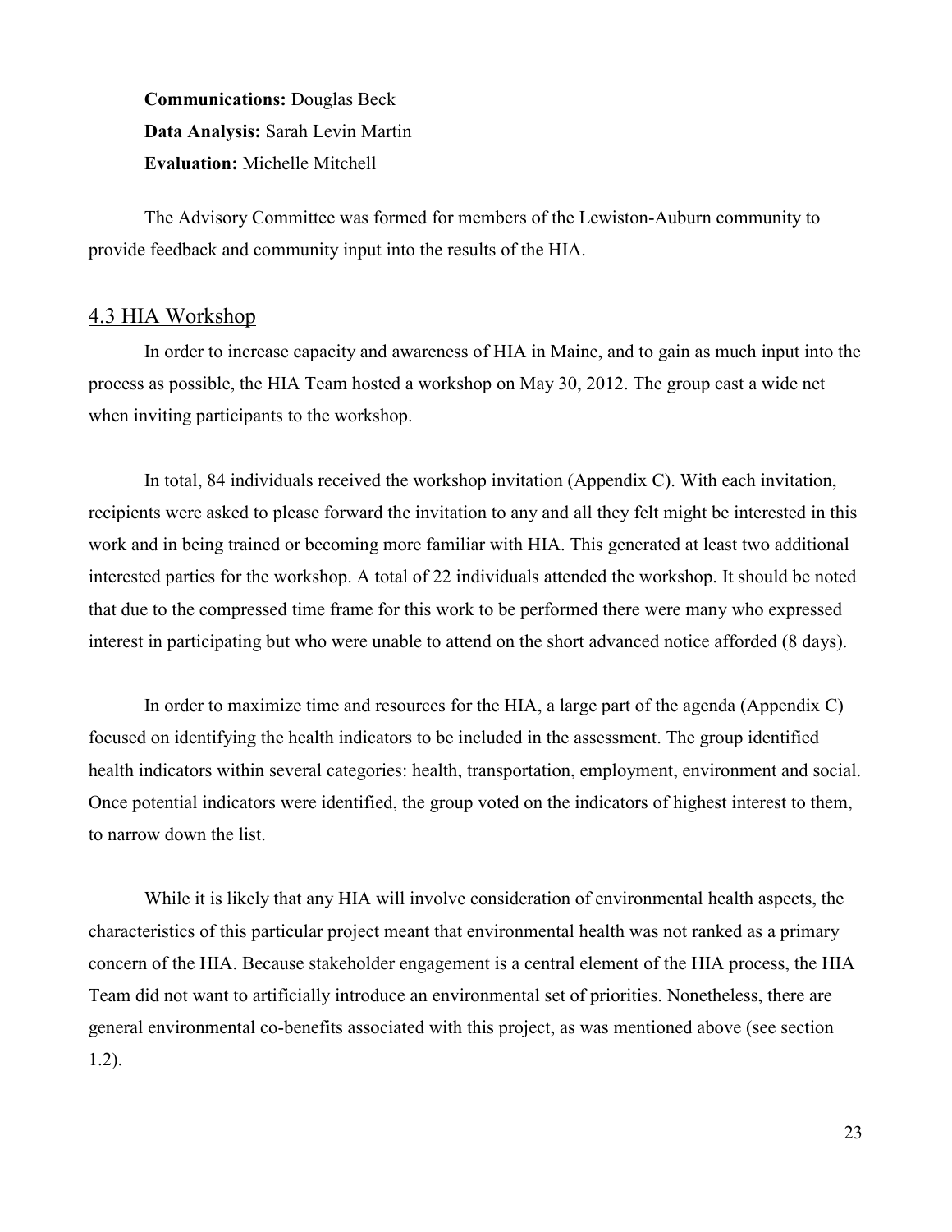**Communications:** Douglas Beck
**Data Analysis:** Sarah Levin Martin
**Evaluation:** Michelle Mitchell

The Advisory Committee was formed for members of the Lewiston-Auburn community to provide feedback and community input into the results of the HIA.

## 4.3 HIA Workshop

In order to increase capacity and awareness of HIA in Maine, and to gain as much input into the process as possible, the HIA Team hosted a workshop on May 30, 2012. The group cast a wide net when inviting participants to the workshop.

In total, 84 individuals received the workshop invitation (Appendix C). With each invitation, recipients were asked to please forward the invitation to any and all they felt might be interested in this work and in being trained or becoming more familiar with HIA. This generated at least two additional interested parties for the workshop. A total of 22 individuals attended the workshop. It should be noted that due to the compressed time frame for this work to be performed there were many who expressed interest in participating but who were unable to attend on the short advanced notice afforded (8 days).

In order to maximize time and resources for the HIA, a large part of the agenda (Appendix C) focused on identifying the health indicators to be included in the assessment. The group identified health indicators within several categories: health, transportation, employment, environment and social. Once potential indicators were identified, the group voted on the indicators of highest interest to them, to narrow down the list.

While it is likely that any HIA will involve consideration of environmental health aspects, the characteristics of this particular project meant that environmental health was not ranked as a primary concern of the HIA. Because stakeholder engagement is a central element of the HIA process, the HIA Team did not want to artificially introduce an environmental set of priorities. Nonetheless, there are general environmental co-benefits associated with this project, as was mentioned above (see section 1.2).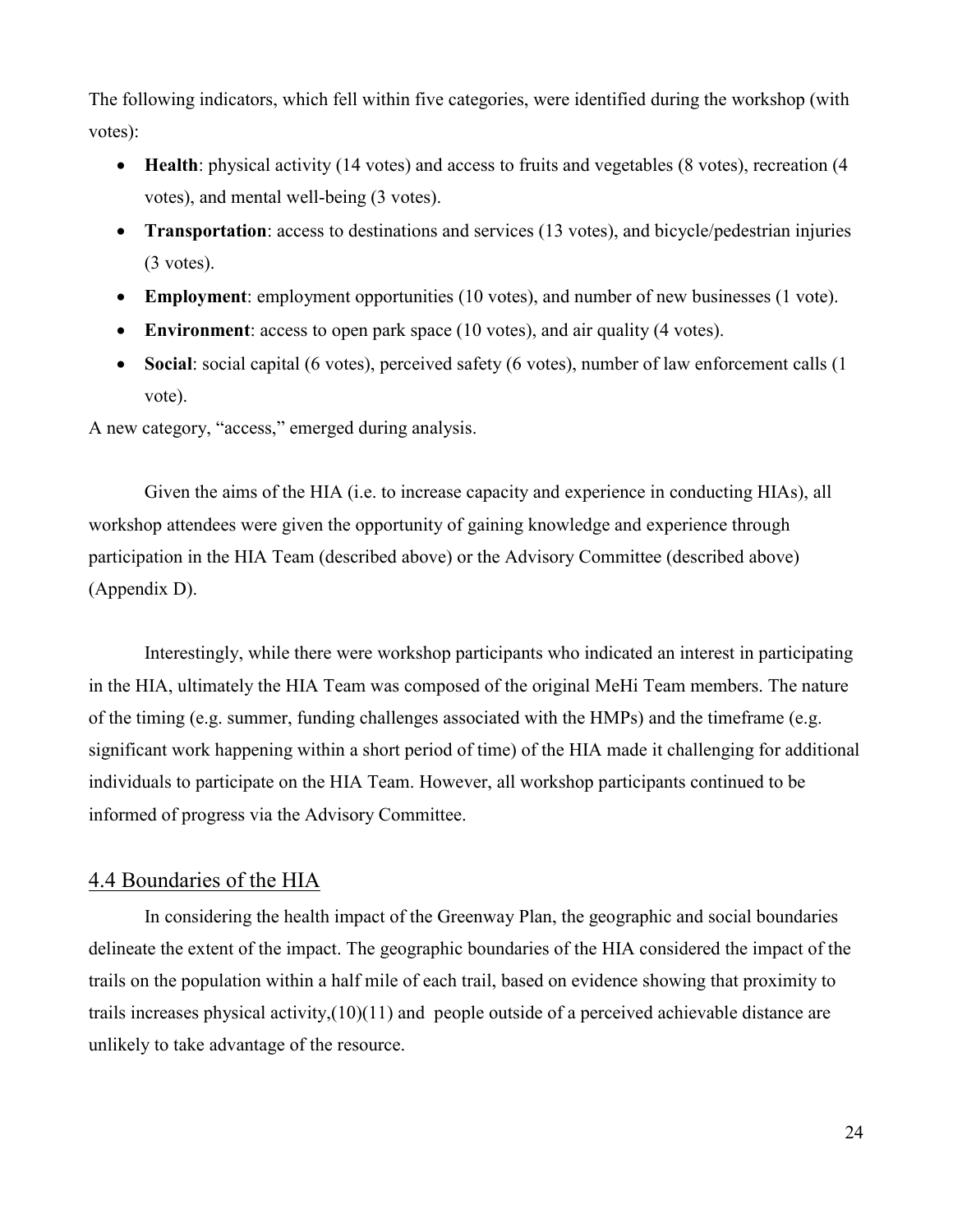The following indicators, which fell within five categories, were identified during the workshop (with votes):

- **Health**: physical activity (14 votes) and access to fruits and vegetables (8 votes), recreation (4 votes), and mental well-being (3 votes).
- **Transportation**: access to destinations and services (13 votes), and bicycle/pedestrian injuries (3 votes).
- **Employment**: employment opportunities (10 votes), and number of new businesses (1 vote).
- **Environment**: access to open park space (10 votes), and air quality (4 votes).
- **Social**: social capital (6 votes), perceived safety (6 votes), number of law enforcement calls (1 vote).

A new category, "access," emerged during analysis.

Given the aims of the HIA (i.e. to increase capacity and experience in conducting HIAs), all workshop attendees were given the opportunity of gaining knowledge and experience through participation in the HIA Team (described above) or the Advisory Committee (described above) (Appendix D).

Interestingly, while there were workshop participants who indicated an interest in participating in the HIA, ultimately the HIA Team was composed of the original MeHi Team members. The nature of the timing (e.g. summer, funding challenges associated with the HMPs) and the timeframe (e.g. significant work happening within a short period of time) of the HIA made it challenging for additional individuals to participate on the HIA Team. However, all workshop participants continued to be informed of progress via the Advisory Committee.

## 4.4 Boundaries of the HIA

In considering the health impact of the Greenway Plan, the geographic and social boundaries delineate the extent of the impact. The geographic boundaries of the HIA considered the impact of the trails on the population within a half mile of each trail, based on evidence showing that proximity to trails increases physical activity,(10)(11) and people outside of a perceived achievable distance are unlikely to take advantage of the resource.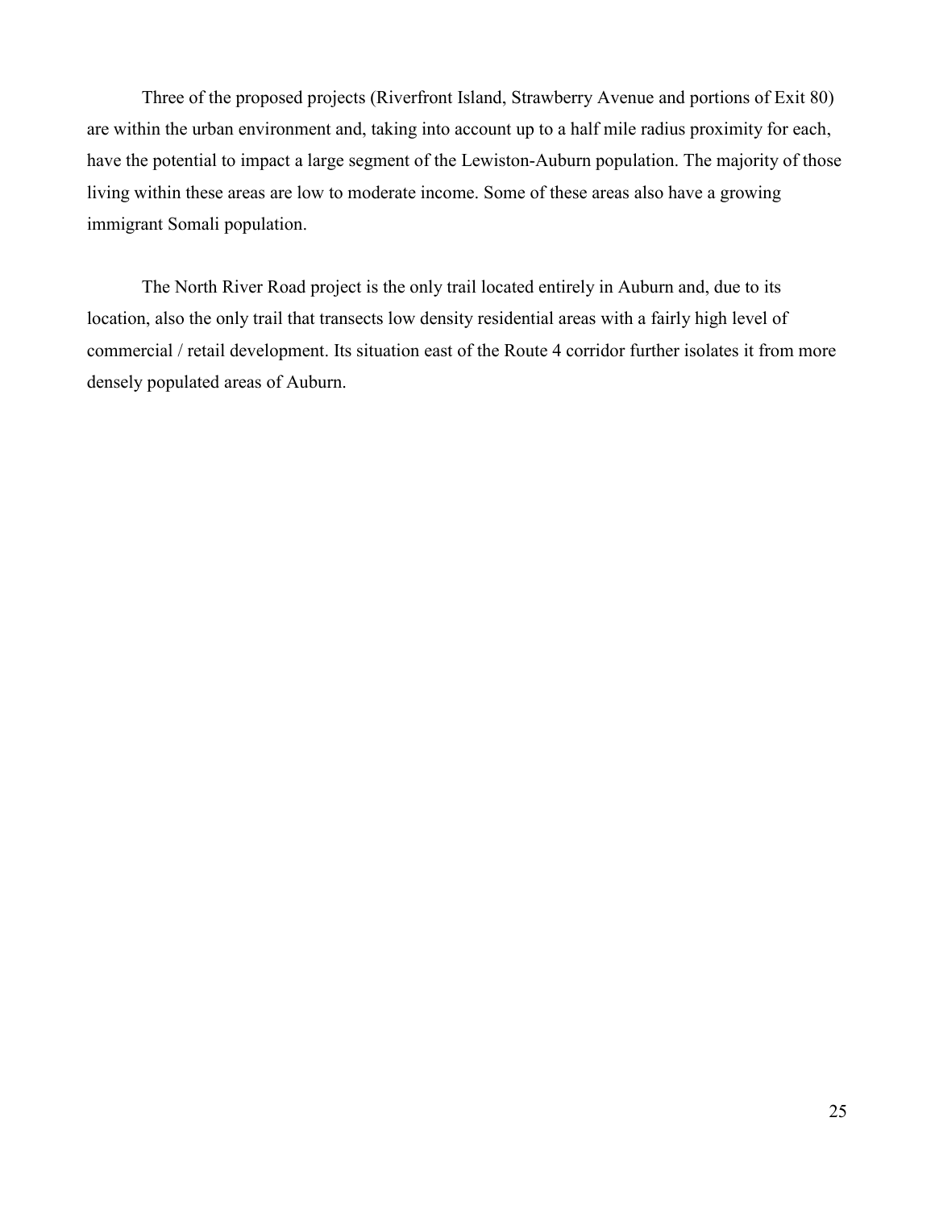Three of the proposed projects (Riverfront Island, Strawberry Avenue and portions of Exit 80) are within the urban environment and, taking into account up to a half mile radius proximity for each, have the potential to impact a large segment of the Lewiston-Auburn population. The majority of those living within these areas are low to moderate income. Some of these areas also have a growing immigrant Somali population.

The North River Road project is the only trail located entirely in Auburn and, due to its location, also the only trail that transects low density residential areas with a fairly high level of commercial / retail development. Its situation east of the Route 4 corridor further isolates it from more densely populated areas of Auburn.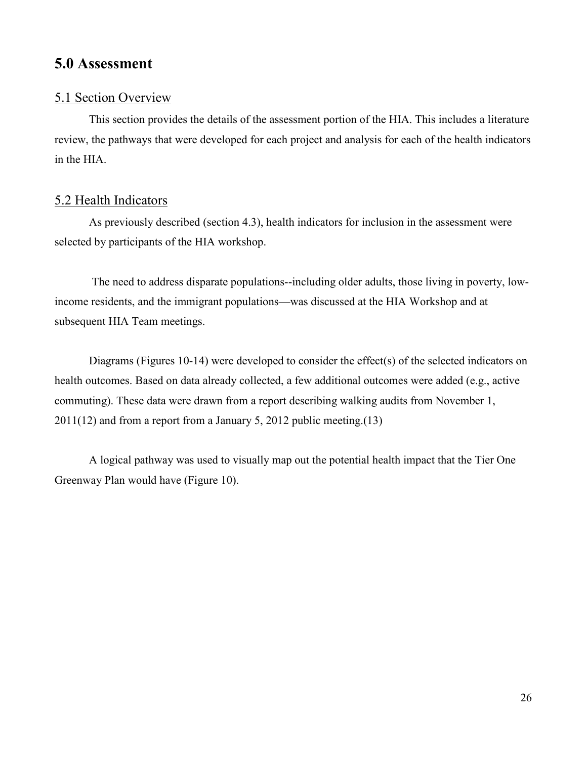# 5.0 Assessment

## 5.1 Section Overview

This section provides the details of the assessment portion of the HIA. This includes a literature review, the pathways that were developed for each project and analysis for each of the health indicators in the HIA.

## 5.2 Health Indicators

As previously described (section 4.3), health indicators for inclusion in the assessment were selected by participants of the HIA workshop.

The need to address disparate populations--including older adults, those living in poverty, low-income residents, and the immigrant populations—was discussed at the HIA Workshop and at subsequent HIA Team meetings.

Diagrams (Figures 10-14) were developed to consider the effect(s) of the selected indicators on health outcomes. Based on data already collected, a few additional outcomes were added (e.g., active commuting). These data were drawn from a report describing walking audits from November 1, 2011(12) and from a report from a January 5, 2012 public meeting.(13)

A logical pathway was used to visually map out the potential health impact that the Tier One Greenway Plan would have (Figure 10).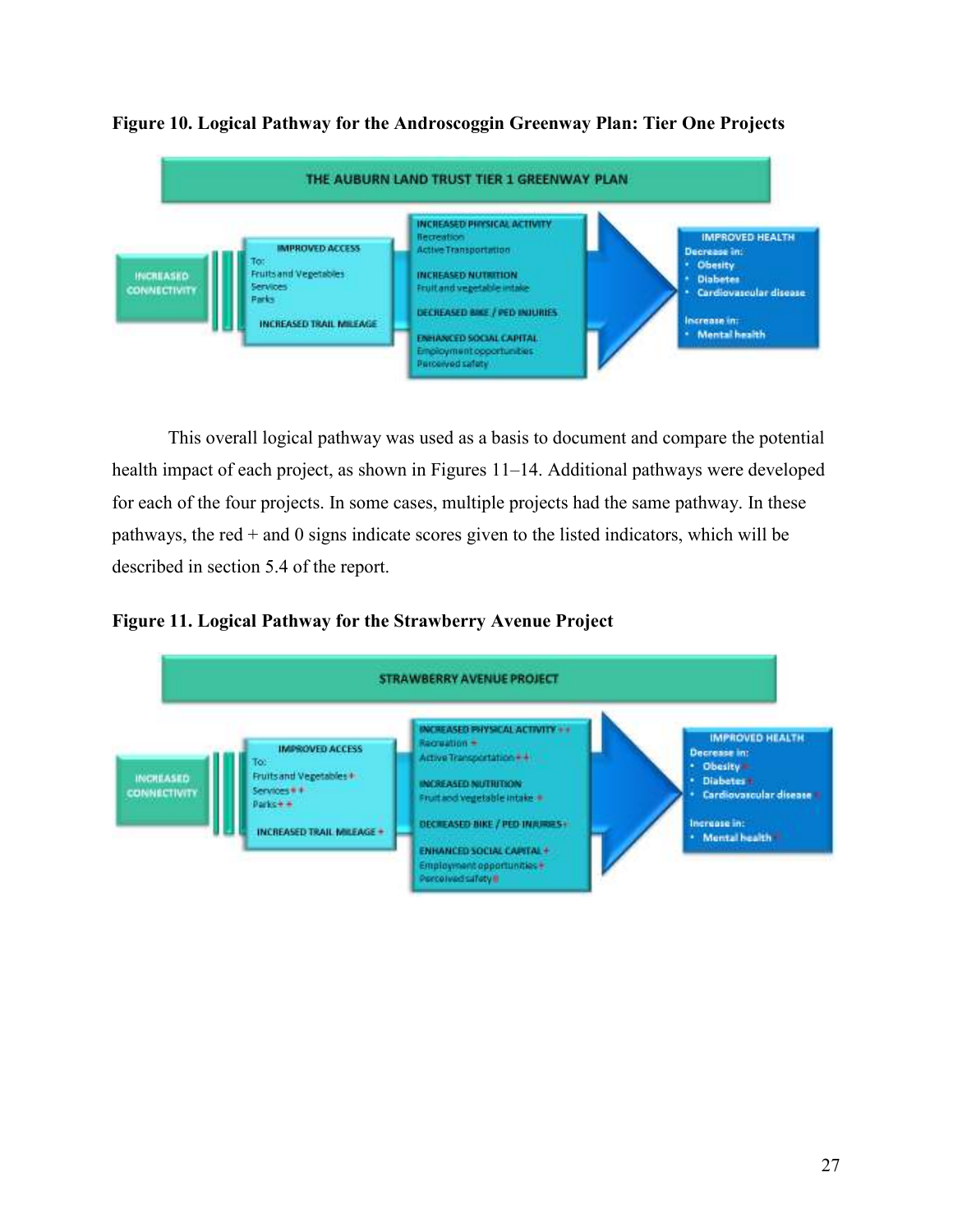**Figure 10. Logical Pathway for the Androscoggin Greenway Plan: Tier One Projects**

THE AUBURN LAND TRUST TIER 1 GREENWAY PLAN

INCREASED CONNECTIVITY

IMPROVED ACCESS
To:
Fruits and Vegetables
Services
Parks

INCREASED TRAIL MILEAGE

INCREASED PHYSICAL ACTIVITY
Recreation
Active Transportation

INCREASED NUTRITION
Fruit and vegetable intake

DECREASED BIKE / PED INJURIES

ENHANCED SOCIAL CAPITAL
Employment opportunities
Perceived safety

IMPROVED HEALTH
Decrease in:
- Obesity
- Diabetes
- Cardiovascular disease

Increase in:
- Mental health

This overall logical pathway was used as a basis to document and compare the potential health impact of each project, as shown in Figures 11–14. Additional pathways were developed for each of the four projects. In some cases, multiple projects had the same pathway. In these pathways, the red + and 0 signs indicate scores given to the listed indicators, which will be described in section 5.4 of the report.

**Figure 11. Logical Pathway for the Strawberry Avenue Project**

STRAWBERRY AVENUE PROJECT

INCREASED CONNECTIVITY

IMPROVED ACCESS
To:
Fruits and Vegetables +
Services + +
Parks + +

INCREASED TRAIL MILEAGE +

INCREASED PHYSICAL ACTIVITY + +
Recreation +
Active Transportation + +

INCREASED NUTRITION
Fruit and vegetable intake +

DECREASED BIKE / PED INJURIES +

ENHANCED SOCIAL CAPITAL +
Employment opportunities +
Perceived safety 0

IMPROVED HEALTH
Decrease in:
- Obesity +
- Diabetes +
- Cardiovascular disease +

Increase in:
- Mental health +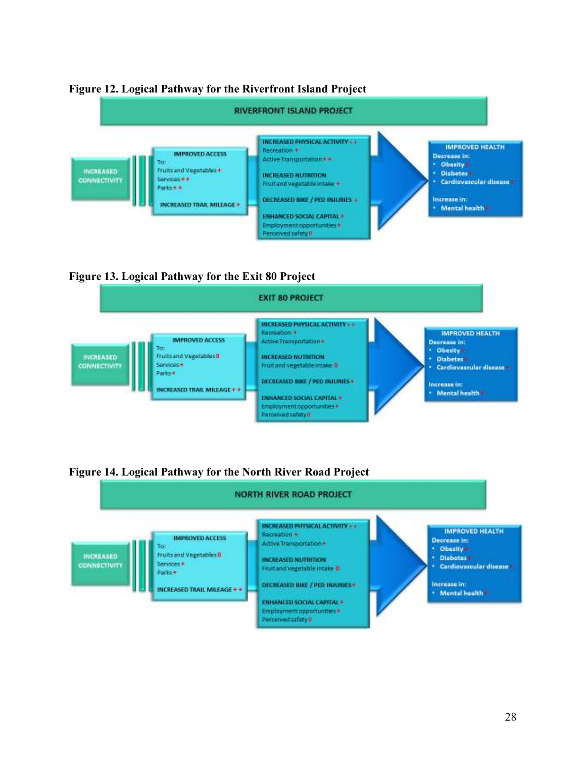**Figure 12. Logical Pathway for the Riverfront Island Project**

RIVERFRONT ISLAND PROJECT

INCREASED CONNECTIVITY

IMPROVED ACCESS
To:
Fruits and Vegetables +
Services + +
Parks + +

INCREASED TRAIL MILEAGE +

INCREASED PHYSICAL ACTIVITY + +
Recreation +
Active Transportation + +

INCREASED NUTRITION
Fruit and vegetable intake +

DECREASED BIKE / PED INJURIES +

ENHANCED SOCIAL CAPITAL +
Employment opportunities +
Perceived safety 0

IMPROVED HEALTH
Decrease in:
- Obesity +
- Diabetes +
- Cardiovascular disease +

Increase in:
- Mental health +

**Figure 13. Logical Pathway for the Exit 80 Project**

EXIT 80 PROJECT

INCREASED CONNECTIVITY

IMPROVED ACCESS
To:
Fruits and Vegetables 0
Services +
Parks +

INCREASED TRAIL MILEAGE + +

INCREASED PHYSICAL ACTIVITY + +
Recreation +
Active Transportation +

INCREASED NUTRITION
Fruit and vegetable intake 0

DECREASED BIKE / PED INJURIES +

ENHANCED SOCIAL CAPITAL +
Employment opportunities +
Perceived safety 0

IMPROVED HEALTH
Decrease in:
- Obesity +
- Diabetes +
- Cardiovascular disease +

Increase in:
- Mental health +

**Figure 14. Logical Pathway for the North River Road Project**

NORTH RIVER ROAD PROJECT

INCREASED CONNECTIVITY

IMPROVED ACCESS
To:
Fruits and Vegetables 0
Services +
Parks +

INCREASED TRAIL MILEAGE + +

INCREASED PHYSICAL ACTIVITY + +
Recreation +
Active Transportation +

INCREASED NUTRITION
Fruit and vegetable intake 0

DECREASED BIKE / PED INJURIES +

ENHANCED SOCIAL CAPITAL +
Employment opportunities +
Perceived safety 0

IMPROVED HEALTH
Decrease in:
- Obesity +
- Diabetes +
- Cardiovascular disease +

Increase in:
- Mental health +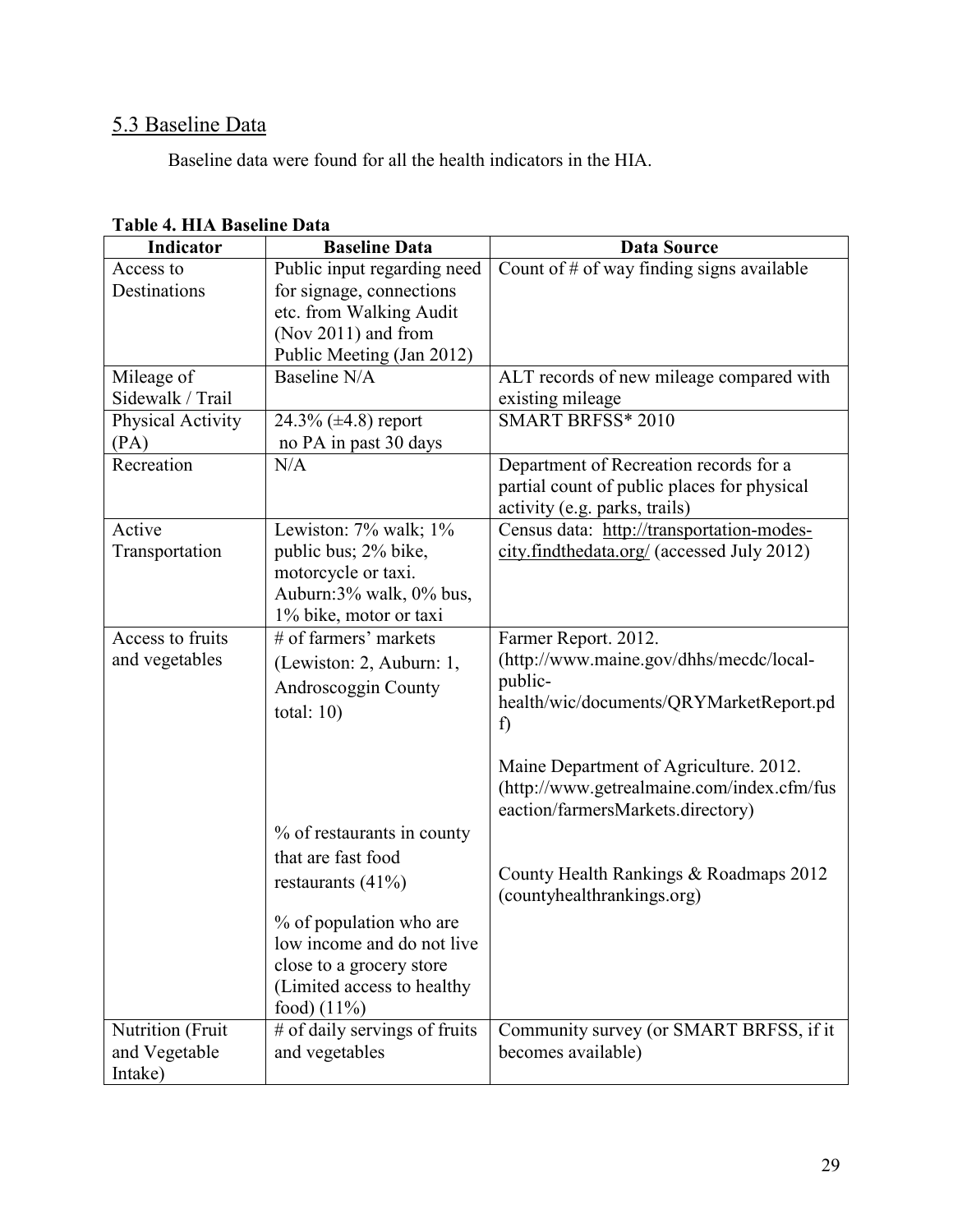## 5.3 Baseline Data

Baseline data were found for all the health indicators in the HIA.

**Table 4. HIA Baseline Data**

| Indicator | Baseline Data | Data Source |
|---|---|---|
| Access to Destinations | Public input regarding need for signage, connections etc. from Walking Audit (Nov 2011) and from Public Meeting (Jan 2012) | Count of # of way finding signs available |
| Mileage of Sidewalk / Trail | Baseline N/A | ALT records of new mileage compared with existing mileage |
| Physical Activity (PA) | 24.3% (±4.8) report no PA in past 30 days | SMART BRFSS* 2010 |
| Recreation | N/A | Department of Recreation records for a partial count of public places for physical activity (e.g. parks, trails) |
| Active Transportation | Lewiston: 7% walk; 1% public bus; 2% bike, motorcycle or taxi. Auburn:3% walk, 0% bus, 1% bike, motor or taxi | Census data: http://transportation-modes-city.findthedata.org/ (accessed July 2012) |
| Access to fruits and vegetables | # of farmers' markets (Lewiston: 2, Auburn: 1, Androscoggin County total: 10) | Farmer Report. 2012. (http://www.maine.gov/dhhs/mecdc/local-public-health/wic/documents/QRYMarketReport.pdf)<br><br>Maine Department of Agriculture. 2012. (http://www.getrealmaine.com/index.cfm/fuseaction/farmersMarkets.directory) |
| | % of restaurants in county that are fast food restaurants (41%)<br><br>% of population who are low income and do not live close to a grocery store (Limited access to healthy food) (11%) | County Health Rankings & Roadmaps 2012 (countyhealthrankings.org) |
| Nutrition (Fruit and Vegetable Intake) | # of daily servings of fruits and vegetables | Community survey (or SMART BRFSS, if it becomes available) |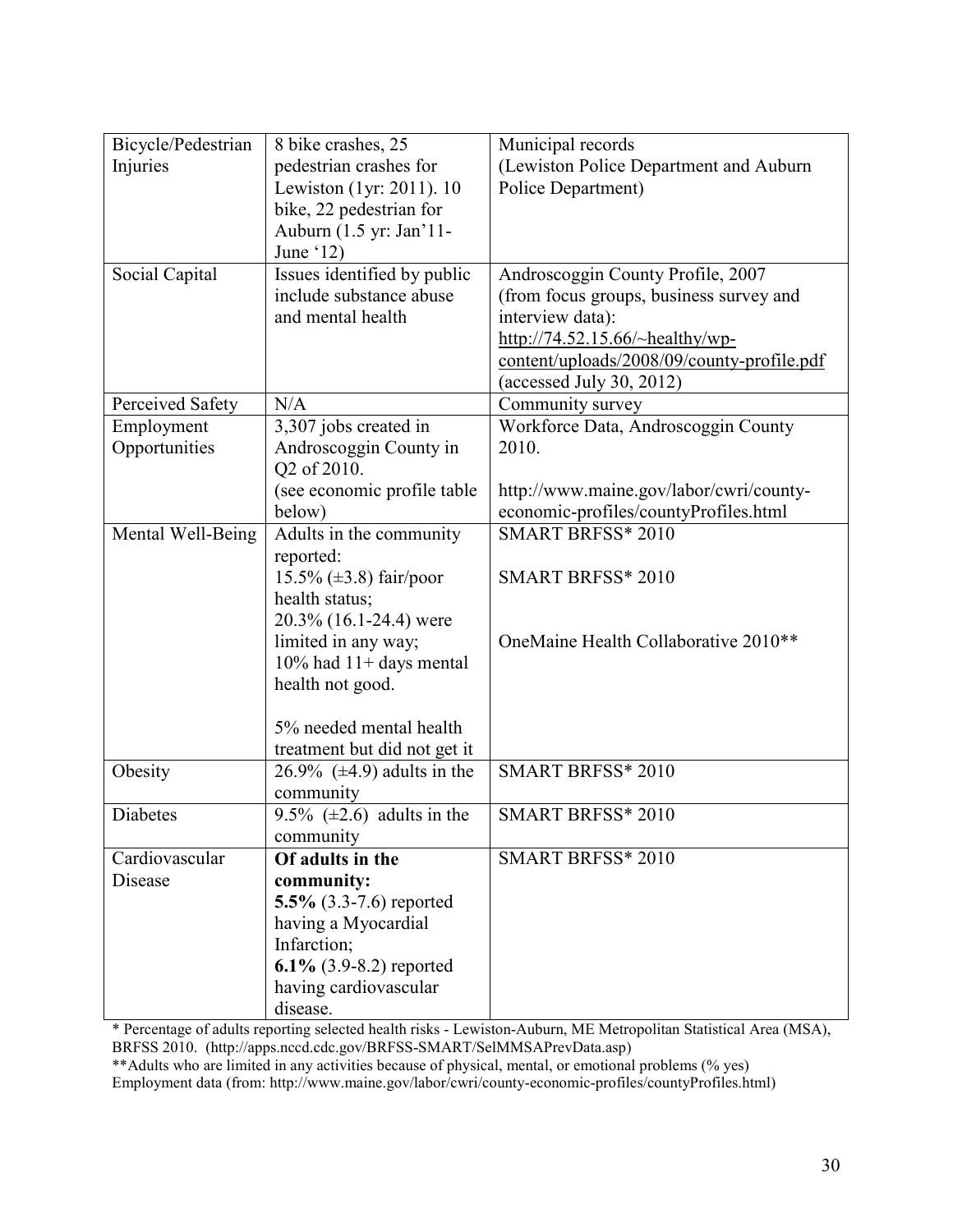| Bicycle/Pedestrian Injuries | 8 bike crashes, 25 pedestrian crashes for Lewiston (1yr: 2011). 10 bike, 22 pedestrian for Auburn (1.5 yr: Jan'11-June '12) | Municipal records (Lewiston Police Department and Auburn Police Department) |
|---|---|---|
| Social Capital | Issues identified by public include substance abuse and mental health | Androscoggin County Profile, 2007 (from focus groups, business survey and interview data): http://74.52.15.66/~healthy/wp-content/uploads/2008/09/county-profile.pdf (accessed July 30, 2012) |
| Perceived Safety | N/A | Community survey |
| Employment Opportunities | 3,307 jobs created in Androscoggin County in Q2 of 2010. (see economic profile table below) | Workforce Data, Androscoggin County 2010. http://www.maine.gov/labor/cwri/county-economic-profiles/countyProfiles.html |
| Mental Well-Being | Adults in the community reported: 15.5% (±3.8) fair/poor health status; 20.3% (16.1-24.4) were limited in any way; 10% had 11+ days mental health not good. 5% needed mental health treatment but did not get it | SMART BRFSS* 2010<br>SMART BRFSS* 2010<br>OneMaine Health Collaborative 2010** |
| Obesity | 26.9% (±4.9) adults in the community | SMART BRFSS* 2010 |
| Diabetes | 9.5% (±2.6) adults in the community | SMART BRFSS* 2010 |
| Cardiovascular Disease | **Of adults in the community:** **5.5%** (3.3-7.6) reported having a Myocardial Infarction; **6.1%** (3.9-8.2) reported having cardiovascular disease. | SMART BRFSS* 2010 |

* Percentage of adults reporting selected health risks - Lewiston-Auburn, ME Metropolitan Statistical Area (MSA), BRFSS 2010. (http://apps.nccd.cdc.gov/BRFSS-SMART/SelMMSAPrevData.asp)

**Adults who are limited in any activities because of physical, mental, or emotional problems (% yes)

Employment data (from: http://www.maine.gov/labor/cwri/county-economic-profiles/countyProfiles.html)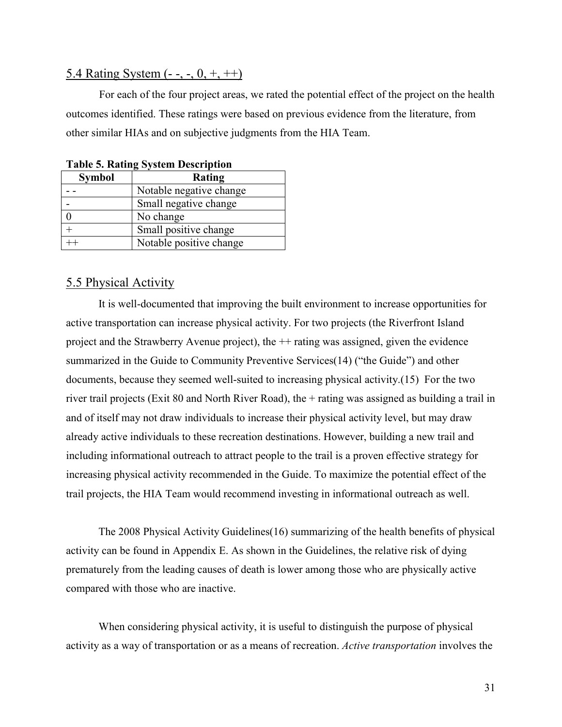## 5.4 Rating System (- -, -, 0, +, ++)

For each of the four project areas, we rated the potential effect of the project on the health outcomes identified. These ratings were based on previous evidence from the literature, from other similar HIAs and on subjective judgments from the HIA Team.

**Table 5. Rating System Description**

| Symbol | Rating |
|---|---|
| - - | Notable negative change |
| - | Small negative change |
| 0 | No change |
| + | Small positive change |
| ++ | Notable positive change |

## 5.5 Physical Activity

It is well-documented that improving the built environment to increase opportunities for active transportation can increase physical activity. For two projects (the Riverfront Island project and the Strawberry Avenue project), the ++ rating was assigned, given the evidence summarized in the Guide to Community Preventive Services(14) ("the Guide") and other documents, because they seemed well-suited to increasing physical activity.(15) For the two river trail projects (Exit 80 and North River Road), the + rating was assigned as building a trail in and of itself may not draw individuals to increase their physical activity level, but may draw already active individuals to these recreation destinations. However, building a new trail and including informational outreach to attract people to the trail is a proven effective strategy for increasing physical activity recommended in the Guide. To maximize the potential effect of the trail projects, the HIA Team would recommend investing in informational outreach as well.

The 2008 Physical Activity Guidelines(16) summarizing of the health benefits of physical activity can be found in Appendix E. As shown in the Guidelines, the relative risk of dying prematurely from the leading causes of death is lower among those who are physically active compared with those who are inactive.

When considering physical activity, it is useful to distinguish the purpose of physical activity as a way of transportation or as a means of recreation. *Active transportation* involves the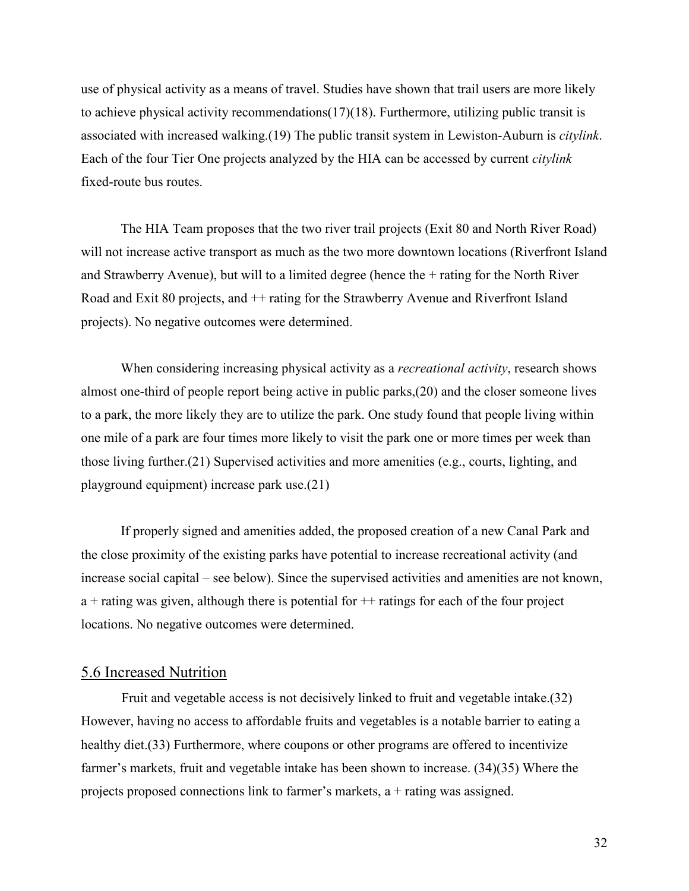use of physical activity as a means of travel. Studies have shown that trail users are more likely to achieve physical activity recommendations(17)(18). Furthermore, utilizing public transit is associated with increased walking.(19) The public transit system in Lewiston-Auburn is *citylink*. Each of the four Tier One projects analyzed by the HIA can be accessed by current *citylink* fixed-route bus routes.

The HIA Team proposes that the two river trail projects (Exit 80 and North River Road) will not increase active transport as much as the two more downtown locations (Riverfront Island and Strawberry Avenue), but will to a limited degree (hence the + rating for the North River Road and Exit 80 projects, and ++ rating for the Strawberry Avenue and Riverfront Island projects). No negative outcomes were determined.

When considering increasing physical activity as a *recreational activity*, research shows almost one-third of people report being active in public parks,(20) and the closer someone lives to a park, the more likely they are to utilize the park. One study found that people living within one mile of a park are four times more likely to visit the park one or more times per week than those living further.(21) Supervised activities and more amenities (e.g., courts, lighting, and playground equipment) increase park use.(21)

If properly signed and amenities added, the proposed creation of a new Canal Park and the close proximity of the existing parks have potential to increase recreational activity (and increase social capital – see below). Since the supervised activities and amenities are not known, a + rating was given, although there is potential for ++ ratings for each of the four project locations. No negative outcomes were determined.

## 5.6 Increased Nutrition

Fruit and vegetable access is not decisively linked to fruit and vegetable intake.(32) However, having no access to affordable fruits and vegetables is a notable barrier to eating a healthy diet.(33) Furthermore, where coupons or other programs are offered to incentivize farmer's markets, fruit and vegetable intake has been shown to increase. (34)(35) Where the projects proposed connections link to farmer's markets, a + rating was assigned.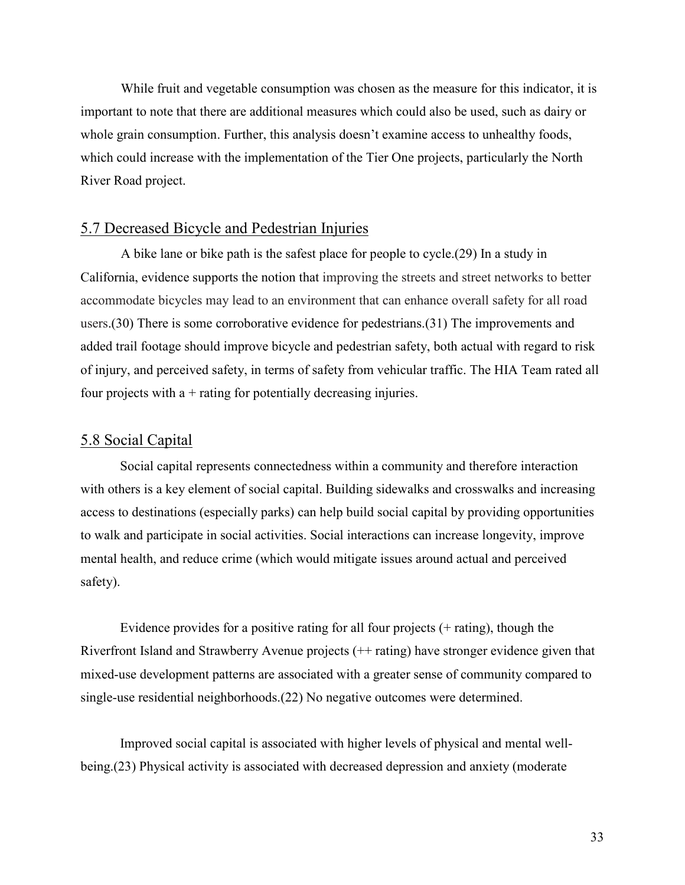While fruit and vegetable consumption was chosen as the measure for this indicator, it is important to note that there are additional measures which could also be used, such as dairy or whole grain consumption. Further, this analysis doesn't examine access to unhealthy foods, which could increase with the implementation of the Tier One projects, particularly the North River Road project.

## 5.7 Decreased Bicycle and Pedestrian Injuries

A bike lane or bike path is the safest place for people to cycle.(29) In a study in California, evidence supports the notion that improving the streets and street networks to better accommodate bicycles may lead to an environment that can enhance overall safety for all road users.(30) There is some corroborative evidence for pedestrians.(31) The improvements and added trail footage should improve bicycle and pedestrian safety, both actual with regard to risk of injury, and perceived safety, in terms of safety from vehicular traffic. The HIA Team rated all four projects with a + rating for potentially decreasing injuries.

## 5.8 Social Capital

Social capital represents connectedness within a community and therefore interaction with others is a key element of social capital. Building sidewalks and crosswalks and increasing access to destinations (especially parks) can help build social capital by providing opportunities to walk and participate in social activities. Social interactions can increase longevity, improve mental health, and reduce crime (which would mitigate issues around actual and perceived safety).

Evidence provides for a positive rating for all four projects (+ rating), though the Riverfront Island and Strawberry Avenue projects (++ rating) have stronger evidence given that mixed-use development patterns are associated with a greater sense of community compared to single-use residential neighborhoods.(22) No negative outcomes were determined.

Improved social capital is associated with higher levels of physical and mental well-being.(23) Physical activity is associated with decreased depression and anxiety (moderate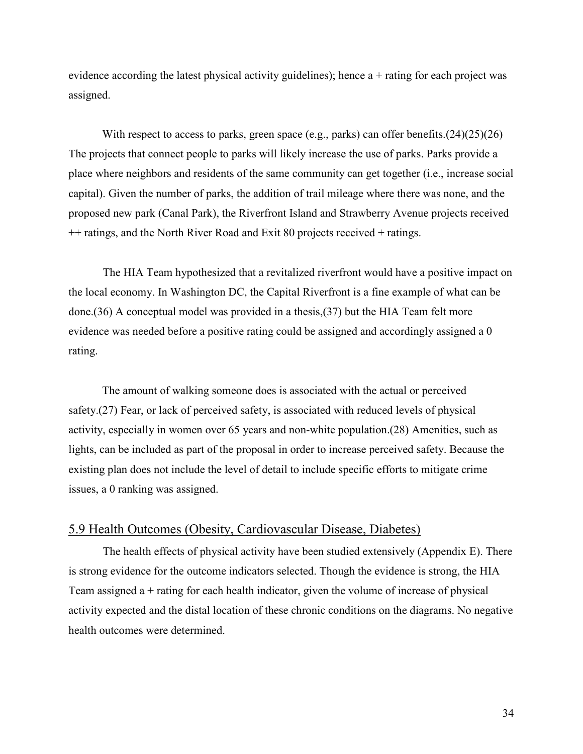evidence according the latest physical activity guidelines); hence a + rating for each project was assigned.

With respect to access to parks, green space (e.g., parks) can offer benefits.(24)(25)(26) The projects that connect people to parks will likely increase the use of parks. Parks provide a place where neighbors and residents of the same community can get together (i.e., increase social capital). Given the number of parks, the addition of trail mileage where there was none, and the proposed new park (Canal Park), the Riverfront Island and Strawberry Avenue projects received ++ ratings, and the North River Road and Exit 80 projects received + ratings.

The HIA Team hypothesized that a revitalized riverfront would have a positive impact on the local economy. In Washington DC, the Capital Riverfront is a fine example of what can be done.(36) A conceptual model was provided in a thesis,(37) but the HIA Team felt more evidence was needed before a positive rating could be assigned and accordingly assigned a 0 rating.

The amount of walking someone does is associated with the actual or perceived safety.(27) Fear, or lack of perceived safety, is associated with reduced levels of physical activity, especially in women over 65 years and non-white population.(28) Amenities, such as lights, can be included as part of the proposal in order to increase perceived safety. Because the existing plan does not include the level of detail to include specific efforts to mitigate crime issues, a 0 ranking was assigned.

## 5.9 Health Outcomes (Obesity, Cardiovascular Disease, Diabetes)

The health effects of physical activity have been studied extensively (Appendix E). There is strong evidence for the outcome indicators selected. Though the evidence is strong, the HIA Team assigned a + rating for each health indicator, given the volume of increase of physical activity expected and the distal location of these chronic conditions on the diagrams. No negative health outcomes were determined.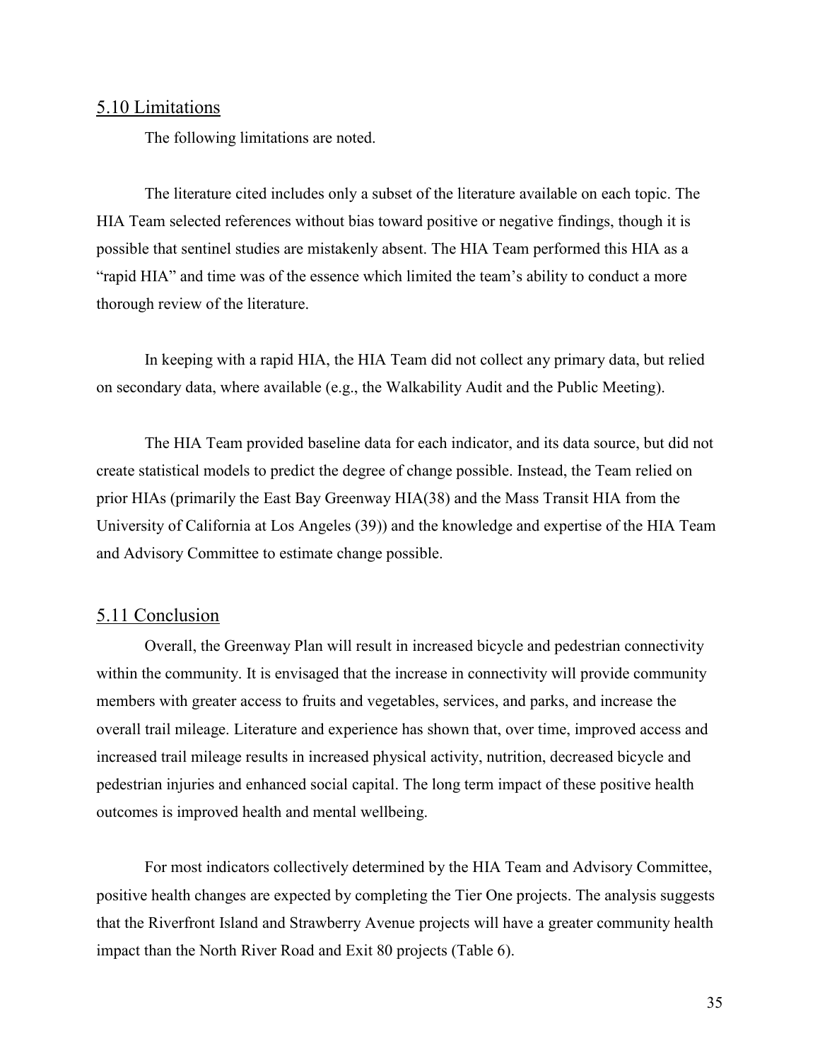## 5.10 Limitations

The following limitations are noted.

The literature cited includes only a subset of the literature available on each topic. The HIA Team selected references without bias toward positive or negative findings, though it is possible that sentinel studies are mistakenly absent. The HIA Team performed this HIA as a "rapid HIA" and time was of the essence which limited the team's ability to conduct a more thorough review of the literature.

In keeping with a rapid HIA, the HIA Team did not collect any primary data, but relied on secondary data, where available (e.g., the Walkability Audit and the Public Meeting).

The HIA Team provided baseline data for each indicator, and its data source, but did not create statistical models to predict the degree of change possible. Instead, the Team relied on prior HIAs (primarily the East Bay Greenway HIA(38) and the Mass Transit HIA from the University of California at Los Angeles (39)) and the knowledge and expertise of the HIA Team and Advisory Committee to estimate change possible.

## 5.11 Conclusion

Overall, the Greenway Plan will result in increased bicycle and pedestrian connectivity within the community. It is envisaged that the increase in connectivity will provide community members with greater access to fruits and vegetables, services, and parks, and increase the overall trail mileage. Literature and experience has shown that, over time, improved access and increased trail mileage results in increased physical activity, nutrition, decreased bicycle and pedestrian injuries and enhanced social capital. The long term impact of these positive health outcomes is improved health and mental wellbeing.

For most indicators collectively determined by the HIA Team and Advisory Committee, positive health changes are expected by completing the Tier One projects. The analysis suggests that the Riverfront Island and Strawberry Avenue projects will have a greater community health impact than the North River Road and Exit 80 projects (Table 6).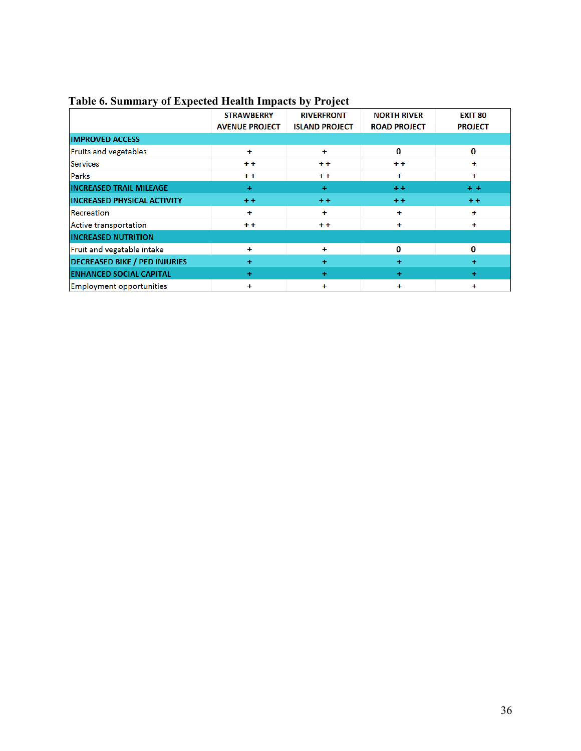**Table 6. Summary of Expected Health Impacts by Project**

| | STRAWBERRY AVENUE PROJECT | RIVERFRONT ISLAND PROJECT | NORTH RIVER ROAD PROJECT | EXIT 80 PROJECT |
|---|---|---|---|---|
| IMPROVED ACCESS | | | | |
| Fruits and vegetables | + | + | 0 | 0 |
| Services | + + | + + | + + | + |
| Parks | + + | + + | + | + |
| INCREASED TRAIL MILEAGE | + | + | + + | + + |
| INCREASED PHYSICAL ACTIVITY | + + | + + | + + | + + |
| Recreation | + | + | + | + |
| Active transportation | + + | + + | + | + |
| INCREASED NUTRITION | | | | |
| Fruit and vegetable intake | + | + | 0 | 0 |
| DECREASED BIKE / PED INJURIES | + | + | + | + |
| ENHANCED SOCIAL CAPITAL | + | + | + | + |
| Employment opportunities | + | + | + | + |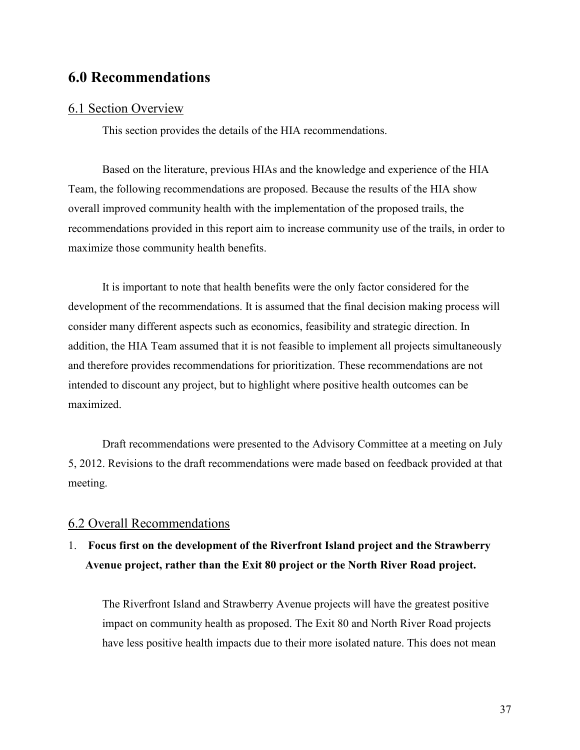# 6.0 Recommendations

## 6.1 Section Overview

This section provides the details of the HIA recommendations.

Based on the literature, previous HIAs and the knowledge and experience of the HIA Team, the following recommendations are proposed. Because the results of the HIA show overall improved community health with the implementation of the proposed trails, the recommendations provided in this report aim to increase community use of the trails, in order to maximize those community health benefits.

It is important to note that health benefits were the only factor considered for the development of the recommendations. It is assumed that the final decision making process will consider many different aspects such as economics, feasibility and strategic direction. In addition, the HIA Team assumed that it is not feasible to implement all projects simultaneously and therefore provides recommendations for prioritization. These recommendations are not intended to discount any project, but to highlight where positive health outcomes can be maximized.

Draft recommendations were presented to the Advisory Committee at a meeting on July 5, 2012. Revisions to the draft recommendations were made based on feedback provided at that meeting.

## 6.2 Overall Recommendations

1. **Focus first on the development of the Riverfront Island project and the Strawberry Avenue project, rather than the Exit 80 project or the North River Road project.**

   The Riverfront Island and Strawberry Avenue projects will have the greatest positive impact on community health as proposed. The Exit 80 and North River Road projects have less positive health impacts due to their more isolated nature. This does not mean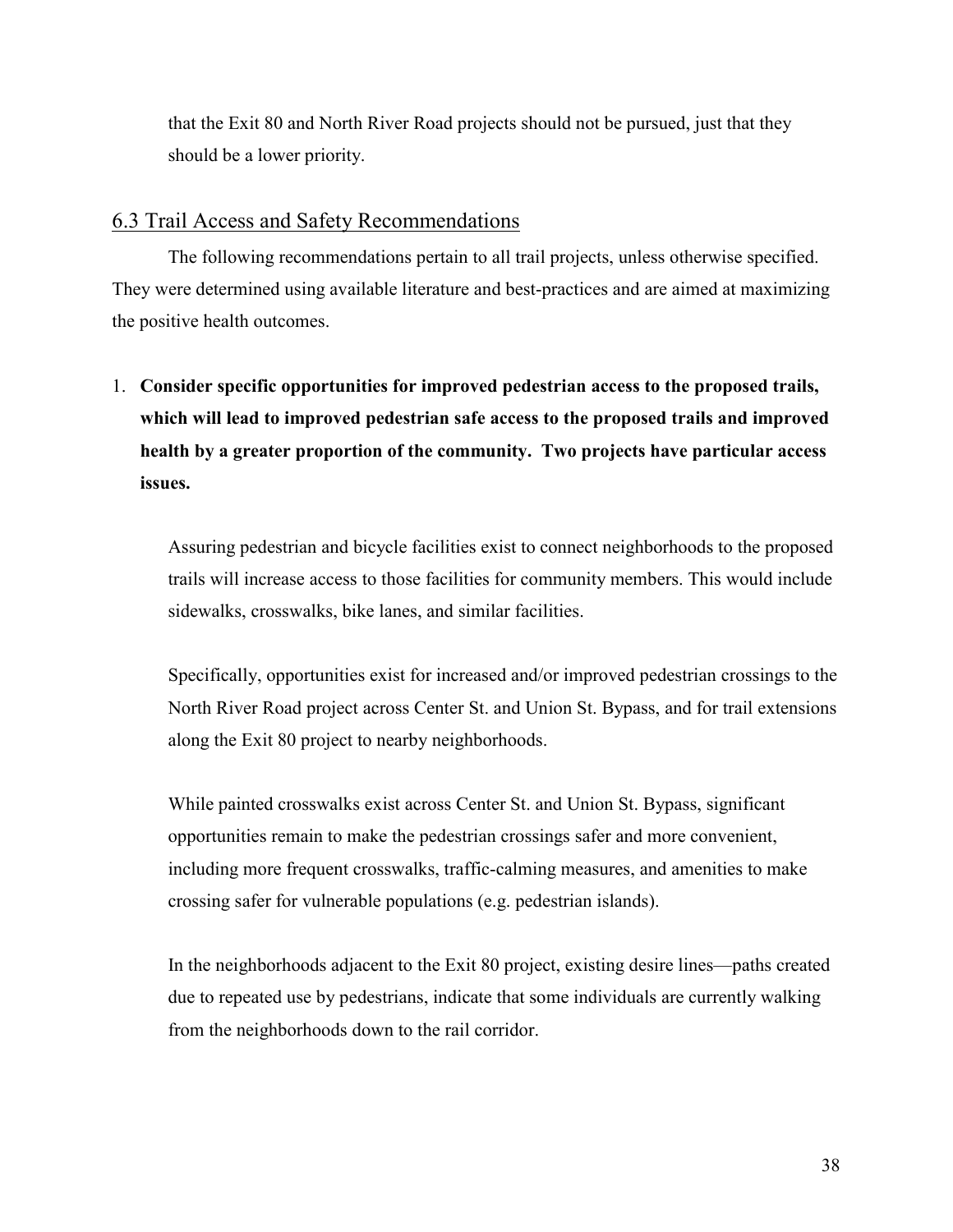that the Exit 80 and North River Road projects should not be pursued, just that they should be a lower priority.

## 6.3 Trail Access and Safety Recommendations

The following recommendations pertain to all trail projects, unless otherwise specified. They were determined using available literature and best-practices and are aimed at maximizing the positive health outcomes.

1. **Consider specific opportunities for improved pedestrian access to the proposed trails, which will lead to improved pedestrian safe access to the proposed trails and improved health by a greater proportion of the community. Two projects have particular access issues.**

   Assuring pedestrian and bicycle facilities exist to connect neighborhoods to the proposed trails will increase access to those facilities for community members. This would include sidewalks, crosswalks, bike lanes, and similar facilities.

   Specifically, opportunities exist for increased and/or improved pedestrian crossings to the North River Road project across Center St. and Union St. Bypass, and for trail extensions along the Exit 80 project to nearby neighborhoods.

   While painted crosswalks exist across Center St. and Union St. Bypass, significant opportunities remain to make the pedestrian crossings safer and more convenient, including more frequent crosswalks, traffic-calming measures, and amenities to make crossing safer for vulnerable populations (e.g. pedestrian islands).

   In the neighborhoods adjacent to the Exit 80 project, existing desire lines—paths created due to repeated use by pedestrians, indicate that some individuals are currently walking from the neighborhoods down to the rail corridor.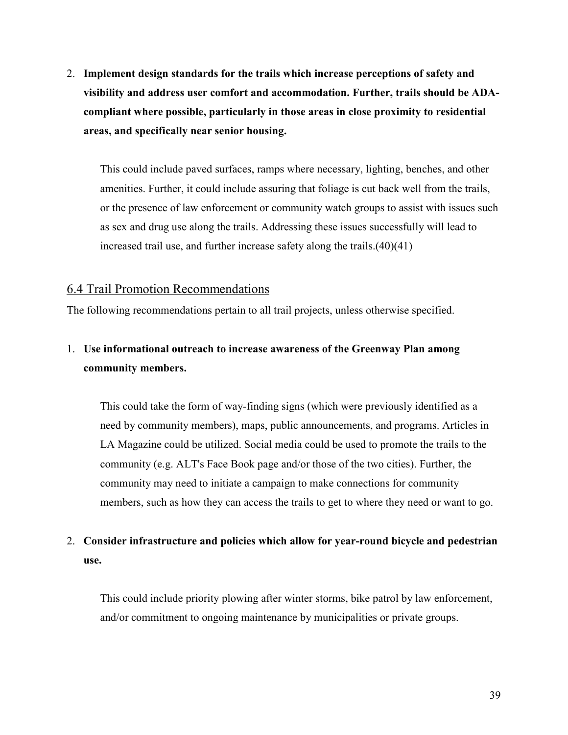2. **Implement design standards for the trails which increase perceptions of safety and visibility and address user comfort and accommodation. Further, trails should be ADA-compliant where possible, particularly in those areas in close proximity to residential areas, and specifically near senior housing.**

   This could include paved surfaces, ramps where necessary, lighting, benches, and other amenities. Further, it could include assuring that foliage is cut back well from the trails, or the presence of law enforcement or community watch groups to assist with issues such as sex and drug use along the trails. Addressing these issues successfully will lead to increased trail use, and further increase safety along the trails.(40)(41)

## 6.4 Trail Promotion Recommendations

The following recommendations pertain to all trail projects, unless otherwise specified.

1. **Use informational outreach to increase awareness of the Greenway Plan among community members.**

   This could take the form of way-finding signs (which were previously identified as a need by community members), maps, public announcements, and programs. Articles in LA Magazine could be utilized. Social media could be used to promote the trails to the community (e.g. ALT's Face Book page and/or those of the two cities). Further, the community may need to initiate a campaign to make connections for community members, such as how they can access the trails to get to where they need or want to go.

2. **Consider infrastructure and policies which allow for year-round bicycle and pedestrian use.**

   This could include priority plowing after winter storms, bike patrol by law enforcement, and/or commitment to ongoing maintenance by municipalities or private groups.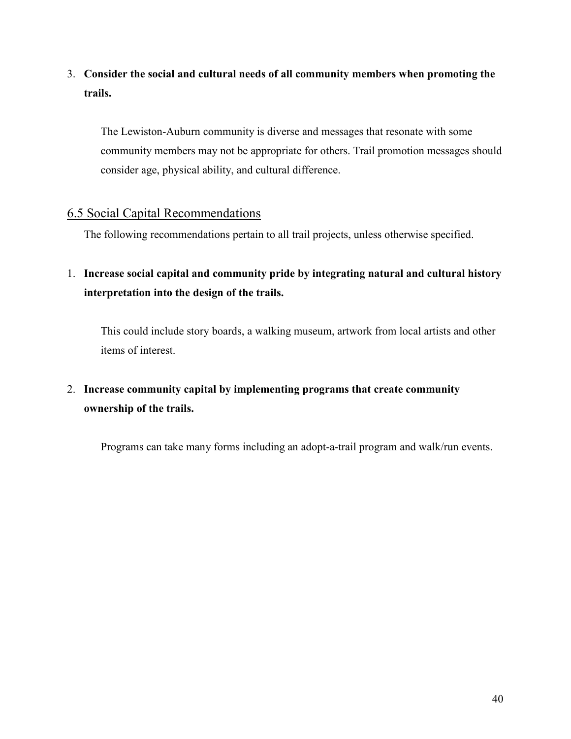3. **Consider the social and cultural needs of all community members when promoting the trails.**

   The Lewiston-Auburn community is diverse and messages that resonate with some community members may not be appropriate for others. Trail promotion messages should consider age, physical ability, and cultural difference.

## 6.5 Social Capital Recommendations

The following recommendations pertain to all trail projects, unless otherwise specified.

1. **Increase social capital and community pride by integrating natural and cultural history interpretation into the design of the trails.**

   This could include story boards, a walking museum, artwork from local artists and other items of interest.

2. **Increase community capital by implementing programs that create community ownership of the trails.**

   Programs can take many forms including an adopt-a-trail program and walk/run events.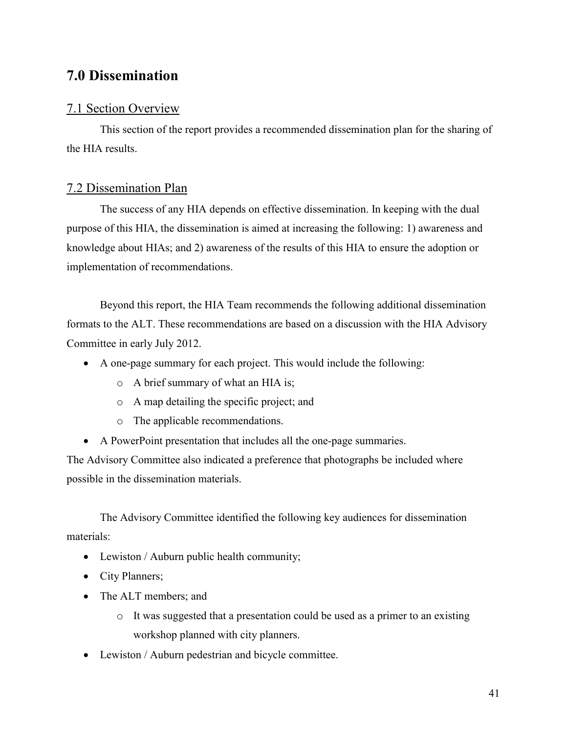# 7.0 Dissemination

## 7.1 Section Overview

This section of the report provides a recommended dissemination plan for the sharing of the HIA results.

## 7.2 Dissemination Plan

The success of any HIA depends on effective dissemination. In keeping with the dual purpose of this HIA, the dissemination is aimed at increasing the following: 1) awareness and knowledge about HIAs; and 2) awareness of the results of this HIA to ensure the adoption or implementation of recommendations.

Beyond this report, the HIA Team recommends the following additional dissemination formats to the ALT. These recommendations are based on a discussion with the HIA Advisory Committee in early July 2012.

- A one-page summary for each project. This would include the following:
    - A brief summary of what an HIA is;
    - A map detailing the specific project; and
    - The applicable recommendations.
- A PowerPoint presentation that includes all the one-page summaries.

The Advisory Committee also indicated a preference that photographs be included where possible in the dissemination materials.

The Advisory Committee identified the following key audiences for dissemination materials:

- Lewiston / Auburn public health community;
- City Planners;
- The ALT members; and
    - It was suggested that a presentation could be used as a primer to an existing workshop planned with city planners.
- Lewiston / Auburn pedestrian and bicycle committee.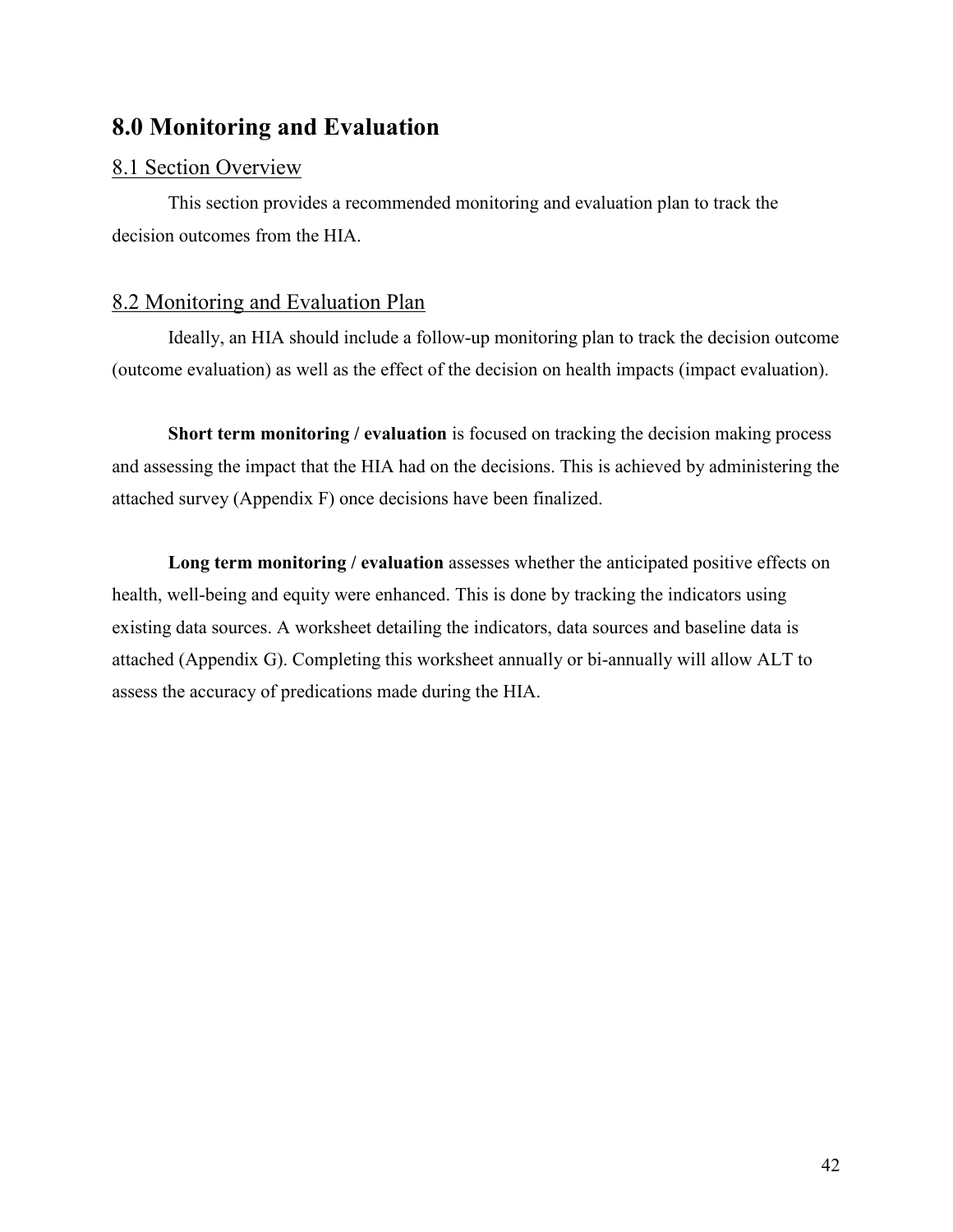# 8.0 Monitoring and Evaluation

## 8.1 Section Overview

This section provides a recommended monitoring and evaluation plan to track the decision outcomes from the HIA.

## 8.2 Monitoring and Evaluation Plan

Ideally, an HIA should include a follow-up monitoring plan to track the decision outcome (outcome evaluation) as well as the effect of the decision on health impacts (impact evaluation).

**Short term monitoring / evaluation** is focused on tracking the decision making process and assessing the impact that the HIA had on the decisions. This is achieved by administering the attached survey (Appendix F) once decisions have been finalized.

**Long term monitoring / evaluation** assesses whether the anticipated positive effects on health, well-being and equity were enhanced. This is done by tracking the indicators using existing data sources. A worksheet detailing the indicators, data sources and baseline data is attached (Appendix G). Completing this worksheet annually or bi-annually will allow ALT to assess the accuracy of predications made during the HIA.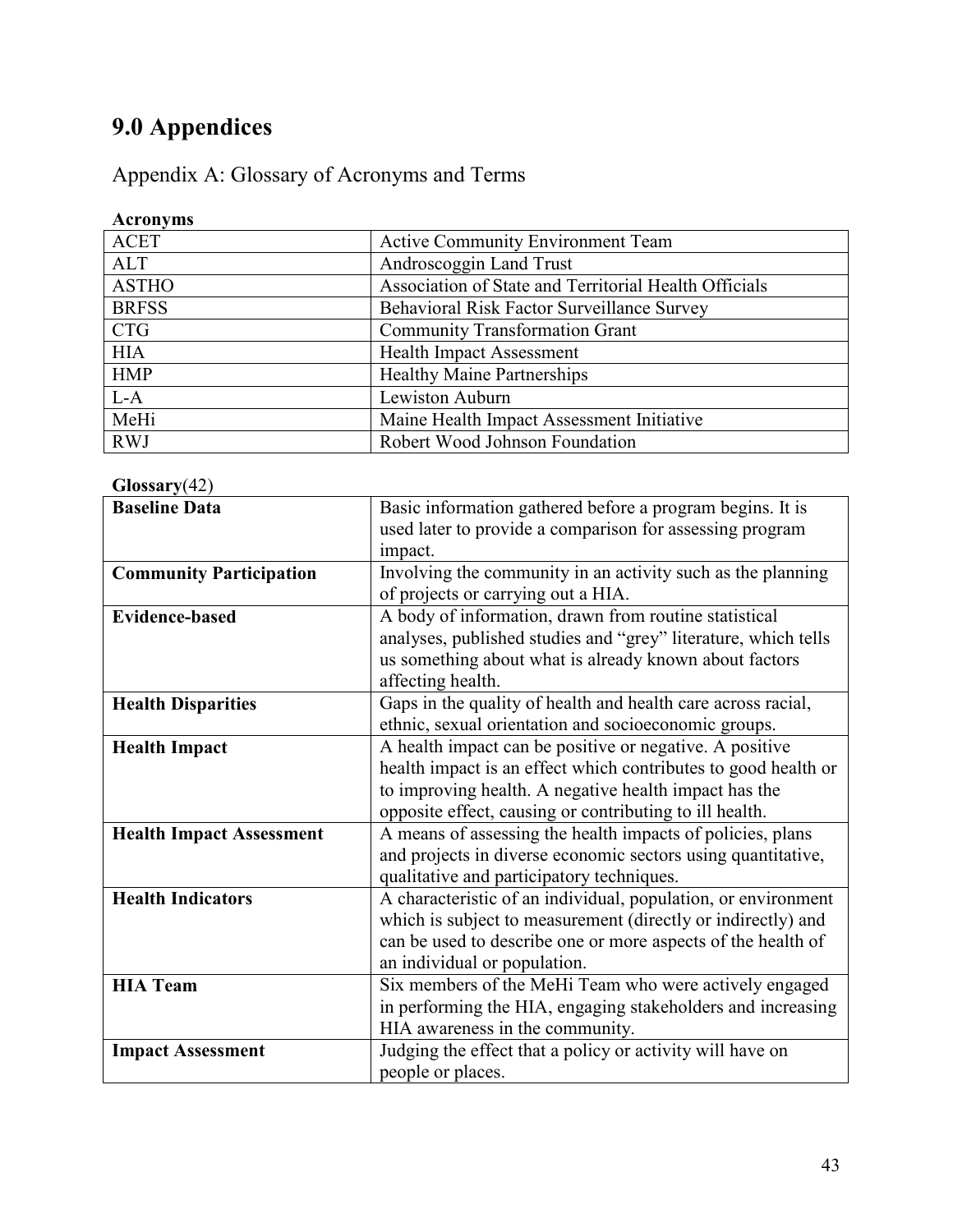# 9.0 Appendices

## Appendix A: Glossary of Acronyms and Terms

**Acronyms**

| ACET | Active Community Environment Team |
|---|---|
| ALT | Androscoggin Land Trust |
| ASTHO | Association of State and Territorial Health Officials |
| BRFSS | Behavioral Risk Factor Surveillance Survey |
| CTG | Community Transformation Grant |
| HIA | Health Impact Assessment |
| HMP | Healthy Maine Partnerships |
| L-A | Lewiston Auburn |
| MeHi | Maine Health Impact Assessment Initiative |
| RWJ | Robert Wood Johnson Foundation |

**Glossary**(42)

| **Baseline Data** | Basic information gathered before a program begins. It is used later to provide a comparison for assessing program impact. |
|---|---|
| **Community Participation** | Involving the community in an activity such as the planning of projects or carrying out a HIA. |
| **Evidence-based** | A body of information, drawn from routine statistical analyses, published studies and "grey" literature, which tells us something about what is already known about factors affecting health. |
| **Health Disparities** | Gaps in the quality of health and health care across racial, ethnic, sexual orientation and socioeconomic groups. |
| **Health Impact** | A health impact can be positive or negative. A positive health impact is an effect which contributes to good health or to improving health. A negative health impact has the opposite effect, causing or contributing to ill health. |
| **Health Impact Assessment** | A means of assessing the health impacts of policies, plans and projects in diverse economic sectors using quantitative, qualitative and participatory techniques. |
| **Health Indicators** | A characteristic of an individual, population, or environment which is subject to measurement (directly or indirectly) and can be used to describe one or more aspects of the health of an individual or population. |
| **HIA Team** | Six members of the MeHi Team who were actively engaged in performing the HIA, engaging stakeholders and increasing HIA awareness in the community. |
| **Impact Assessment** | Judging the effect that a policy or activity will have on people or places. |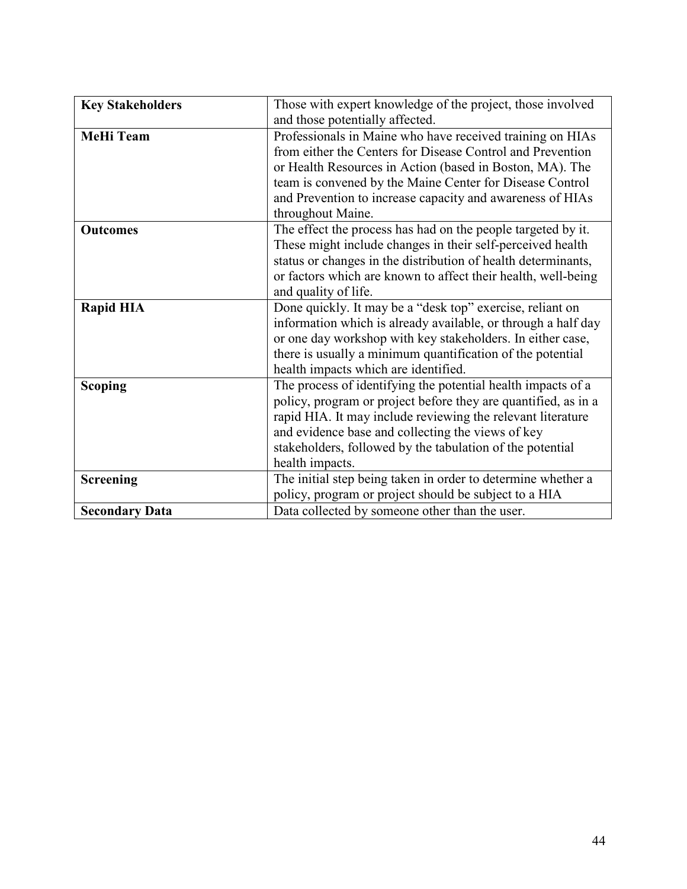| | |
|---|---|
| **Key Stakeholders** | Those with expert knowledge of the project, those involved and those potentially affected. |
| **MeHi Team** | Professionals in Maine who have received training on HIAs from either the Centers for Disease Control and Prevention or Health Resources in Action (based in Boston, MA). The team is convened by the Maine Center for Disease Control and Prevention to increase capacity and awareness of HIAs throughout Maine. |
| **Outcomes** | The effect the process has had on the people targeted by it. These might include changes in their self-perceived health status or changes in the distribution of health determinants, or factors which are known to affect their health, well-being and quality of life. |
| **Rapid HIA** | Done quickly. It may be a "desk top" exercise, reliant on information which is already available, or through a half day or one day workshop with key stakeholders. In either case, there is usually a minimum quantification of the potential health impacts which are identified. |
| **Scoping** | The process of identifying the potential health impacts of a policy, program or project before they are quantified, as in a rapid HIA. It may include reviewing the relevant literature and evidence base and collecting the views of key stakeholders, followed by the tabulation of the potential health impacts. |
| **Screening** | The initial step being taken in order to determine whether a policy, program or project should be subject to a HIA |
| **Secondary Data** | Data collected by someone other than the user. |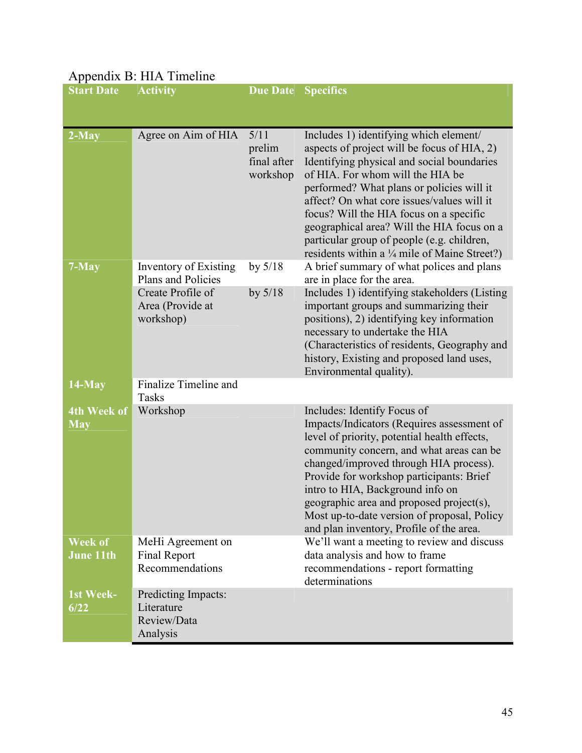Appendix B: HIA Timeline

| Start Date | Activity | Due Date | Specifics |
|---|---|---|---|
| 2-May | Agree on Aim of HIA | 5/11 prelim final after workshop | Includes 1) identifying which element/ aspects of project will be focus of HIA, 2) Identifying physical and social boundaries of HIA. For whom will the HIA be performed? What plans or policies will it affect? On what core issues/values will it focus? Will the HIA focus on a specific geographical area? Will the HIA focus on a particular group of people (e.g. children, residents within a ¼ mile of Maine Street?) |
| 7-May | Inventory of Existing Plans and Policies | by 5/18 | A brief summary of what polices and plans are in place for the area. |
| | Create Profile of Area (Provide at workshop) | by 5/18 | Includes 1) identifying stakeholders (Listing important groups and summarizing their positions), 2) identifying key information necessary to undertake the HIA (Characteristics of residents, Geography and history, Existing and proposed land uses, Environmental quality). |
| 14-May | Finalize Timeline and Tasks | | |
| 4th Week of May | Workshop | | Includes: Identify Focus of Impacts/Indicators (Requires assessment of level of priority, potential health effects, community concern, and what areas can be changed/improved through HIA process). Provide for workshop participants: Brief intro to HIA, Background info on geographic area and proposed project(s), Most up-to-date version of proposal, Policy and plan inventory, Profile of the area. |
| Week of June 11th | MeHi Agreement on Final Report Recommendations | | We'll want a meeting to review and discuss data analysis and how to frame recommendations - report formatting determinations |
| 1st Week-6/22 | Predicting Impacts: Literature Review/Data Analysis | | |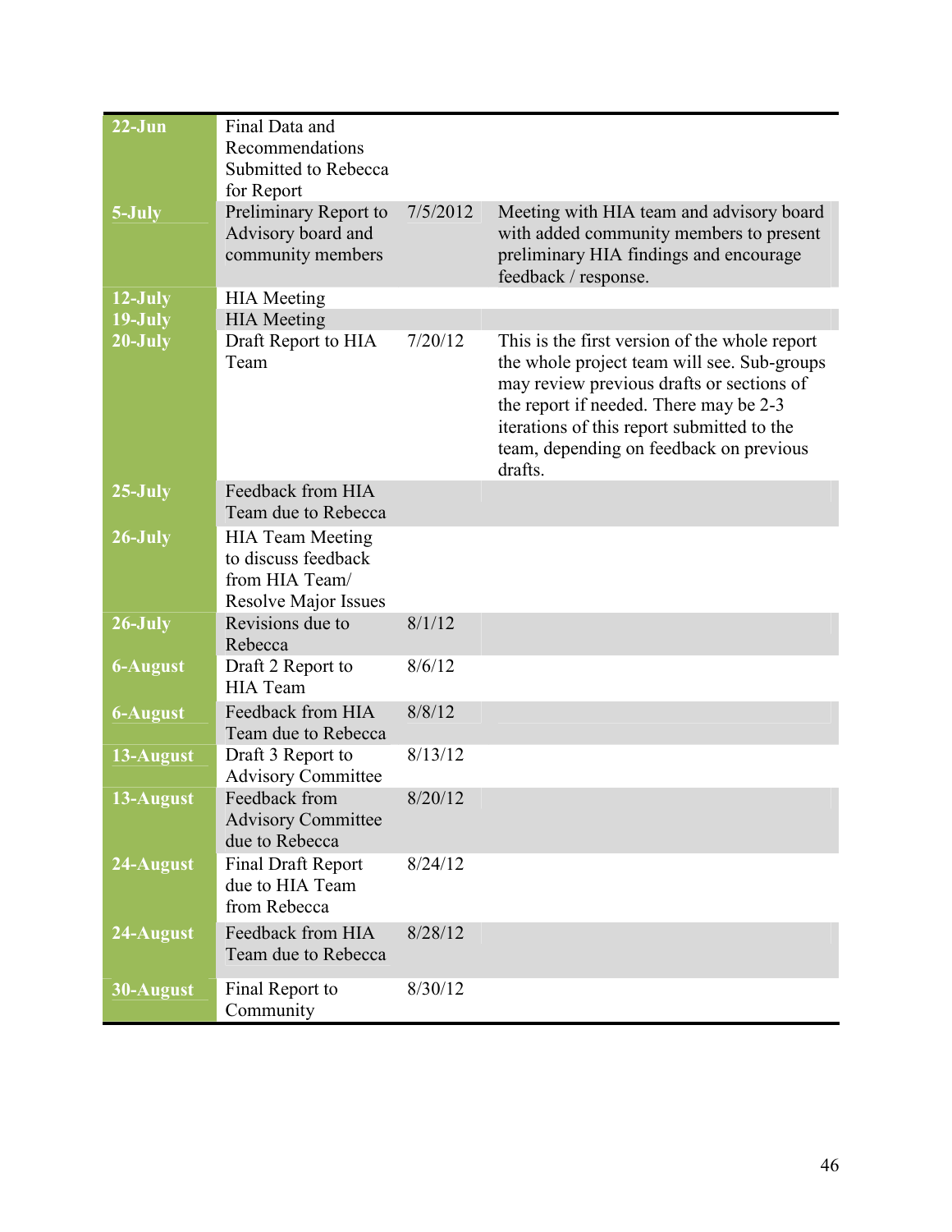| | | | |
|---|---|---|---|
| **22-Jun** | Final Data and Recommendations Submitted to Rebecca for Report | | |
| **5-July** | Preliminary Report to Advisory board and community members | 7/5/2012 | Meeting with HIA team and advisory board with added community members to present preliminary HIA findings and encourage feedback / response. |
| **12-July** | HIA Meeting | | |
| **19-July** | HIA Meeting | | |
| **20-July** | Draft Report to HIA Team | 7/20/12 | This is the first version of the whole report the whole project team will see. Sub-groups may review previous drafts or sections of the report if needed. There may be 2-3 iterations of this report submitted to the team, depending on feedback on previous drafts. |
| **25-July** | Feedback from HIA Team due to Rebecca | | |
| **26-July** | HIA Team Meeting to discuss feedback from HIA Team/ Resolve Major Issues | | |
| **26-July** | Revisions due to Rebecca | 8/1/12 | |
| **6-August** | Draft 2 Report to HIA Team | 8/6/12 | |
| **6-August** | Feedback from HIA Team due to Rebecca | 8/8/12 | |
| **13-August** | Draft 3 Report to Advisory Committee | 8/13/12 | |
| **13-August** | Feedback from Advisory Committee due to Rebecca | 8/20/12 | |
| **24-August** | Final Draft Report due to HIA Team from Rebecca | 8/24/12 | |
| **24-August** | Feedback from HIA Team due to Rebecca | 8/28/12 | |
| **30-August** | Final Report to Community | 8/30/12 | |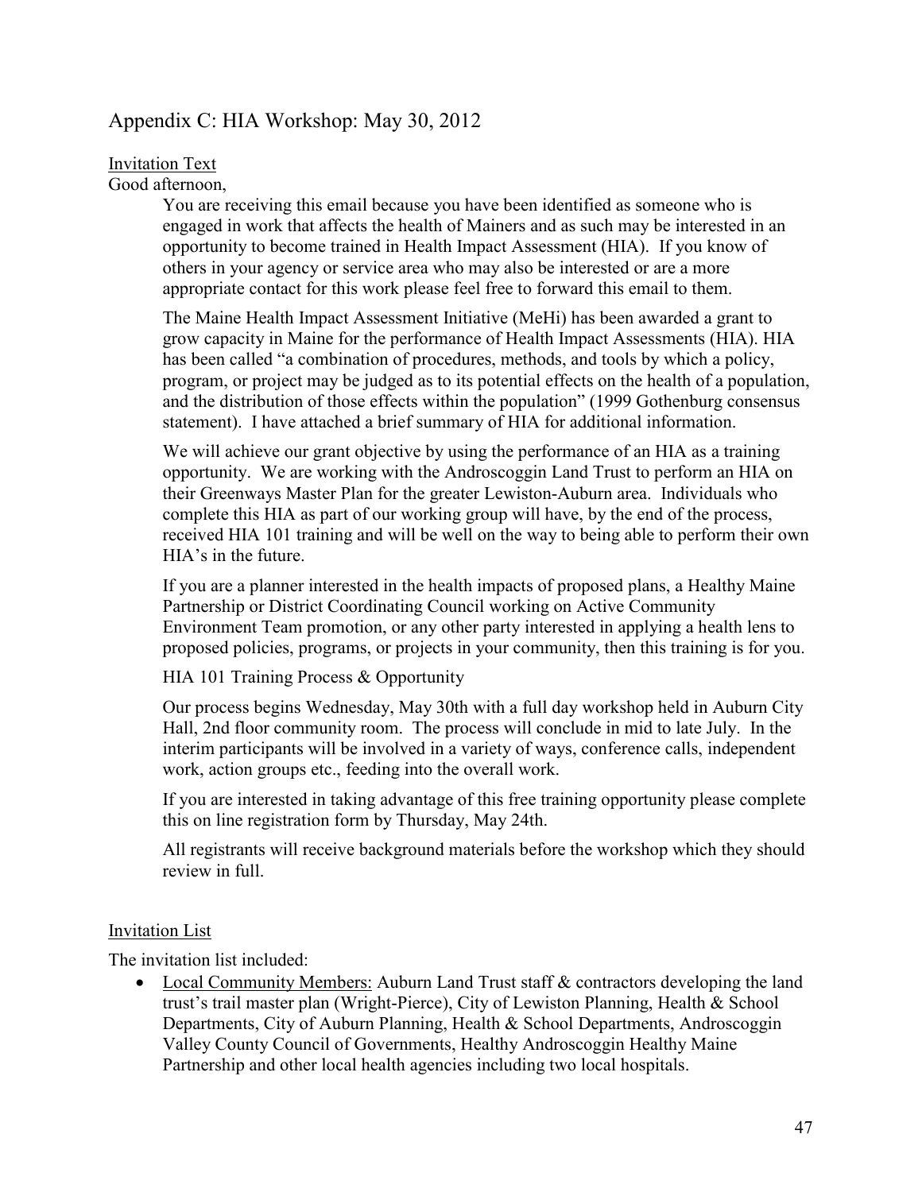## Appendix C: HIA Workshop: May 30, 2012

Invitation Text

Good afternoon,

You are receiving this email because you have been identified as someone who is engaged in work that affects the health of Mainers and as such may be interested in an opportunity to become trained in Health Impact Assessment (HIA). If you know of others in your agency or service area who may also be interested or are a more appropriate contact for this work please feel free to forward this email to them.

The Maine Health Impact Assessment Initiative (MeHi) has been awarded a grant to grow capacity in Maine for the performance of Health Impact Assessments (HIA). HIA has been called “a combination of procedures, methods, and tools by which a policy, program, or project may be judged as to its potential effects on the health of a population, and the distribution of those effects within the population” (1999 Gothenburg consensus statement). I have attached a brief summary of HIA for additional information.

We will achieve our grant objective by using the performance of an HIA as a training opportunity. We are working with the Androscoggin Land Trust to perform an HIA on their Greenways Master Plan for the greater Lewiston-Auburn area. Individuals who complete this HIA as part of our working group will have, by the end of the process, received HIA 101 training and will be well on the way to being able to perform their own HIA's in the future.

If you are a planner interested in the health impacts of proposed plans, a Healthy Maine Partnership or District Coordinating Council working on Active Community Environment Team promotion, or any other party interested in applying a health lens to proposed policies, programs, or projects in your community, then this training is for you.

HIA 101 Training Process & Opportunity

Our process begins Wednesday, May 30th with a full day workshop held in Auburn City Hall, 2nd floor community room. The process will conclude in mid to late July. In the interim participants will be involved in a variety of ways, conference calls, independent work, action groups etc., feeding into the overall work.

If you are interested in taking advantage of this free training opportunity please complete this on line registration form by Thursday, May 24th.

All registrants will receive background materials before the workshop which they should review in full.

Invitation List

The invitation list included:

- Local Community Members: Auburn Land Trust staff & contractors developing the land trust's trail master plan (Wright-Pierce), City of Lewiston Planning, Health & School Departments, City of Auburn Planning, Health & School Departments, Androscoggin Valley County Council of Governments, Healthy Androscoggin Healthy Maine Partnership and other local health agencies including two local hospitals.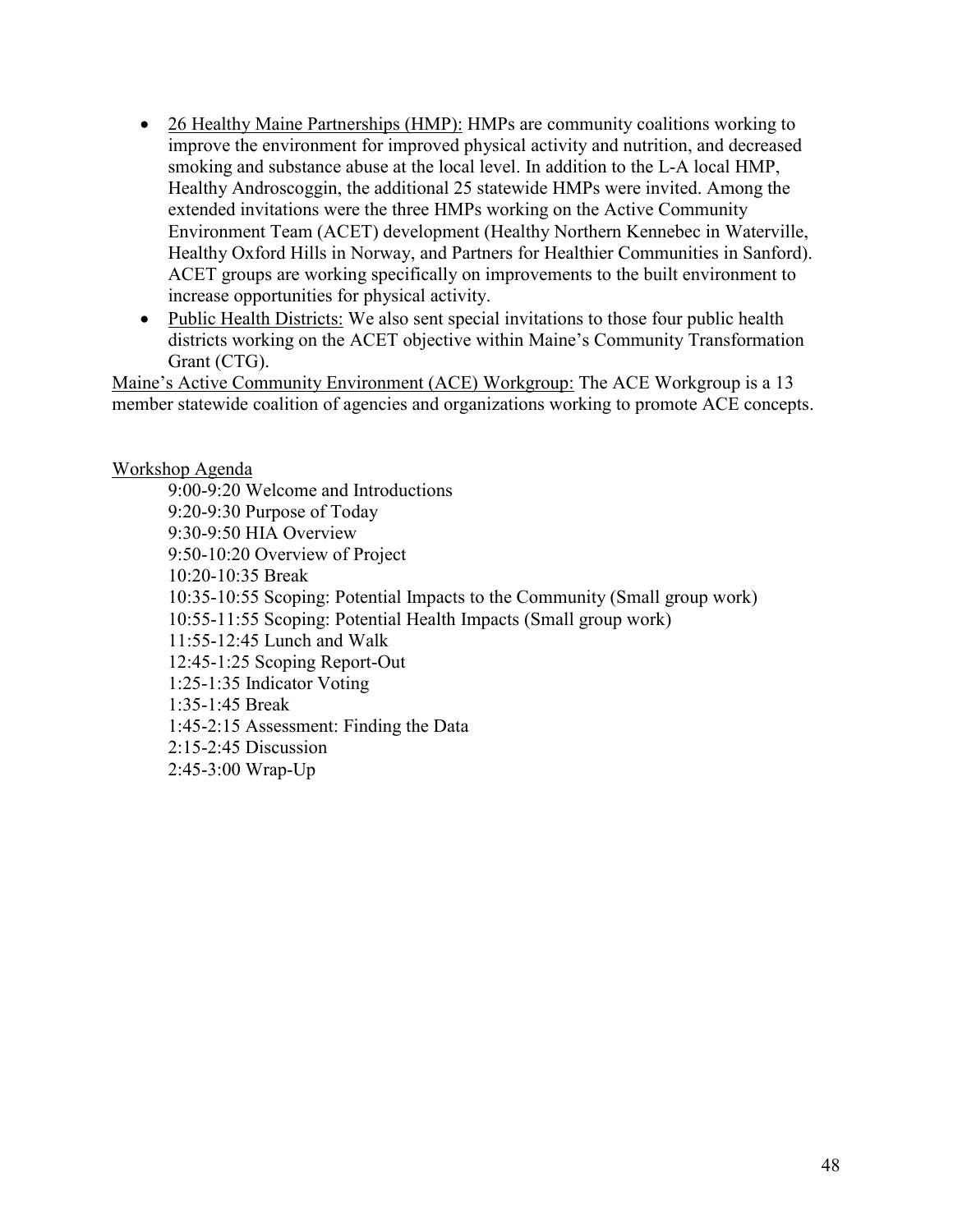- 26 Healthy Maine Partnerships (HMP): HMPs are community coalitions working to improve the environment for improved physical activity and nutrition, and decreased smoking and substance abuse at the local level. In addition to the L-A local HMP, Healthy Androscoggin, the additional 25 statewide HMPs were invited. Among the extended invitations were the three HMPs working on the Active Community Environment Team (ACET) development (Healthy Northern Kennebec in Waterville, Healthy Oxford Hills in Norway, and Partners for Healthier Communities in Sanford). ACET groups are working specifically on improvements to the built environment to increase opportunities for physical activity.
- Public Health Districts: We also sent special invitations to those four public health districts working on the ACET objective within Maine's Community Transformation Grant (CTG).

Maine's Active Community Environment (ACE) Workgroup: The ACE Workgroup is a 13 member statewide coalition of agencies and organizations working to promote ACE concepts.

Workshop Agenda

9:00-9:20 Welcome and Introductions
9:20-9:30 Purpose of Today
9:30-9:50 HIA Overview
9:50-10:20 Overview of Project
10:20-10:35 Break
10:35-10:55 Scoping: Potential Impacts to the Community (Small group work)
10:55-11:55 Scoping: Potential Health Impacts (Small group work)
11:55-12:45 Lunch and Walk
12:45-1:25 Scoping Report-Out
1:25-1:35 Indicator Voting
1:35-1:45 Break
1:45-2:15 Assessment: Finding the Data
2:15-2:45 Discussion
2:45-3:00 Wrap-Up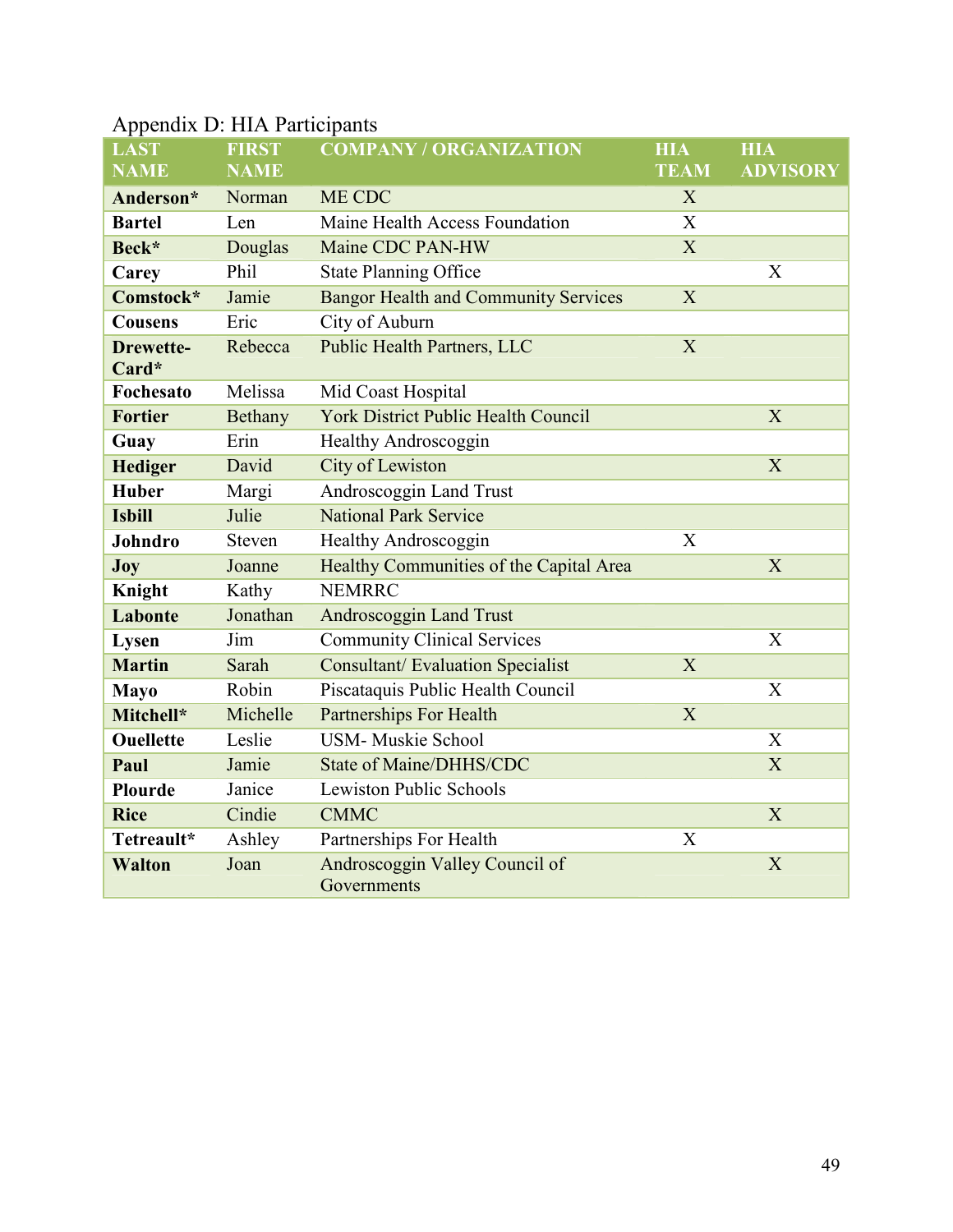## Appendix D: HIA Participants

| LAST NAME | FIRST NAME | COMPANY / ORGANIZATION | HIA TEAM | HIA ADVISORY |
|---|---|---|---|---|
| **Anderson*** | Norman | ME CDC | X | |
| **Bartel** | Len | Maine Health Access Foundation | X | |
| **Beck*** | Douglas | Maine CDC PAN-HW | X | |
| **Carey** | Phil | State Planning Office | | X |
| **Comstock*** | Jamie | Bangor Health and Community Services | X | |
| **Cousens** | Eric | City of Auburn | | |
| **Drewette-Card*** | Rebecca | Public Health Partners, LLC | X | |
| **Fochesato** | Melissa | Mid Coast Hospital | | |
| **Fortier** | Bethany | York District Public Health Council | | X |
| **Guay** | Erin | Healthy Androscoggin | | |
| **Hediger** | David | City of Lewiston | | X |
| **Huber** | Margi | Androscoggin Land Trust | | |
| **Isbill** | Julie | National Park Service | | |
| **Johndro** | Steven | Healthy Androscoggin | X | |
| **Joy** | Joanne | Healthy Communities of the Capital Area | | X |
| **Knight** | Kathy | NEMRRC | | |
| **Labonte** | Jonathan | Androscoggin Land Trust | | |
| **Lysen** | Jim | Community Clinical Services | | X |
| **Martin** | Sarah | Consultant/ Evaluation Specialist | X | |
| **Mayo** | Robin | Piscataquis Public Health Council | | X |
| **Mitchell*** | Michelle | Partnerships For Health | X | |
| **Ouellette** | Leslie | USM- Muskie School | | X |
| **Paul** | Jamie | State of Maine/DHHS/CDC | | X |
| **Plourde** | Janice | Lewiston Public Schools | | |
| **Rice** | Cindie | CMMC | | X |
| **Tetreault*** | Ashley | Partnerships For Health | X | |
| **Walton** | Joan | Androscoggin Valley Council of Governments | | X |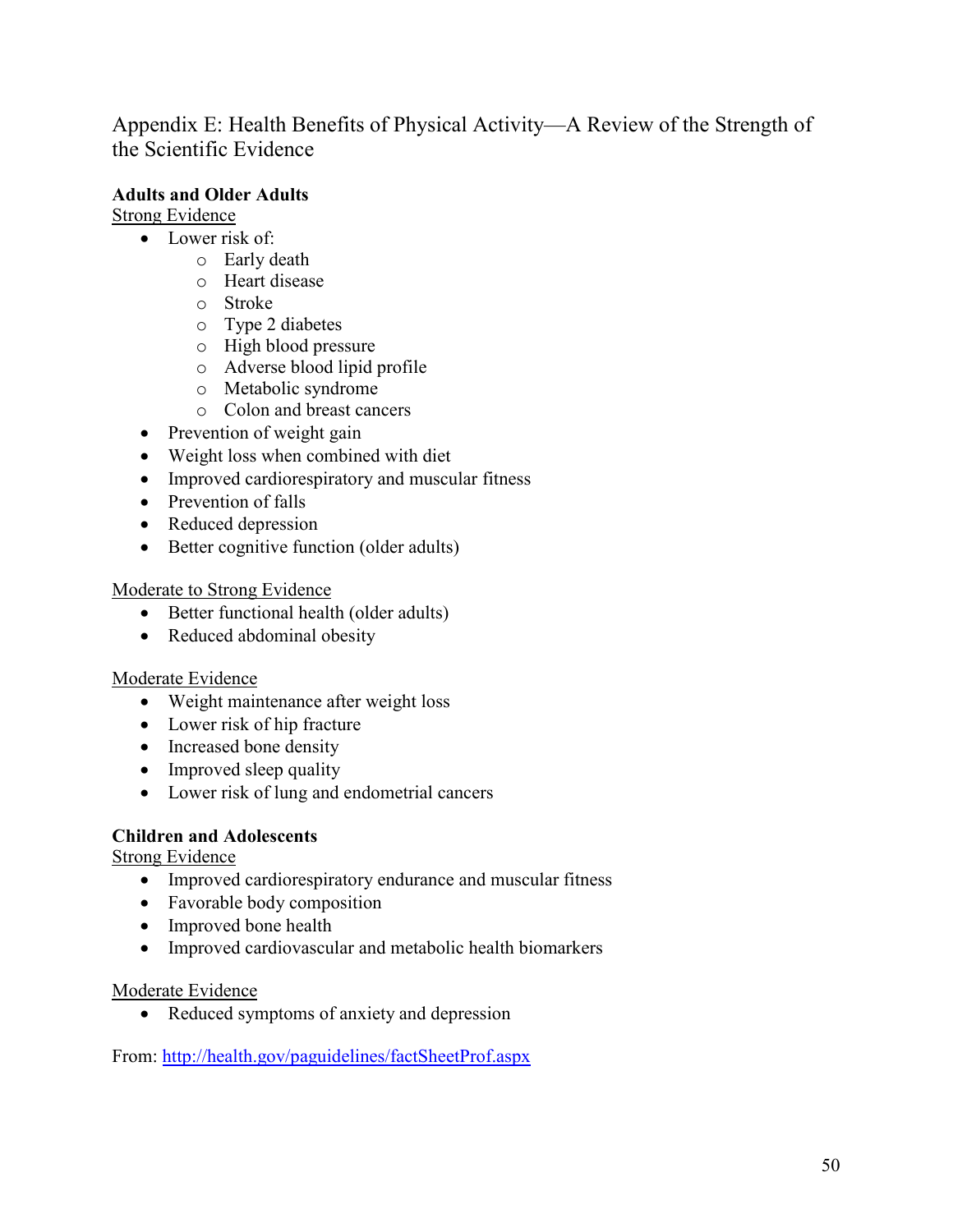# Appendix E: Health Benefits of Physical Activity—A Review of the Strength of the Scientific Evidence

**Adults and Older Adults**

Strong Evidence

- Lower risk of:
  - Early death
  - Heart disease
  - Stroke
  - Type 2 diabetes
  - High blood pressure
  - Adverse blood lipid profile
  - Metabolic syndrome
  - Colon and breast cancers
- Prevention of weight gain
- Weight loss when combined with diet
- Improved cardiorespiratory and muscular fitness
- Prevention of falls
- Reduced depression
- Better cognitive function (older adults)

Moderate to Strong Evidence

- Better functional health (older adults)
- Reduced abdominal obesity

Moderate Evidence

- Weight maintenance after weight loss
- Lower risk of hip fracture
- Increased bone density
- Improved sleep quality
- Lower risk of lung and endometrial cancers

**Children and Adolescents**

Strong Evidence

- Improved cardiorespiratory endurance and muscular fitness
- Favorable body composition
- Improved bone health
- Improved cardiovascular and metabolic health biomarkers

Moderate Evidence

- Reduced symptoms of anxiety and depression

From: http://health.gov/paguidelines/factSheetProf.aspx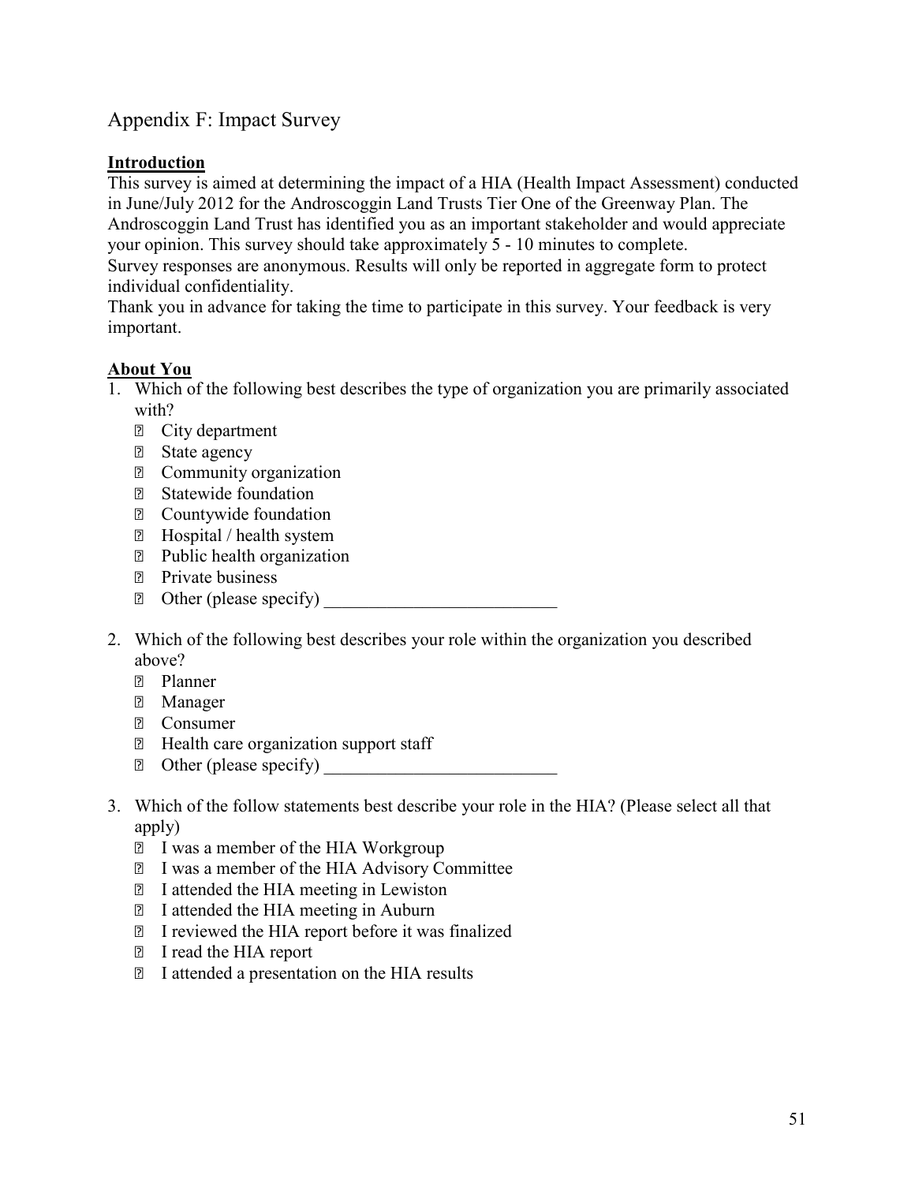## Appendix F: Impact Survey

**Introduction**

This survey is aimed at determining the impact of a HIA (Health Impact Assessment) conducted in June/July 2012 for the Androscoggin Land Trusts Tier One of the Greenway Plan. The Androscoggin Land Trust has identified you as an important stakeholder and would appreciate your opinion. This survey should take approximately 5 - 10 minutes to complete.
Survey responses are anonymous. Results will only be reported in aggregate form to protect individual confidentiality.
Thank you in advance for taking the time to participate in this survey. Your feedback is very important.

**About You**

1. Which of the following best describes the type of organization you are primarily associated with?
   - ☐ City department
   - ☐ State agency
   - ☐ Community organization
   - ☐ Statewide foundation
   - ☐ Countywide foundation
   - ☐ Hospital / health system
   - ☐ Public health organization
   - ☐ Private business
   - ☐ Other (please specify) __________________________

2. Which of the following best describes your role within the organization you described above?
   - ☐ Planner
   - ☐ Manager
   - ☐ Consumer
   - ☐ Health care organization support staff
   - ☐ Other (please specify) __________________________

3. Which of the follow statements best describe your role in the HIA? (Please select all that apply)
   - ☐ I was a member of the HIA Workgroup
   - ☐ I was a member of the HIA Advisory Committee
   - ☐ I attended the HIA meeting in Lewiston
   - ☐ I attended the HIA meeting in Auburn
   - ☐ I reviewed the HIA report before it was finalized
   - ☐ I read the HIA report
   - ☐ I attended a presentation on the HIA results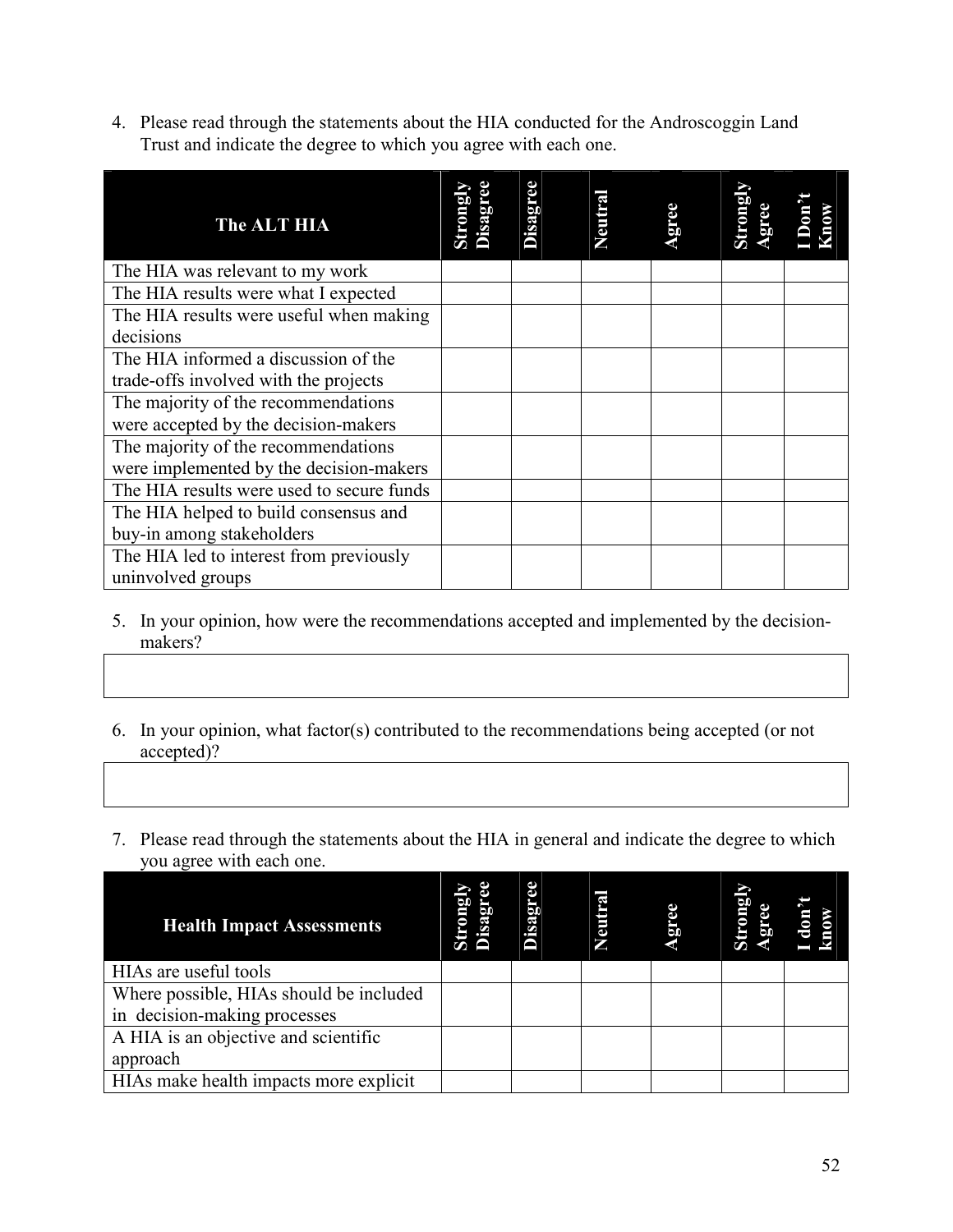4. Please read through the statements about the HIA conducted for the Androscoggin Land Trust and indicate the degree to which you agree with each one.

| The ALT HIA | Strongly Disagree | Disagree | Neutral | Agree | Strongly Agree | I Don't Know |
|---|---|---|---|---|---|---|
| The HIA was relevant to my work | | | | | | |
| The HIA results were what I expected | | | | | | |
| The HIA results were useful when making decisions | | | | | | |
| The HIA informed a discussion of the trade-offs involved with the projects | | | | | | |
| The majority of the recommendations were accepted by the decision-makers | | | | | | |
| The majority of the recommendations were implemented by the decision-makers | | | | | | |
| The HIA results were used to secure funds | | | | | | |
| The HIA helped to build consensus and buy-in among stakeholders | | | | | | |
| The HIA led to interest from previously uninvolved groups | | | | | | |

5. In your opinion, how were the recommendations accepted and implemented by the decision-makers?

| |
|---|
| |

6. In your opinion, what factor(s) contributed to the recommendations being accepted (or not accepted)?

| |
|---|
| |

7. Please read through the statements about the HIA in general and indicate the degree to which you agree with each one.

| Health Impact Assessments | Strongly Disagree | Disagree | Neutral | Agree | Strongly Agree | I don't know |
|---|---|---|---|---|---|---|
| HIAs are useful tools | | | | | | |
| Where possible, HIAs should be included in decision-making processes | | | | | | |
| A HIA is an objective and scientific approach | | | | | | |
| HIAs make health impacts more explicit | | | | | | |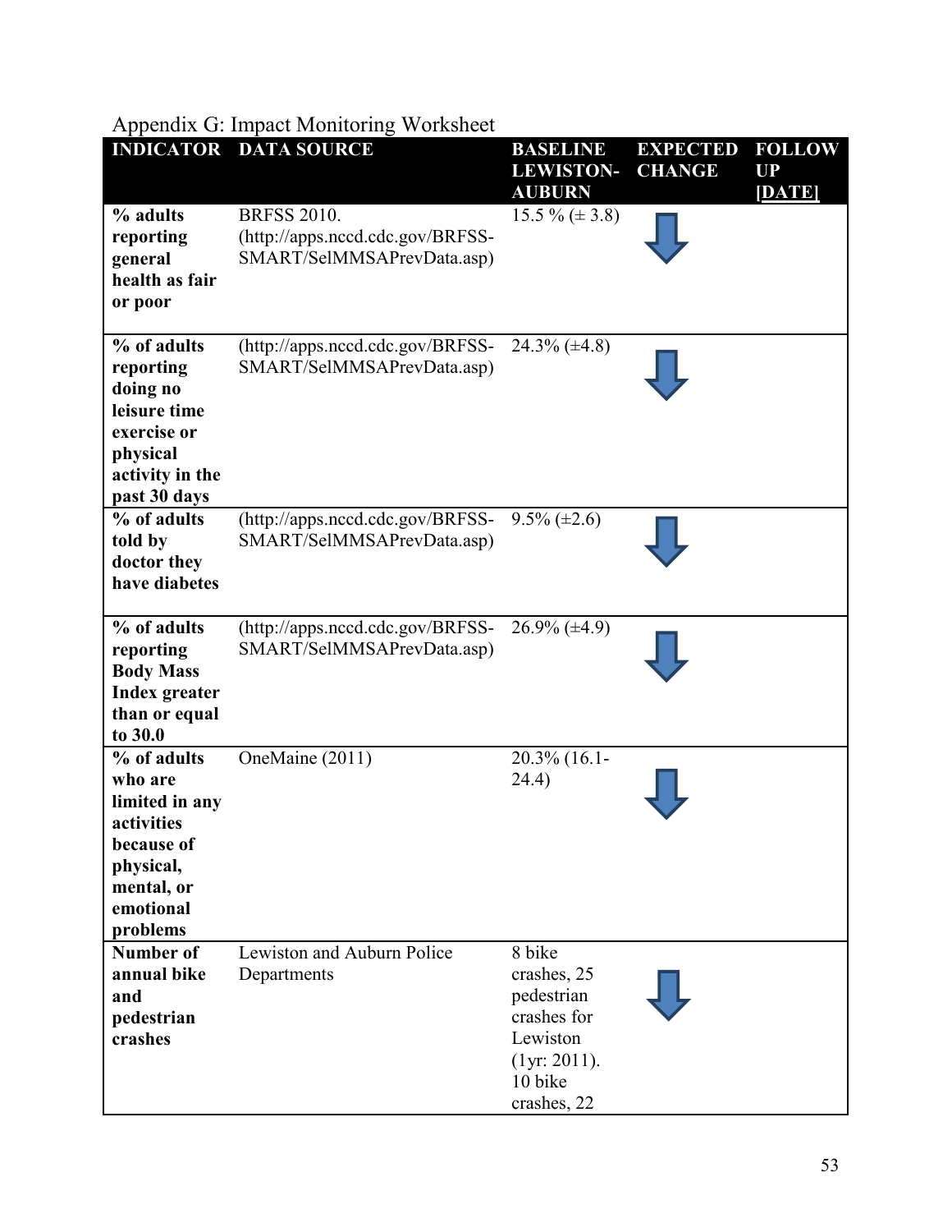Appendix G: Impact Monitoring Worksheet

| INDICATOR | DATA SOURCE | BASELINE LEWISTON-AUBURN | EXPECTED CHANGE | FOLLOW UP [DATE] |
|---|---|---|---|---|
| **% adults reporting general health as fair or poor** | BRFSS 2010. (http://apps.nccd.cdc.gov/BRFSS-SMART/SelMMSAPrevData.asp) | 15.5 % (± 3.8) | ↓ | |
| **% of adults reporting doing no leisure time exercise or physical activity in the past 30 days** | (http://apps.nccd.cdc.gov/BRFSS-SMART/SelMMSAPrevData.asp) | 24.3% (±4.8) | ↓ | |
| **% of adults told by doctor they have diabetes** | (http://apps.nccd.cdc.gov/BRFSS-SMART/SelMMSAPrevData.asp) | 9.5% (±2.6) | ↓ | |
| **% of adults reporting Body Mass Index greater than or equal to 30.0** | (http://apps.nccd.cdc.gov/BRFSS-SMART/SelMMSAPrevData.asp) | 26.9% (±4.9) | ↓ | |
| **% of adults who are limited in any activities because of physical, mental, or emotional problems** | OneMaine (2011) | 20.3% (16.1-24.4) | ↓ | |
| **Number of annual bike and pedestrian crashes** | Lewiston and Auburn Police Departments | 8 bike crashes, 25 pedestrian crashes for Lewiston (1yr: 2011). 10 bike crashes, 22 | ↓ | |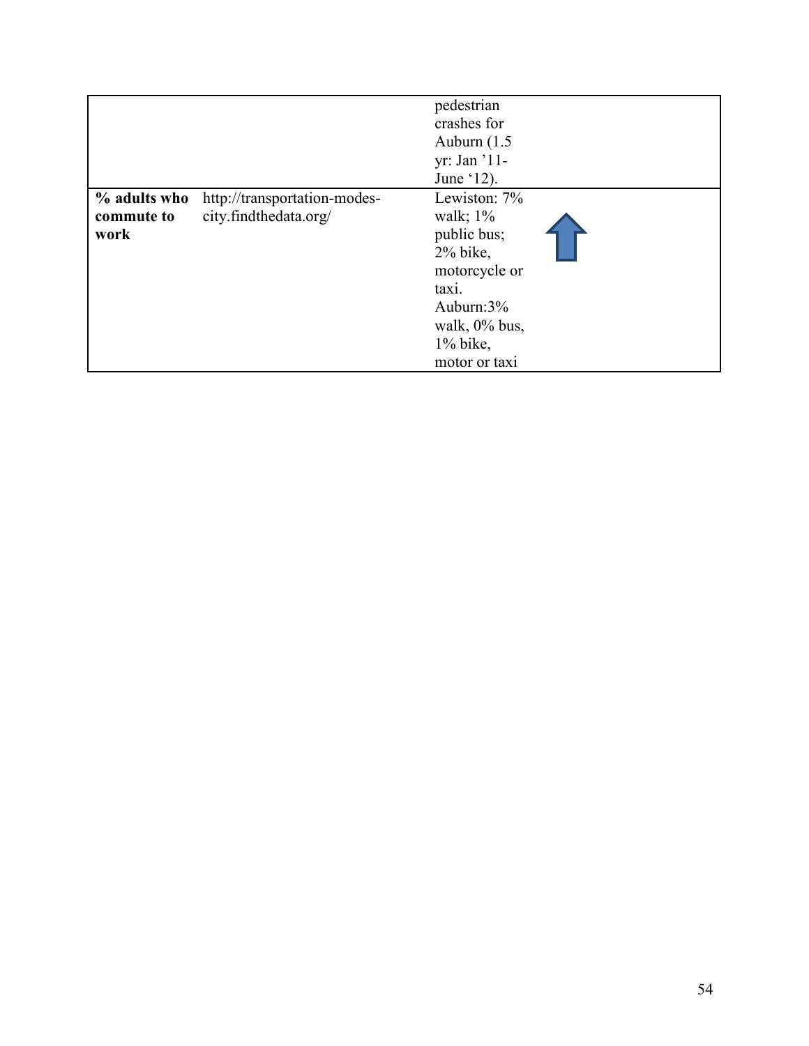| | | | |
|---|---|---|---|
| | | pedestrian crashes for Auburn (1.5 yr: Jan '11- June '12). | |
| **% adults who commute to work** | http://transportation-modes-city.findthedata.org/ | Lewiston: 7% walk; 1% public bus; 2% bike, motorcycle or taxi. Auburn:3% walk, 0% bus, 1% bike, motor or taxi | ↑ |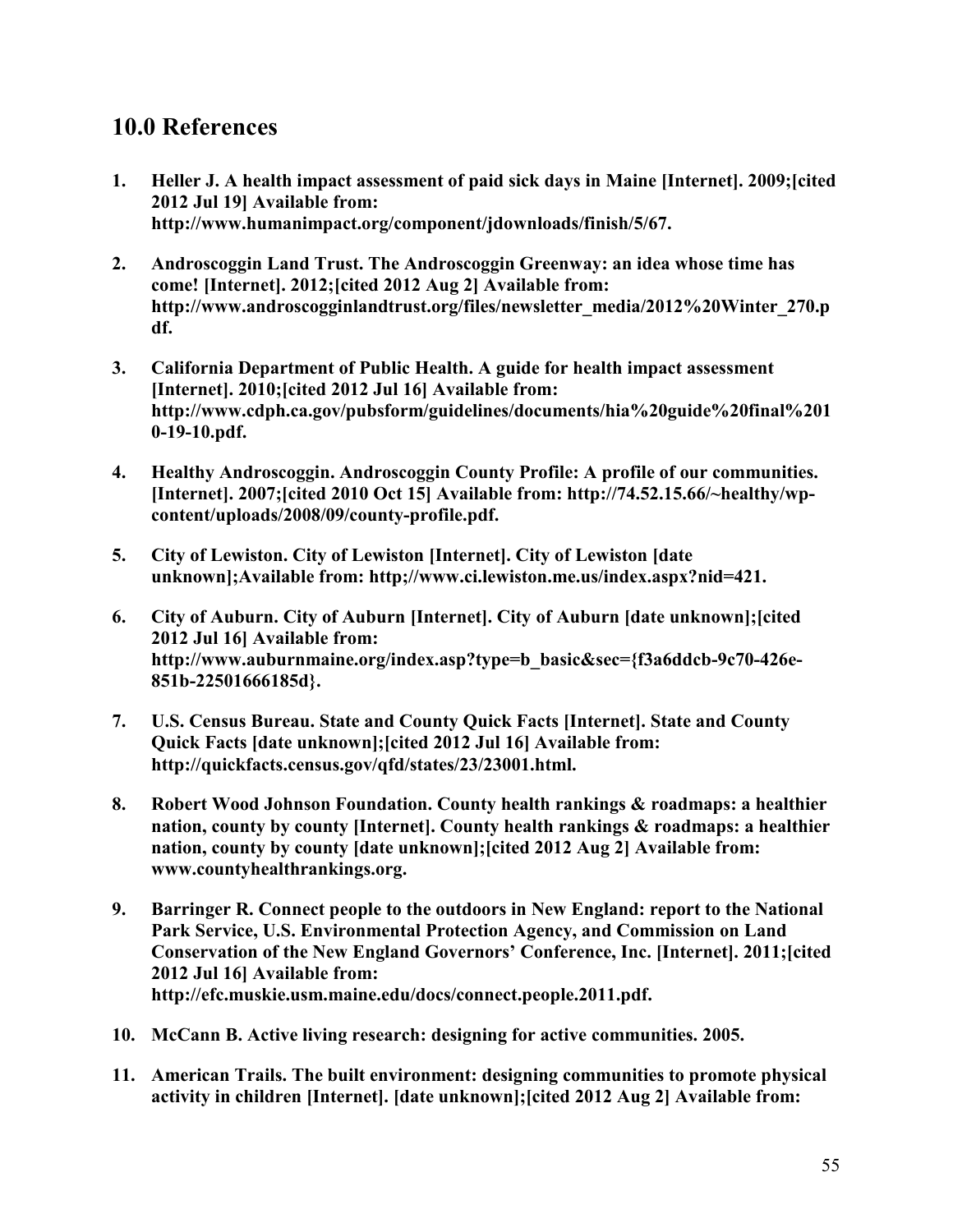## 10.0 References

1. **Heller J. A health impact assessment of paid sick days in Maine [Internet]. 2009;[cited 2012 Jul 19] Available from: http://www.humanimpact.org/component/jdownloads/finish/5/67.**

2. **Androscoggin Land Trust. The Androscoggin Greenway: an idea whose time has come! [Internet]. 2012;[cited 2012 Aug 2] Available from: http://www.androscogginlandtrust.org/files/newsletter_media/2012%20Winter_270.pdf.**

3. **California Department of Public Health. A guide for health impact assessment [Internet]. 2010;[cited 2012 Jul 16] Available from: http://www.cdph.ca.gov/pubsform/guidelines/documents/hia%20guide%20final%2010-19-10.pdf.**

4. **Healthy Androscoggin. Androscoggin County Profile: A profile of our communities. [Internet]. 2007;[cited 2010 Oct 15] Available from: http://74.52.15.66/~healthy/wp-content/uploads/2008/09/county-profile.pdf.**

5. **City of Lewiston. City of Lewiston [Internet]. City of Lewiston [date unknown];Available from: http;//www.ci.lewiston.me.us/index.aspx?nid=421.**

6. **City of Auburn. City of Auburn [Internet]. City of Auburn [date unknown];[cited 2012 Jul 16] Available from: http://www.auburnmaine.org/index.asp?type=b_basic&sec={f3a6ddcb-9c70-426e-851b-22501666185d}.**

7. **U.S. Census Bureau. State and County Quick Facts [Internet]. State and County Quick Facts [date unknown];[cited 2012 Jul 16] Available from: http://quickfacts.census.gov/qfd/states/23/23001.html.**

8. **Robert Wood Johnson Foundation. County health rankings & roadmaps: a healthier nation, county by county [Internet]. County health rankings & roadmaps: a healthier nation, county by county [date unknown];[cited 2012 Aug 2] Available from: www.countyhealthrankings.org.**

9. **Barringer R. Connect people to the outdoors in New England: report to the National Park Service, U.S. Environmental Protection Agency, and Commission on Land Conservation of the New England Governors' Conference, Inc. [Internet]. 2011;[cited 2012 Jul 16] Available from: http://efc.muskie.usm.maine.edu/docs/connect.people.2011.pdf.**

10. **McCann B. Active living research: designing for active communities. 2005.**

11. **American Trails. The built environment: designing communities to promote physical activity in children [Internet]. [date unknown];[cited 2012 Aug 2] Available from:**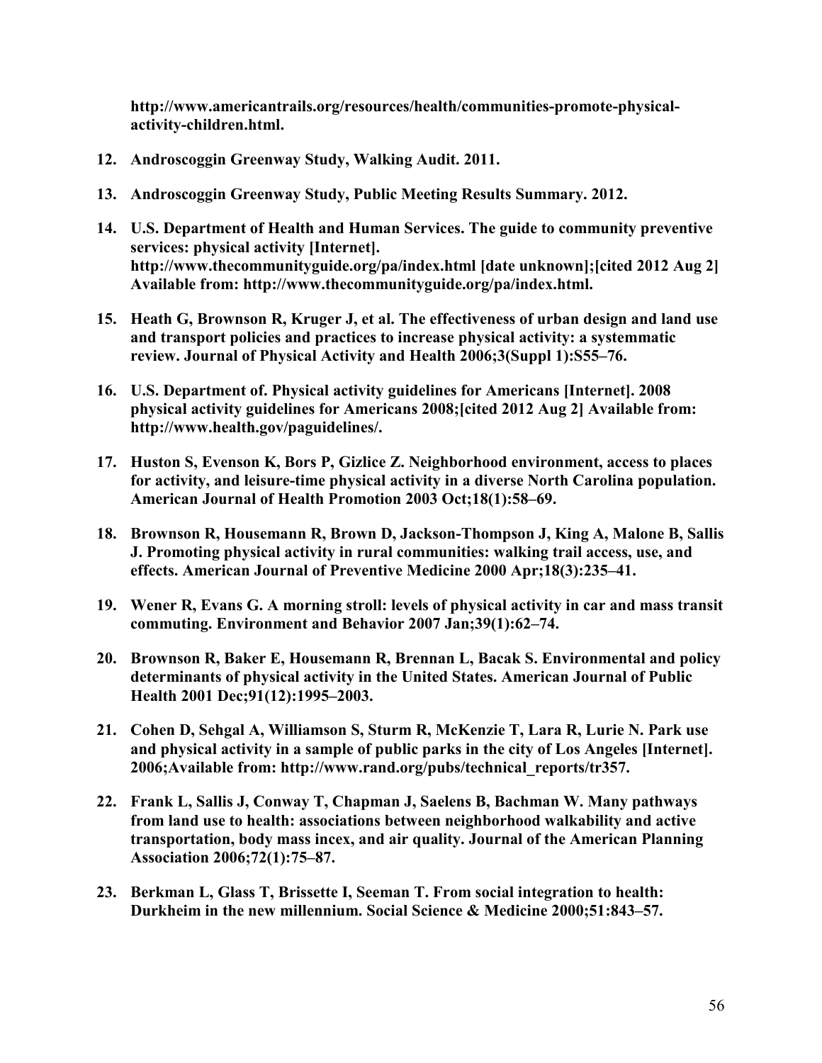**http://www.americantrails.org/resources/health/communities-promote-physical-activity-children.html.**

12. **Androscoggin Greenway Study, Walking Audit. 2011.**

13. **Androscoggin Greenway Study, Public Meeting Results Summary. 2012.**

14. **U.S. Department of Health and Human Services. The guide to community preventive services: physical activity [Internet]. http://www.thecommunityguide.org/pa/index.html [date unknown];[cited 2012 Aug 2] Available from: http://www.thecommunityguide.org/pa/index.html.**

15. **Heath G, Brownson R, Kruger J, et al. The effectiveness of urban design and land use and transport policies and practices to increase physical activity: a systemmatic review. Journal of Physical Activity and Health 2006;3(Suppl 1):S55–76.**

16. **U.S. Department of. Physical activity guidelines for Americans [Internet]. 2008 physical activity guidelines for Americans 2008;[cited 2012 Aug 2] Available from: http://www.health.gov/paguidelines/.**

17. **Huston S, Evenson K, Bors P, Gizlice Z. Neighborhood environment, access to places for activity, and leisure-time physical activity in a diverse North Carolina population. American Journal of Health Promotion 2003 Oct;18(1):58–69.**

18. **Brownson R, Housemann R, Brown D, Jackson-Thompson J, King A, Malone B, Sallis J. Promoting physical activity in rural communities: walking trail access, use, and effects. American Journal of Preventive Medicine 2000 Apr;18(3):235–41.**

19. **Wener R, Evans G. A morning stroll: levels of physical activity in car and mass transit commuting. Environment and Behavior 2007 Jan;39(1):62–74.**

20. **Brownson R, Baker E, Housemann R, Brennan L, Bacak S. Environmental and policy determinants of physical activity in the United States. American Journal of Public Health 2001 Dec;91(12):1995–2003.**

21. **Cohen D, Sehgal A, Williamson S, Sturm R, McKenzie T, Lara R, Lurie N. Park use and physical activity in a sample of public parks in the city of Los Angeles [Internet]. 2006;Available from: http://www.rand.org/pubs/technical_reports/tr357.**

22. **Frank L, Sallis J, Conway T, Chapman J, Saelens B, Bachman W. Many pathways from land use to health: associations between neighborhood walkability and active transportation, body mass incex, and air quality. Journal of the American Planning Association 2006;72(1):75–87.**

23. **Berkman L, Glass T, Brissette I, Seeman T. From social integration to health: Durkheim in the new millennium. Social Science & Medicine 2000;51:843–57.**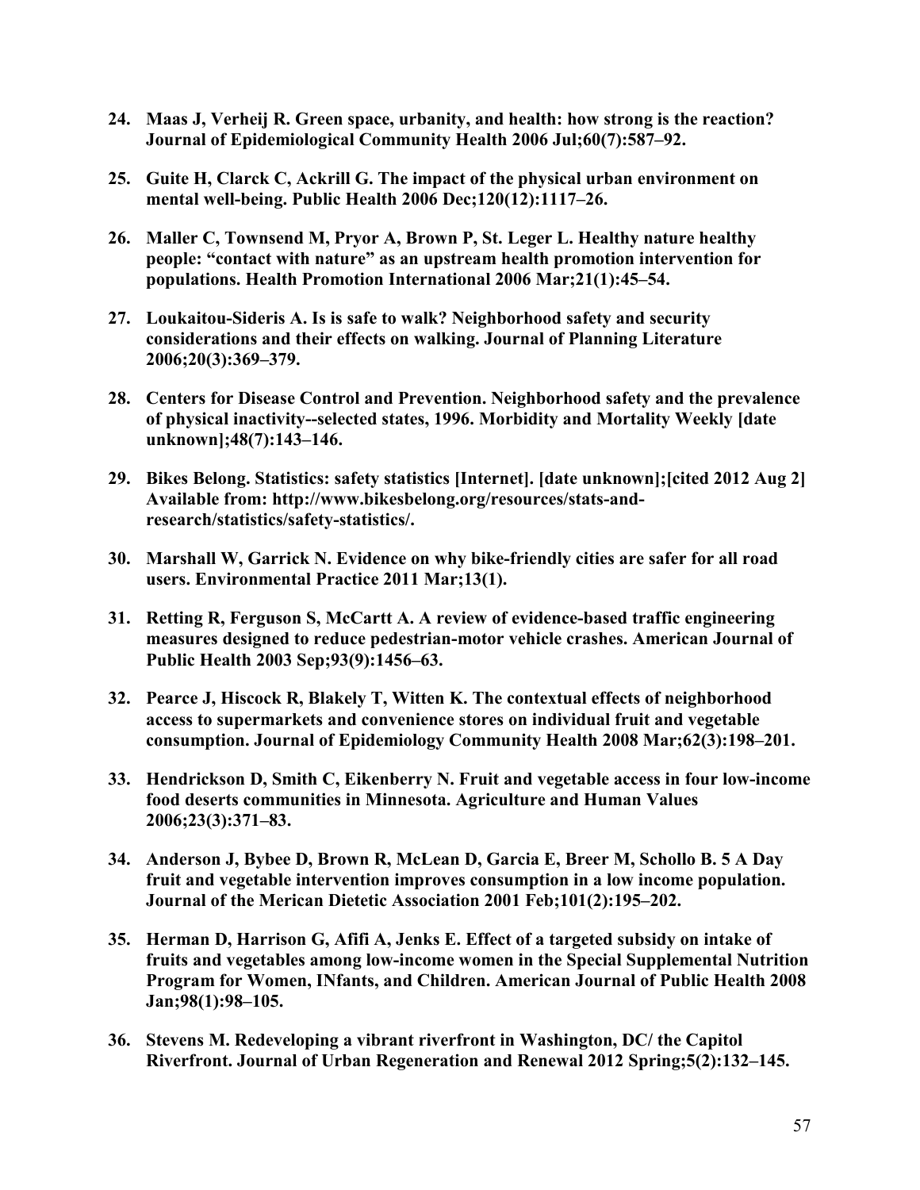24. **Maas J, Verheij R. Green space, urbanity, and health: how strong is the reaction? Journal of Epidemiological Community Health 2006 Jul;60(7):587–92.**

25. **Guite H, Clarck C, Ackrill G. The impact of the physical urban environment on mental well-being. Public Health 2006 Dec;120(12):1117–26.**

26. **Maller C, Townsend M, Pryor A, Brown P, St. Leger L. Healthy nature healthy people: "contact with nature" as an upstream health promotion intervention for populations. Health Promotion International 2006 Mar;21(1):45–54.**

27. **Loukaitou-Sideris A. Is is safe to walk? Neighborhood safety and security considerations and their effects on walking. Journal of Planning Literature 2006;20(3):369–379.**

28. **Centers for Disease Control and Prevention. Neighborhood safety and the prevalence of physical inactivity--selected states, 1996. Morbidity and Mortality Weekly [date unknown];48(7):143–146.**

29. **Bikes Belong. Statistics: safety statistics [Internet]. [date unknown];[cited 2012 Aug 2] Available from: http://www.bikesbelong.org/resources/stats-and-research/statistics/safety-statistics/.**

30. **Marshall W, Garrick N. Evidence on why bike-friendly cities are safer for all road users. Environmental Practice 2011 Mar;13(1).**

31. **Retting R, Ferguson S, McCartt A. A review of evidence-based traffic engineering measures designed to reduce pedestrian-motor vehicle crashes. American Journal of Public Health 2003 Sep;93(9):1456–63.**

32. **Pearce J, Hiscock R, Blakely T, Witten K. The contextual effects of neighborhood access to supermarkets and convenience stores on individual fruit and vegetable consumption. Journal of Epidemiology Community Health 2008 Mar;62(3):198–201.**

33. **Hendrickson D, Smith C, Eikenberry N. Fruit and vegetable access in four low-income food deserts communities in Minnesota. Agriculture and Human Values 2006;23(3):371–83.**

34. **Anderson J, Bybee D, Brown R, McLean D, Garcia E, Breer M, Schollo B. 5 A Day fruit and vegetable intervention improves consumption in a low income population. Journal of the Merican Dietetic Association 2001 Feb;101(2):195–202.**

35. **Herman D, Harrison G, Afifi A, Jenks E. Effect of a targeted subsidy on intake of fruits and vegetables among low-income women in the Special Supplemental Nutrition Program for Women, INfants, and Children. American Journal of Public Health 2008 Jan;98(1):98–105.**

36. **Stevens M. Redeveloping a vibrant riverfront in Washington, DC/ the Capitol Riverfront. Journal of Urban Regeneration and Renewal 2012 Spring;5(2):132–145.**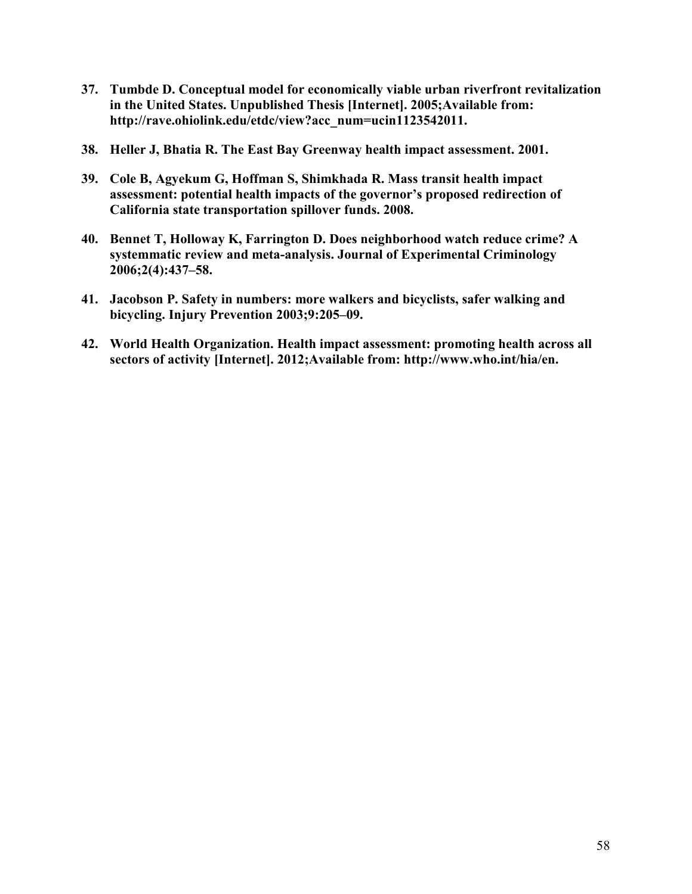37. **Tumbde D. Conceptual model for economically viable urban riverfront revitalization in the United States. Unpublished Thesis [Internet]. 2005;Available from: http://rave.ohiolink.edu/etdc/view?acc_num=ucin1123542011.**

38. **Heller J, Bhatia R. The East Bay Greenway health impact assessment. 2001.**

39. **Cole B, Agyekum G, Hoffman S, Shimkhada R. Mass transit health impact assessment: potential health impacts of the governor's proposed redirection of California state transportation spillover funds. 2008.**

40. **Bennet T, Holloway K, Farrington D. Does neighborhood watch reduce crime? A systemmatic review and meta-analysis. Journal of Experimental Criminology 2006;2(4):437–58.**

41. **Jacobson P. Safety in numbers: more walkers and bicyclists, safer walking and bicycling. Injury Prevention 2003;9:205–09.**

42. **World Health Organization. Health impact assessment: promoting health across all sectors of activity [Internet]. 2012;Available from: http://www.who.int/hia/en.**